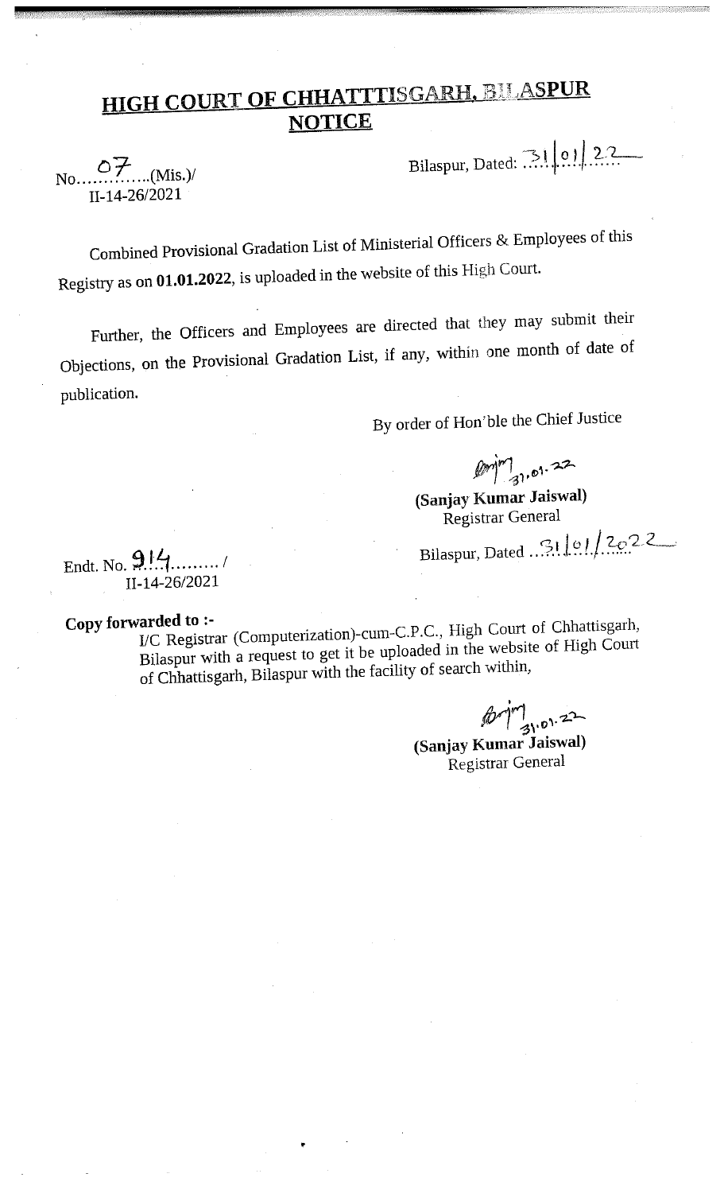# HIGH COURT OF CHHATTTISGARH, BILASPUR
## NOTICE

No. 07 (Mis.)/
II-14-26/2021

Bilaspur, Dated: 31/01/22

Combined Provisional Gradation List of Ministerial Officers & Employees of this Registry as on **01.01.2022**, is uploaded in the website of this High Court.

Further, the Officers and Employees are directed that they may submit their Objections, on the Provisional Gradation List, if any, within one month of date of publication.

By order of Hon'ble the Chief Justice

Sd/- 31.01.22
**(Sanjay Kumar Jaiswal)**
Registrar General

Endt. No. 914 /
II-14-26/2021

Bilaspur, Dated 31/01/2022

**Copy forwarded to :-**

I/C Registrar (Computerization)-cum-C.P.C., High Court of Chhattisgarh, Bilaspur with a request to get it be uploaded in the website of High Court of Chhattisgarh, Bilaspur with the facility of search within,

Sd/- 31.01.22
**(Sanjay Kumar Jaiswal)**
Registrar General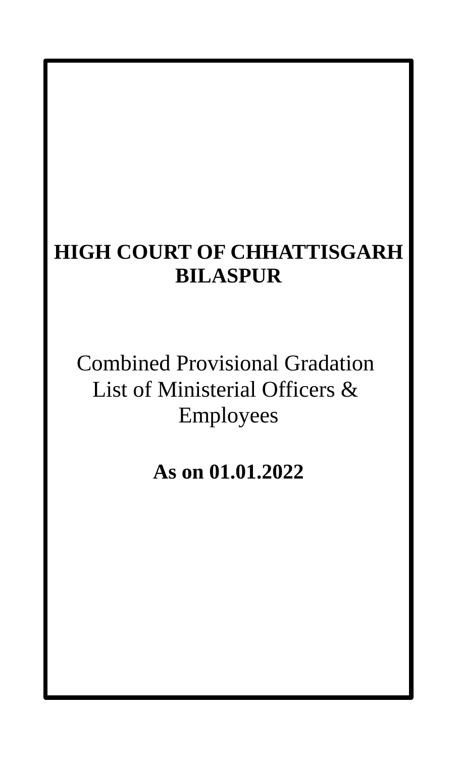# HIGH COURT OF CHHATTISGARH
# BILASPUR

## Combined Provisional Gradation List of Ministerial Officers & Employees

**As on 01.01.2022**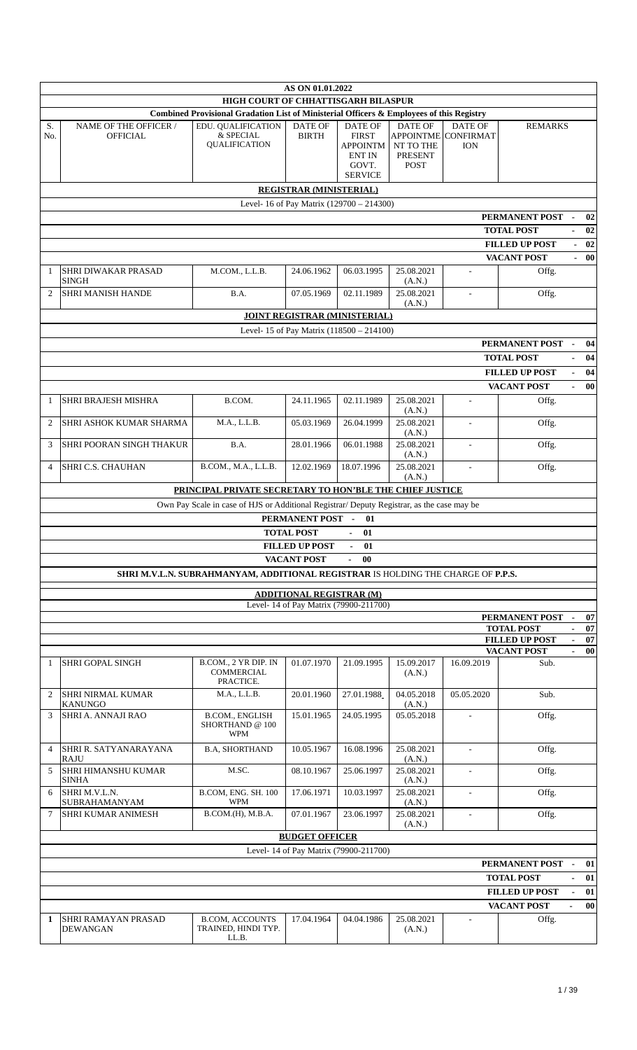AS ON 01.01.2022

# HIGH COURT OF CHHATTISGARH BILASPUR

## Combined Provisional Gradation List of Ministerial Officers & Employees of this Registry

| S. No. | NAME OF THE OFFICER / OFFICIAL | EDU. QUALIFICATION & SPECIAL QUALIFICATION | DATE OF BIRTH | DATE OF FIRST APPOINTMENT IN GOVT. SERVICE | DATE OF APPOINTMENT TO THE PRESENT POST | DATE OF CONFIRMATION | REMARKS |
|---|---|---|---|---|---|---|---|

### REGISTRAR (MINISTERIAL)

Level- 16 of Pay Matrix (129700 – 214300)

- PERMANENT POST - 02
- TOTAL POST - 02
- FILLED UP POST - 02
- VACANT POST - 00

| S. No. | NAME OF THE OFFICER / OFFICIAL | EDU. QUALIFICATION & SPECIAL QUALIFICATION | DATE OF BIRTH | DATE OF FIRST APPOINTMENT IN GOVT. SERVICE | DATE OF APPOINTMENT TO THE PRESENT POST | DATE OF CONFIRMATION | REMARKS |
|---|---|---|---|---|---|---|---|
| 1 | SHRI DIWAKAR PRASAD SINGH | M.COM., L.L.B. | 24.06.1962 | 06.03.1995 | 25.08.2021 (A.N.) | - | Offg. |
| 2 | SHRI MANISH HANDE | B.A. | 07.05.1969 | 02.11.1989 | 25.08.2021 (A.N.) | - | Offg. |

### JOINT REGISTRAR (MINISTERIAL)

Level- 15 of Pay Matrix (118500 – 214100)

- PERMANENT POST - 04
- TOTAL POST - 04
- FILLED UP POST - 04
- VACANT POST - 00

| S. No. | NAME OF THE OFFICER / OFFICIAL | EDU. QUALIFICATION & SPECIAL QUALIFICATION | DATE OF BIRTH | DATE OF FIRST APPOINTMENT IN GOVT. SERVICE | DATE OF APPOINTMENT TO THE PRESENT POST | DATE OF CONFIRMATION | REMARKS |
|---|---|---|---|---|---|---|---|
| 1 | SHRI BRAJESH MISHRA | B.COM. | 24.11.1965 | 02.11.1989 | 25.08.2021 (A.N.) | - | Offg. |
| 2 | SHRI ASHOK KUMAR SHARMA | M.A., L.L.B. | 05.03.1969 | 26.04.1999 | 25.08.2021 (A.N.) | - | Offg. |
| 3 | SHRI POORAN SINGH THAKUR | B.A. | 28.01.1966 | 06.01.1988 | 25.08.2021 (A.N.) | - | Offg. |
| 4 | SHRI C.S. CHAUHAN | B.COM., M.A., L.L.B. | 12.02.1969 | 18.07.1996 | 25.08.2021 (A.N.) | - | Offg. |

### PRINCIPAL PRIVATE SECRETARY TO HON'BLE THE CHIEF JUSTICE

Own Pay Scale in case of HJS or Additional Registrar/ Deputy Registrar, as the case may be

- PERMANENT POST - 01
- TOTAL POST - 01
- FILLED UP POST - 01
- VACANT POST - 00

**SHRI M.V.L.N. SUBRAHMANYAM, ADDITIONAL REGISTRAR IS HOLDING THE CHARGE OF P.P.S.**

### ADDITIONAL REGISTRAR (M)

Level- 14 of Pay Matrix (79900-211700)

- PERMANENT POST - 07
- TOTAL POST - 07
- FILLED UP POST - 07
- VACANT POST - 00

| S. No. | NAME OF THE OFFICER / OFFICIAL | EDU. QUALIFICATION & SPECIAL QUALIFICATION | DATE OF BIRTH | DATE OF FIRST APPOINTMENT IN GOVT. SERVICE | DATE OF APPOINTMENT TO THE PRESENT POST | DATE OF CONFIRMATION | REMARKS |
|---|---|---|---|---|---|---|---|
| 1 | SHRI GOPAL SINGH | B.COM., 2 YR DIP. IN COMMERCIAL PRACTICE. | 01.07.1970 | 21.09.1995 | 15.09.2017 (A.N.) | 16.09.2019 | Sub. |
| 2 | SHRI NIRMAL KUMAR KANUNGO | M.A., L.L.B. | 20.01.1960 | 27.01.1988 | 04.05.2018 (A.N.) | 05.05.2020 | Sub. |
| 3 | SHRI A. ANNAJI RAO | B.COM., ENGLISH SHORTHAND @ 100 WPM | 15.01.1965 | 24.05.1995 | 05.05.2018 | - | Offg. |
| 4 | SHRI R. SATYANARAYANA RAJU | B.A, SHORTHAND | 10.05.1967 | 16.08.1996 | 25.08.2021 (A.N.) | - | Offg. |
| 5 | SHRI HIMANSHU KUMAR SINHA | M.SC. | 08.10.1967 | 25.06.1997 | 25.08.2021 (A.N.) | - | Offg. |
| 6 | SHRI M.V.L.N. SUBRAHAMANYAM | B.COM, ENG. SH. 100 WPM | 17.06.1971 | 10.03.1997 | 25.08.2021 (A.N.) | - | Offg. |
| 7 | SHRI KUMAR ANIMESH | B.COM.(H), M.B.A. | 07.01.1967 | 23.06.1997 | 25.08.2021 (A.N.) | - | Offg. |

### BUDGET OFFICER

Level- 14 of Pay Matrix (79900-211700)

- PERMANENT POST - 01
- TOTAL POST - 01
- FILLED UP POST - 01
- VACANT POST - 00

| S. No. | NAME OF THE OFFICER / OFFICIAL | EDU. QUALIFICATION & SPECIAL QUALIFICATION | DATE OF BIRTH | DATE OF FIRST APPOINTMENT IN GOVT. SERVICE | DATE OF APPOINTMENT TO THE PRESENT POST | DATE OF CONFIRMATION | REMARKS |
|---|---|---|---|---|---|---|---|
| 1 | SHRI RAMAYAN PRASAD DEWANGAN | B.COM, ACCOUNTS TRAINED, HINDI TYP. LL.B. | 17.04.1964 | 04.04.1986 | 25.08.2021 (A.N.) | - | Offg. |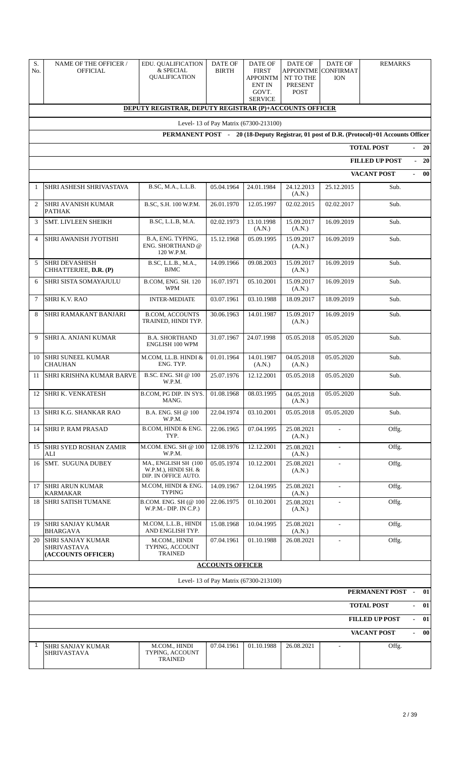| S. No. | NAME OF THE OFFICER / OFFICIAL | EDU. QUALIFICATION & SPECIAL QUALIFICATION | DATE OF BIRTH | DATE OF FIRST APPOINTMENT IN GOVT. SERVICE | DATE OF APPOINTMENT TO THE PRESENT POST | DATE OF CONFIRMATION | REMARKS |
|---|---|---|---|---|---|---|---|
| **DEPUTY REGISTRAR, DEPUTY REGISTRAR (P)+ACCOUNTS OFFICER** | | | | | | | |
| Level- 13 of Pay Matrix (67300-213100) | | | | | | | |
| **PERMANENT POST - 20 (18-Deputy Registrar, 01 post of D.R. (Protocol)+01 Accounts Officer** | | | | | | | |
| | | | | | | | **TOTAL POST - 20** |
| | | | | | | | **FILLED UP POST - 20** |
| | | | | | | | **VACANT POST - 00** |
| 1 | SHRI ASHESH SHRIVASTAVA | B.SC, M.A., L.L.B. | 05.04.1964 | 24.01.1984 | 24.12.2013 (A.N.) | 25.12.2015 | Sub. |
| 2 | SHRI AVANISH KUMAR PATHAK | B.SC, S.H. 100 W.P.M. | 26.01.1970 | 12.05.1997 | 02.02.2015 | 02.02.2017 | Sub. |
| 3 | SMT. LIVLEEN SHEIKH | B.SC, L.L.B, M.A. | 02.02.1973 | 13.10.1998 (A.N.) | 15.09.2017 (A.N.) | 16.09.2019 | Sub. |
| 4 | SHRI AWANISH JYOTISHI | B.A, ENG. TYPING, ENG. SHORTHAND @ 120 W.P.M. | 15.12.1968 | 05.09.1995 | 15.09.2017 (A.N.) | 16.09.2019 | Sub. |
| 5 | SHRI DEVASHISH CHHATTERJEE, **D.R. (P)** | B.SC, L.L.B., M.A., BJMC | 14.09.1966 | 09.08.2003 | 15.09.2017 (A.N.) | 16.09.2019 | Sub. |
| 6 | SHRI SISTA SOMAYAJULU | B.COM, ENG. SH. 120 WPM | 16.07.1971 | 05.10.2001 | 15.09.2017 (A.N.) | 16.09.2019 | Sub. |
| 7 | SHRI K.V. RAO | INTER-MEDIATE | 03.07.1961 | 03.10.1988 | 18.09.2017 | 18.09.2019 | Sub. |
| 8 | SHRI RAMAKANT BANJARI | B.COM, ACCOUNTS TRAINED, HINDI TYP. | 30.06.1963 | 14.01.1987 | 15.09.2017 (A.N.) | 16.09.2019 | Sub. |
| 9 | SHRI A. ANJANI KUMAR | B.A. SHORTHAND ENGLISH 100 WPM | 31.07.1967 | 24.07.1998 | 05.05.2018 | 05.05.2020 | Sub. |
| 10 | SHRI SUNEEL KUMAR CHAUHAN | M.COM, LL.B. HINDI & ENG. TYP. | 01.01.1964 | 14.01.1987 (A.N.) | 04.05.2018 (A.N.) | 05.05.2020 | Sub. |
| 11 | SHRI KRISHNA KUMAR BARVE | B.SC. ENG. SH @ 100 W.P.M. | 25.07.1976 | 12.12.2001 | 05.05.2018 | 05.05.2020 | Sub. |
| 12 | SHRI K. VENKATESH | B.COM, PG DIP. IN SYS. MANG. | 01.08.1968 | 08.03.1995 | 04.05.2018 (A.N.) | 05.05.2020 | Sub. |
| 13 | SHRI K.G. SHANKAR RAO | B.A. ENG. SH @ 100 W.P.M. | 22.04.1974 | 03.10.2001 | 05.05.2018 | 05.05.2020 | Sub. |
| 14 | SHRI P. RAM PRASAD | B.COM, HINDI & ENG. TYP. | 22.06.1965 | 07.04.1995 | 25.08.2021 (A.N.) | - | Offg. |
| 15 | SHRI SYED ROSHAN ZAMIR ALI | M.COM. ENG. SH @ 100 W.P.M. | 12.08.1976 | 12.12.2001 | 25.08.2021 (A.N.) | - | Offg. |
| 16 | SMT. SUGUNA DUBEY | MA., ENGLISH SH (100 W.P.M.), HINDI SH. & DIP. IN OFFICE AUTO. | 05.05.1974 | 10.12.2001 | 25.08.2021 (A.N.) | - | Offg. |
| 17 | SHRI ARUN KUMAR KARMAKAR | M.COM, HINDI & ENG. TYPING | 14.09.1967 | 12.04.1995 | 25.08.2021 (A.N.) | - | Offg. |
| 18 | SHRI SATISH TUMANE | B.COM. ENG. SH (@ 100 W.P.M.- DIP. IN C.P.) | 22.06.1975 | 01.10.2001 | 25.08.2021 (A.N.) | - | Offg. |
| 19 | SHRI SANJAY KUMAR BHARGAVA | M.COM, L.L.B., HINDI AND ENGLISH TYP. | 15.08.1968 | 10.04.1995 | 25.08.2021 (A.N.) | - | Offg. |
| 20 | SHRI SANJAY KUMAR SHRIVASTAVA **(ACCOUNTS OFFICER)** | M.COM., HINDI TYPING, ACCOUNT TRAINED | 07.04.1961 | 01.10.1988 | 26.08.2021 | - | Offg. |
| **ACCOUNTS OFFICER** | | | | | | | |
| Level- 13 of Pay Matrix (67300-213100) | | | | | | | |
| | | | | | | | **PERMANENT POST - 01** |
| | | | | | | | **TOTAL POST - 01** |
| | | | | | | | **FILLED UP POST - 01** |
| | | | | | | | **VACANT POST - 00** |
| 1 | SHRI SANJAY KUMAR SHRIVASTAVA | M.COM., HINDI TYPING, ACCOUNT TRAINED | 07.04.1961 | 01.10.1988 | 26.08.2021 | - | Offg. |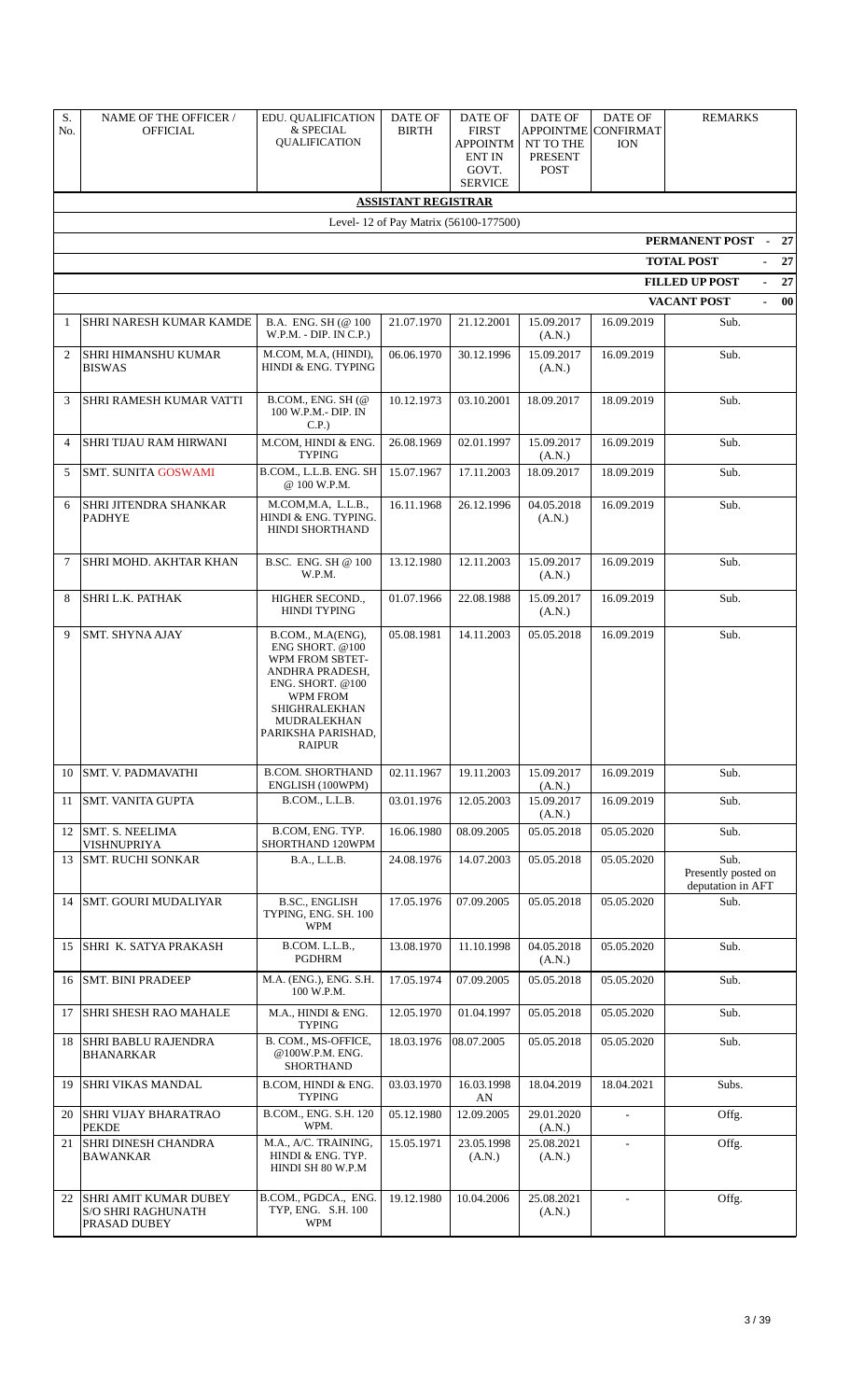| S. No. | NAME OF THE OFFICER / OFFICIAL | EDU. QUALIFICATION & SPECIAL QUALIFICATION | DATE OF BIRTH | DATE OF FIRST APPOINTMENT IN GOVT. SERVICE | DATE OF APPOINTMENT TO THE PRESENT POST | DATE OF CONFIRMATION | REMARKS |
|---|---|---|---|---|---|---|---|
| | | | **ASSISTANT REGISTRAR** | | | | |
| | | | Level- 12 of Pay Matrix (56100-177500) | | | | |
| | | | | | | | **PERMANENT POST - 27** |
| | | | | | | | **TOTAL POST - 27** |
| | | | | | | | **FILLED UP POST - 27** |
| | | | | | | | **VACANT POST - 00** |
| 1 | SHRI NARESH KUMAR KAMDE | B.A. ENG. SH (@ 100 W.P.M. - DIP. IN C.P.) | 21.07.1970 | 21.12.2001 | 15.09.2017 (A.N.) | 16.09.2019 | Sub. |
| 2 | SHRI HIMANSHU KUMAR BISWAS | M.COM, M.A, (HINDI), HINDI & ENG. TYPING | 06.06.1970 | 30.12.1996 | 15.09.2017 (A.N.) | 16.09.2019 | Sub. |
| 3 | SHRI RAMESH KUMAR VATTI | B.COM., ENG. SH (@ 100 W.P.M.- DIP. IN C.P.) | 10.12.1973 | 03.10.2001 | 18.09.2017 | 18.09.2019 | Sub. |
| 4 | SHRI TIJAU RAM HIRWANI | M.COM, HINDI & ENG. TYPING | 26.08.1969 | 02.01.1997 | 15.09.2017 (A.N.) | 16.09.2019 | Sub. |
| 5 | SMT. SUNITA GOSWAMI | B.COM., L.L.B. ENG. SH @ 100 W.P.M. | 15.07.1967 | 17.11.2003 | 18.09.2017 | 18.09.2019 | Sub. |
| 6 | SHRI JITENDRA SHANKAR PADHYE | M.COM,M.A, L.L.B., HINDI & ENG. TYPING. HINDI SHORTHAND | 16.11.1968 | 26.12.1996 | 04.05.2018 (A.N.) | 16.09.2019 | Sub. |
| 7 | SHRI MOHD. AKHTAR KHAN | B.SC. ENG. SH @ 100 W.P.M. | 13.12.1980 | 12.11.2003 | 15.09.2017 (A.N.) | 16.09.2019 | Sub. |
| 8 | SHRI L.K. PATHAK | HIGHER SECOND., HINDI TYPING | 01.07.1966 | 22.08.1988 | 15.09.2017 (A.N.) | 16.09.2019 | Sub. |
| 9 | SMT. SHYNA AJAY | B.COM., M.A(ENG), ENG SHORT. @100 WPM FROM SBTET-ANDHRA PRADESH, ENG. SHORT. @100 WPM FROM SHIGHRALEKHAN MUDRALEKHAN PARIKSHA PARISHAD, RAIPUR | 05.08.1981 | 14.11.2003 | 05.05.2018 | 16.09.2019 | Sub. |
| 10 | SMT. V. PADMAVATHI | B.COM. SHORTHAND ENGLISH (100WPM) | 02.11.1967 | 19.11.2003 | 15.09.2017 (A.N.) | 16.09.2019 | Sub. |
| 11 | SMT. VANITA GUPTA | B.COM., L.L.B. | 03.01.1976 | 12.05.2003 | 15.09.2017 (A.N.) | 16.09.2019 | Sub. |
| 12 | SMT. S. NEELIMA VISHNUPRIYA | B.COM, ENG. TYP. SHORTHAND 120WPM | 16.06.1980 | 08.09.2005 | 05.05.2018 | 05.05.2020 | Sub. |
| 13 | SMT. RUCHI SONKAR | B.A., L.L.B. | 24.08.1976 | 14.07.2003 | 05.05.2018 | 05.05.2020 | Sub. Presently posted on deputation in AFT |
| 14 | SMT. GOURI MUDALIYAR | B.SC., ENGLISH TYPING, ENG. SH. 100 WPM | 17.05.1976 | 07.09.2005 | 05.05.2018 | 05.05.2020 | Sub. |
| 15 | SHRI K. SATYA PRAKASH | B.COM. L.L.B., PGDHRM | 13.08.1970 | 11.10.1998 | 04.05.2018 (A.N.) | 05.05.2020 | Sub. |
| 16 | SMT. BINI PRADEEP | M.A. (ENG.), ENG. S.H. 100 W.P.M. | 17.05.1974 | 07.09.2005 | 05.05.2018 | 05.05.2020 | Sub. |
| 17 | SHRI SHESH RAO MAHALE | M.A., HINDI & ENG. TYPING | 12.05.1970 | 01.04.1997 | 05.05.2018 | 05.05.2020 | Sub. |
| 18 | SHRI BABLU RAJENDRA BHANARKAR | B. COM., MS-OFFICE, @100W.P.M. ENG. SHORTHAND | 18.03.1976 | 08.07.2005 | 05.05.2018 | 05.05.2020 | Sub. |
| 19 | SHRI VIKAS MANDAL | B.COM, HINDI & ENG. TYPING | 03.03.1970 | 16.03.1998 AN | 18.04.2019 | 18.04.2021 | Subs. |
| 20 | SHRI VIJAY BHARATRAO PEKDE | B.COM., ENG. S.H. 120 WPM. | 05.12.1980 | 12.09.2005 | 29.01.2020 (A.N.) | - | Offg. |
| 21 | SHRI DINESH CHANDRA BAWANKAR | M.A., A/C. TRAINING, HINDI & ENG. TYP. HINDI SH 80 W.P.M | 15.05.1971 | 23.05.1998 (A.N.) | 25.08.2021 (A.N.) | - | Offg. |
| 22 | SHRI AMIT KUMAR DUBEY S/O SHRI RAGHUNATH PRASAD DUBEY | B.COM., PGDCA., ENG. TYP, ENG. S.H. 100 WPM | 19.12.1980 | 10.04.2006 | 25.08.2021 (A.N.) | - | Offg. |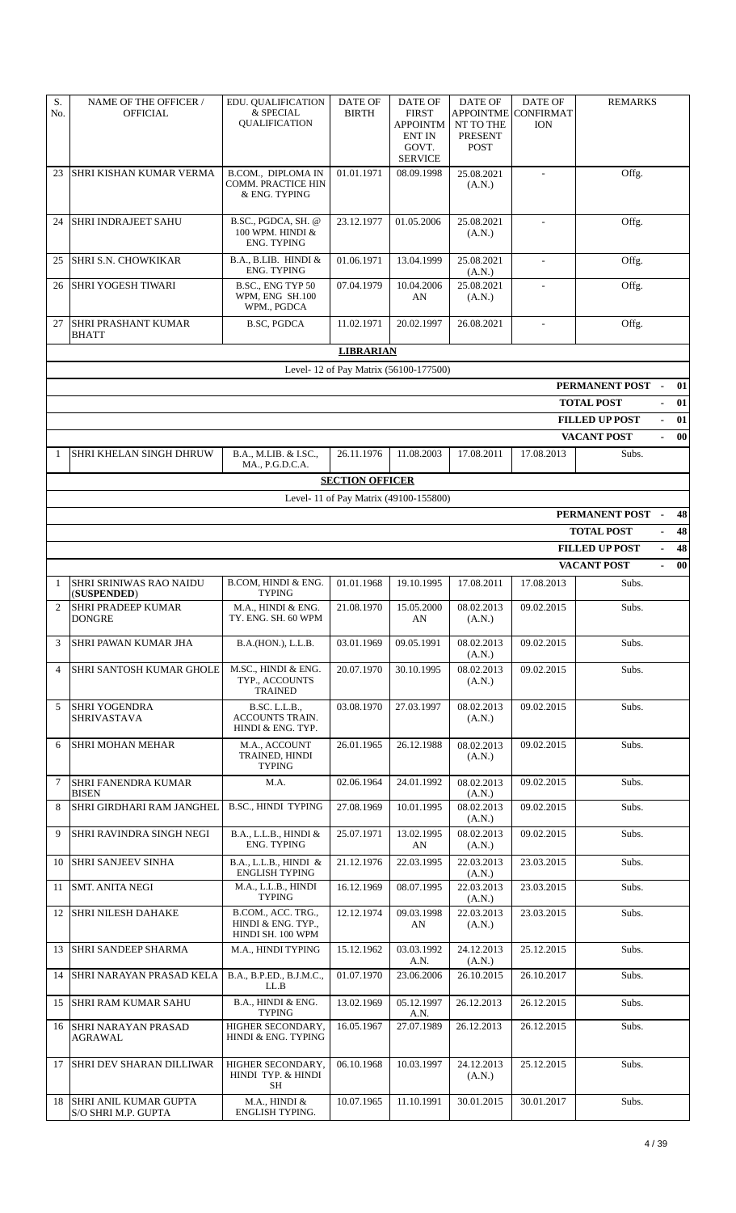| S. No. | NAME OF THE OFFICER / OFFICIAL | EDU. QUALIFICATION & SPECIAL QUALIFICATION | DATE OF BIRTH | DATE OF FIRST APPOINTMENT IN GOVT. SERVICE | DATE OF APPOINTMENT TO THE PRESENT POST | DATE OF CONFIRMATION | REMARKS |
|---|---|---|---|---|---|---|---|
| 23 | SHRI KISHAN KUMAR VERMA | B.COM., DIPLOMA IN COMM. PRACTICE HIN & ENG. TYPING | 01.01.1971 | 08.09.1998 | 25.08.2021 (A.N.) | - | Offg. |
| 24 | SHRI INDRAJEET SAHU | B.SC., PGDCA, SH. @ 100 WPM. HINDI & ENG. TYPING | 23.12.1977 | 01.05.2006 | 25.08.2021 (A.N.) | - | Offg. |
| 25 | SHRI S.N. CHOWKIKAR | B.A., B.LIB. HINDI & ENG. TYPING | 01.06.1971 | 13.04.1999 | 25.08.2021 (A.N.) | - | Offg. |
| 26 | SHRI YOGESH TIWARI | B.SC., ENG TYP 50 WPM, ENG SH.100 WPM., PGDCA | 07.04.1979 | 10.04.2006 AN | 25.08.2021 (A.N.) | - | Offg. |
| 27 | SHRI PRASHANT KUMAR BHATT | B.SC, PGDCA | 11.02.1971 | 20.02.1997 | 26.08.2021 | - | Offg. |

**LIBRARIAN**

Level- 12 of Pay Matrix (56100-177500)

| | |
|---|---|
| PERMANENT POST | - 01 |
| TOTAL POST | - 01 |
| FILLED UP POST | - 01 |
| VACANT POST | - 00 |

| S. No. | NAME OF THE OFFICER / OFFICIAL | EDU. QUALIFICATION & SPECIAL QUALIFICATION | DATE OF BIRTH | DATE OF FIRST APPOINTMENT IN GOVT. SERVICE | DATE OF APPOINTMENT TO THE PRESENT POST | DATE OF CONFIRMATION | REMARKS |
|---|---|---|---|---|---|---|---|
| 1 | SHRI KHELAN SINGH DHRUW | B.A., M.LIB. & I.SC., MA., P.G.D.C.A. | 26.11.1976 | 11.08.2003 | 17.08.2011 | 17.08.2013 | Subs. |

**SECTION OFFICER**

Level- 11 of Pay Matrix (49100-155800)

| | |
|---|---|
| PERMANENT POST | - 48 |
| TOTAL POST | - 48 |
| FILLED UP POST | - 48 |
| VACANT POST | - 00 |

| S. No. | NAME OF THE OFFICER / OFFICIAL | EDU. QUALIFICATION & SPECIAL QUALIFICATION | DATE OF BIRTH | DATE OF FIRST APPOINTMENT IN GOVT. SERVICE | DATE OF APPOINTMENT TO THE PRESENT POST | DATE OF CONFIRMATION | REMARKS |
|---|---|---|---|---|---|---|---|
| 1 | SHRI SRINIWAS RAO NAIDU (**SUSPENDED**) | B.COM, HINDI & ENG. TYPING | 01.01.1968 | 19.10.1995 | 17.08.2011 | 17.08.2013 | Subs. |
| 2 | SHRI PRADEEP KUMAR DONGRE | M.A., HINDI & ENG. TY. ENG. SH. 60 WPM | 21.08.1970 | 15.05.2000 AN | 08.02.2013 (A.N.) | 09.02.2015 | Subs. |
| 3 | SHRI PAWAN KUMAR JHA | B.A.(HON.), L.L.B. | 03.01.1969 | 09.05.1991 | 08.02.2013 (A.N.) | 09.02.2015 | Subs. |
| 4 | SHRI SANTOSH KUMAR GHOLE | M.SC., HINDI & ENG. TYP., ACCOUNTS TRAINED | 20.07.1970 | 30.10.1995 | 08.02.2013 (A.N.) | 09.02.2015 | Subs. |
| 5 | SHRI YOGENDRA SHRIVASTAVA | B.SC. L.L.B., ACCOUNTS TRAIN. HINDI & ENG. TYP. | 03.08.1970 | 27.03.1997 | 08.02.2013 (A.N.) | 09.02.2015 | Subs. |
| 6 | SHRI MOHAN MEHAR | M.A., ACCOUNT TRAINED, HINDI TYPING | 26.01.1965 | 26.12.1988 | 08.02.2013 (A.N.) | 09.02.2015 | Subs. |
| 7 | SHRI FANENDRA KUMAR BISEN | M.A. | 02.06.1964 | 24.01.1992 | 08.02.2013 (A.N.) | 09.02.2015 | Subs. |
| 8 | SHRI GIRDHARI RAM JANGHEL | B.SC., HINDI TYPING | 27.08.1969 | 10.01.1995 | 08.02.2013 (A.N.) | 09.02.2015 | Subs. |
| 9 | SHRI RAVINDRA SINGH NEGI | B.A., L.L.B., HINDI & ENG. TYPING | 25.07.1971 | 13.02.1995 AN | 08.02.2013 (A.N.) | 09.02.2015 | Subs. |
| 10 | SHRI SANJEEV SINHA | B.A., L.L.B., HINDI & ENGLISH TYPING | 21.12.1976 | 22.03.1995 | 22.03.2013 (A.N.) | 23.03.2015 | Subs. |
| 11 | SMT. ANITA NEGI | M.A., L.L.B., HINDI TYPING | 16.12.1969 | 08.07.1995 | 22.03.2013 (A.N.) | 23.03.2015 | Subs. |
| 12 | SHRI NILESH DAHAKE | B.COM., ACC. TRG., HINDI & ENG. TYP., HINDI SH. 100 WPM | 12.12.1974 | 09.03.1998 AN | 22.03.2013 (A.N.) | 23.03.2015 | Subs. |
| 13 | SHRI SANDEEP SHARMA | M.A., HINDI TYPING | 15.12.1962 | 03.03.1992 A.N. | 24.12.2013 (A.N.) | 25.12.2015 | Subs. |
| 14 | SHRI NARAYAN PRASAD KELA | B.A., B.P.ED., B.J.M.C., LL.B | 01.07.1970 | 23.06.2006 | 26.10.2015 | 26.10.2017 | Subs. |
| 15 | SHRI RAM KUMAR SAHU | B.A., HINDI & ENG. TYPING | 13.02.1969 | 05.12.1997 A.N. | 26.12.2013 | 26.12.2015 | Subs. |
| 16 | SHRI NARAYAN PRASAD AGRAWAL | HIGHER SECONDARY, HINDI & ENG. TYPING | 16.05.1967 | 27.07.1989 | 26.12.2013 | 26.12.2015 | Subs. |
| 17 | SHRI DEV SHARAN DILLIWAR | HIGHER SECONDARY, HINDI TYP. & HINDI SH | 06.10.1968 | 10.03.1997 | 24.12.2013 (A.N.) | 25.12.2015 | Subs. |
| 18 | SHRI ANIL KUMAR GUPTA S/O SHRI M.P. GUPTA | M.A., HINDI & ENGLISH TYPING. | 10.07.1965 | 11.10.1991 | 30.01.2015 | 30.01.2017 | Subs. |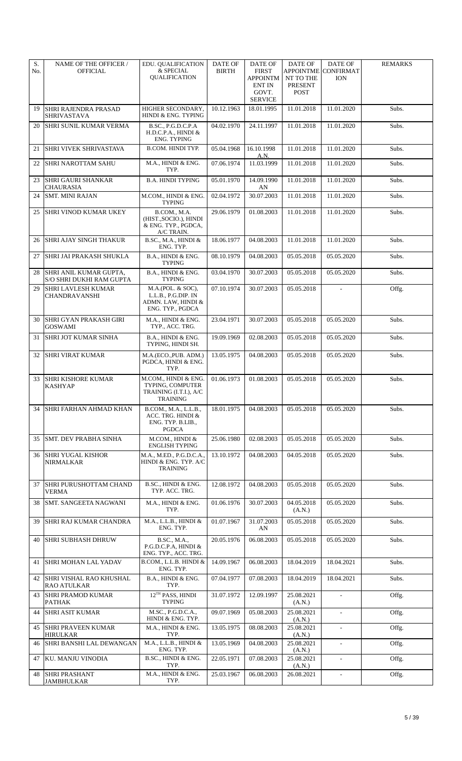| S. No. | NAME OF THE OFFICER / OFFICIAL | EDU. QUALIFICATION & SPECIAL QUALIFICATION | DATE OF BIRTH | DATE OF FIRST APPOINTMENT IN GOVT. SERVICE | DATE OF APPOINTMENT TO THE PRESENT POST | DATE OF CONFIRMATION | REMARKS |
|---|---|---|---|---|---|---|---|
| 19 | SHRI RAJENDRA PRASAD SHRIVASTAVA | HIGHER SECONDARY, HINDI & ENG. TYPING | 10.12.1963 | 18.01.1995 | 11.01.2018 | 11.01.2020 | Subs. |
| 20 | SHRI SUNIL KUMAR VERMA | B.SC., P.G.D.C.P.A H.D.C.P.A., HINDI & ENG. TYPING | 04.02.1970 | 24.11.1997 | 11.01.2018 | 11.01.2020 | Subs. |
| 21 | SHRI VIVEK SHRIVASTAVA | B.COM. HINDI TYP. | 05.04.1968 | 16.10.1998 A.N. | 11.01.2018 | 11.01.2020 | Subs. |
| 22 | SHRI NAROTTAM SAHU | M.A., HINDI & ENG. TYP. | 07.06.1974 | 11.03.1999 | 11.01.2018 | 11.01.2020 | Subs. |
| 23 | SHRI GAURI SHANKAR CHAURASIA | B.A. HINDI TYPING | 05.01.1970 | 14.09.1990 AN | 11.01.2018 | 11.01.2020 | Subs. |
| 24 | SMT. MINI RAJAN | M.COM., HINDI & ENG. TYPING | 02.04.1972 | 30.07.2003 | 11.01.2018 | 11.01.2020 | Subs. |
| 25 | SHRI VINOD KUMAR UKEY | B.COM., M.A. (HIST.,SOCIO.), HINDI & ENG. TYP., PGDCA, A/C TRAIN. | 29.06.1979 | 01.08.2003 | 11.01.2018 | 11.01.2020 | Subs. |
| 26 | SHRI AJAY SINGH THAKUR | B.SC., M.A., HINDI & ENG. TYP. | 18.06.1977 | 04.08.2003 | 11.01.2018 | 11.01.2020 | Subs. |
| 27 | SHRI JAI PRAKASH SHUKLA | B.A., HINDI & ENG. TYPING | 08.10.1979 | 04.08.2003 | 05.05.2018 | 05.05.2020 | Subs. |
| 28 | SHRI ANIL KUMAR GUPTA, S/O SHRI DUKHI RAM GUPTA | B.A., HINDI & ENG. TYPING | 03.04.1970 | 30.07.2003 | 05.05.2018 | 05.05.2020 | Subs. |
| 29 | SHRI LAVLESH KUMAR CHANDRAVANSHI | M.A.(POL. & SOC), L.L.B., P.G.DIP. IN ADMN. LAW, HINDI & ENG. TYP., PGDCA | 07.10.1974 | 30.07.2003 | 05.05.2018 | - | Offg. |
| 30 | SHRI GYAN PRAKASH GIRI GOSWAMI | M.A., HINDI & ENG. TYP., ACC. TRG. | 23.04.1971 | 30.07.2003 | 05.05.2018 | 05.05.2020 | Subs. |
| 31 | SHRI JOT KUMAR SINHA | B.A., HINDI & ENG. TYPING, HINDI SH. | 19.09.1969 | 02.08.2003 | 05.05.2018 | 05.05.2020 | Subs. |
| 32 | SHRI VIRAT KUMAR | M.A.(ECO.,PUB. ADM.) PGDCA, HINDI & ENG. TYP. | 13.05.1975 | 04.08.2003 | 05.05.2018 | 05.05.2020 | Subs. |
| 33 | SHRI KISHORE KUMAR KASHYAP | M.COM., HINDI & ENG. TYPING, COMPUTER TRAINING (I.T.I.), A/C TRAINING | 01.06.1973 | 01.08.2003 | 05.05.2018 | 05.05.2020 | Subs. |
| 34 | SHRI FARHAN AHMAD KHAN | B.COM., M.A., L.L.B., ACC. TRG. HINDI & ENG. TYP. B.LIB., PGDCA | 18.01.1975 | 04.08.2003 | 05.05.2018 | 05.05.2020 | Subs. |
| 35 | SMT. DEV PRABHA SINHA | M.COM., HINDI & ENGLISH TYPING | 25.06.1980 | 02.08.2003 | 05.05.2018 | 05.05.2020 | Subs. |
| 36 | SHRI YUGAL KISHOR NIRMALKAR | M.A., M.ED., P.G.D.C.A., HINDI & ENG. TYP. A/C TRAINING | 13.10.1972 | 04.08.2003 | 04.05.2018 | 05.05.2020 | Subs. |
| 37 | SHRI PURUSHOTTAM CHAND VERMA | B.SC., HINDI & ENG. TYP. ACC. TRG. | 12.08.1972 | 04.08.2003 | 05.05.2018 | 05.05.2020 | Subs. |
| 38 | SMT. SANGEETA NAGWANI | M.A., HINDI & ENG. TYP. | 01.06.1976 | 30.07.2003 | 04.05.2018 (A.N.) | 05.05.2020 | Subs. |
| 39 | SHRI RAJ KUMAR CHANDRA | M.A., L.L.B., HINDI & ENG. TYP. | 01.07.1967 | 31.07.2003 AN | 05.05.2018 | 05.05.2020 | Subs. |
| 40 | SHRI SUBHASH DHRUW | B.SC., M.A., P.G.D.C.P.A, HINDI & ENG. TYP., ACC. TRG. | 20.05.1976 | 06.08.2003 | 05.05.2018 | 05.05.2020 | Subs. |
| 41 | SHRI MOHAN LAL YADAV | B.COM., L.L.B. HINDI & ENG. TYP. | 14.09.1967 | 06.08.2003 | 18.04.2019 | 18.04.2021 | Subs. |
| 42 | SHRI VISHAL RAO KHUSHAL RAO ATULKAR | B.A., HINDI & ENG. TYP. | 07.04.1977 | 07.08.2003 | 18.04.2019 | 18.04.2021 | Subs. |
| 43 | SHRI PRAMOD KUMAR PATHAK | 12TH PASS, HINDI TYPING | 31.07.1972 | 12.09.1997 | 25.08.2021 (A.N.) | - | Offg. |
| 44 | SHRI ASIT KUMAR | M.SC., P.G.D.C.A., HINDI & ENG. TYP. | 09.07.1969 | 05.08.2003 | 25.08.2021 (A.N.) | - | Offg. |
| 45 | SHRI PRAVEEN KUMAR HIRULKAR | M.A., HINDI & ENG. TYP. | 13.05.1975 | 08.08.2003 | 25.08.2021 (A.N.) | - | Offg. |
| 46 | SHRI BANSHI LAL DEWANGAN | M.A., L.L.B., HINDI & ENG. TYP. | 13.05.1969 | 04.08.2003 | 25.08.2021 (A.N.) | - | Offg. |
| 47 | KU. MANJU VINODIA | B.SC., HINDI & ENG. TYP. | 22.05.1971 | 07.08.2003 | 25.08.2021 (A.N.) | - | Offg. |
| 48 | SHRI PRASHANT JAMBHULKAR | M.A., HINDI & ENG. TYP. | 25.03.1967 | 06.08.2003 | 26.08.2021 | - | Offg. |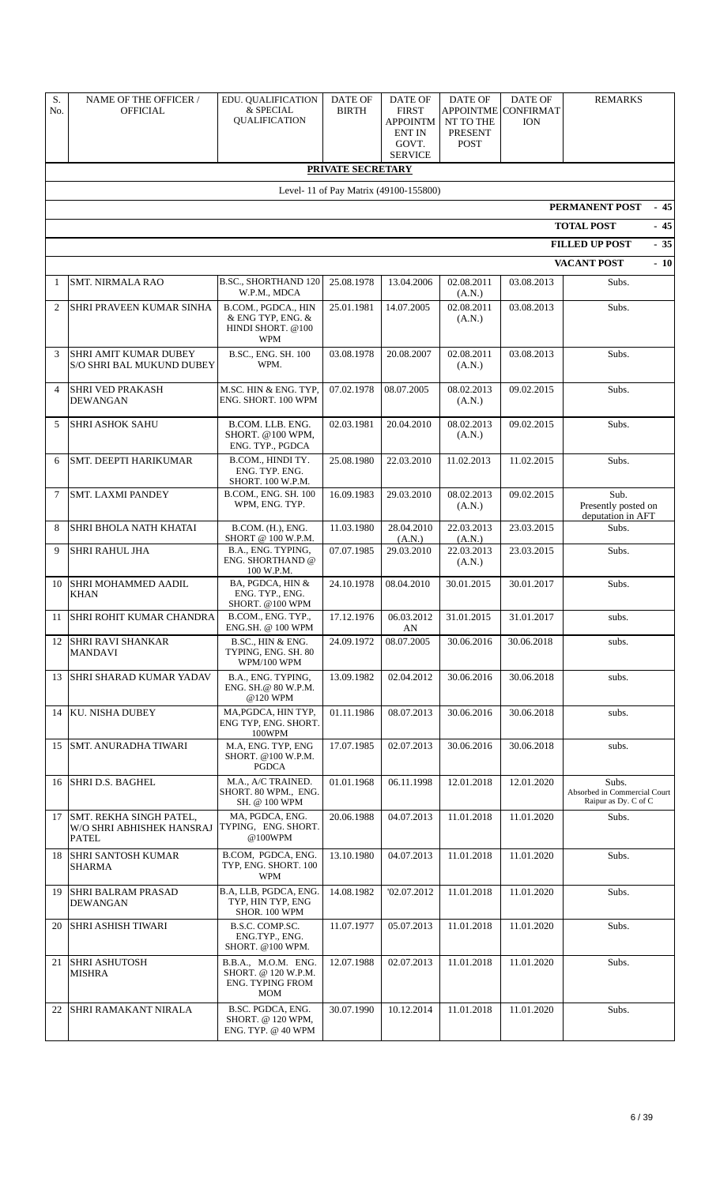| S. No. | NAME OF THE OFFICER / OFFICIAL | EDU. QUALIFICATION & SPECIAL QUALIFICATION | DATE OF BIRTH | DATE OF FIRST APPOINTMENT IN GOVT. SERVICE | DATE OF APPOINTMENT TO THE PRESENT POST | DATE OF CONFIRMATION | REMARKS |
|---|---|---|---|---|---|---|---|
| | | | **PRIVATE SECRETARY** | | | | |
| | | | Level- 11 of Pay Matrix (49100-155800) | | | | |
| | | | | | | | **PERMANENT POST - 45** |
| | | | | | | | **TOTAL POST - 45** |
| | | | | | | | **FILLED UP POST - 35** |
| | | | | | | | **VACANT POST - 10** |
| 1 | SMT. NIRMALA RAO | B.SC., SHORTHAND 120 W.P.M., MDCA | 25.08.1978 | 13.04.2006 | 02.08.2011 (A.N.) | 03.08.2013 | Subs. |
| 2 | SHRI PRAVEEN KUMAR SINHA | B.COM., PGDCA., HIN & ENG TYP, ENG. & HINDI SHORT. @100 WPM | 25.01.1981 | 14.07.2005 | 02.08.2011 (A.N.) | 03.08.2013 | Subs. |
| 3 | SHRI AMIT KUMAR DUBEY S/O SHRI BAL MUKUND DUBEY | B.SC., ENG. SH. 100 WPM. | 03.08.1978 | 20.08.2007 | 02.08.2011 (A.N.) | 03.08.2013 | Subs. |
| 4 | SHRI VED PRAKASH DEWANGAN | M.SC. HIN & ENG. TYP, ENG. SHORT. 100 WPM | 07.02.1978 | 08.07.2005 | 08.02.2013 (A.N.) | 09.02.2015 | Subs. |
| 5 | SHRI ASHOK SAHU | B.COM. LLB. ENG. SHORT. @100 WPM, ENG. TYP., PGDCA | 02.03.1981 | 20.04.2010 | 08.02.2013 (A.N.) | 09.02.2015 | Subs. |
| 6 | SMT. DEEPTI HARIKUMAR | B.COM., HINDI TY. ENG. TYP. ENG. SHORT. 100 W.P.M. | 25.08.1980 | 22.03.2010 | 11.02.2013 | 11.02.2015 | Subs. |
| 7 | SMT. LAXMI PANDEY | B.COM., ENG. SH. 100 WPM, ENG. TYP. | 16.09.1983 | 29.03.2010 | 08.02.2013 (A.N.) | 09.02.2015 | Sub. Presently posted on deputation in AFT |
| 8 | SHRI BHOLA NATH KHATAI | B.COM. (H.), ENG. SHORT @ 100 W.P.M. | 11.03.1980 | 28.04.2010 (A.N.) | 22.03.2013 (A.N.) | 23.03.2015 | Subs. |
| 9 | SHRI RAHUL JHA | B.A., ENG. TYPING, ENG. SHORTHAND @ 100 W.P.M. | 07.07.1985 | 29.03.2010 | 22.03.2013 (A.N.) | 23.03.2015 | Subs. |
| 10 | SHRI MOHAMMED AADIL KHAN | BA, PGDCA, HIN & ENG. TYP., ENG. SHORT. @100 WPM | 24.10.1978 | 08.04.2010 | 30.01.2015 | 30.01.2017 | Subs. |
| 11 | SHRI ROHIT KUMAR CHANDRA | B.COM., ENG. TYP., ENG.SH. @ 100 WPM | 17.12.1976 | 06.03.2012 AN | 31.01.2015 | 31.01.2017 | subs. |
| 12 | SHRI RAVI SHANKAR MANDAVI | B.SC., HIN & ENG. TYPING, ENG. SH. 80 WPM/100 WPM | 24.09.1972 | 08.07.2005 | 30.06.2016 | 30.06.2018 | subs. |
| 13 | SHRI SHARAD KUMAR YADAV | B.A., ENG. TYPING, ENG. SH.@ 80 W.P.M. @120 WPM | 13.09.1982 | 02.04.2012 | 30.06.2016 | 30.06.2018 | subs. |
| 14 | KU. NISHA DUBEY | MA,PGDCA, HIN TYP, ENG TYP, ENG. SHORT. 100WPM | 01.11.1986 | 08.07.2013 | 30.06.2016 | 30.06.2018 | subs. |
| 15 | SMT. ANURADHA TIWARI | M.A, ENG. TYP, ENG SHORT. @100 W.P.M. PGDCA | 17.07.1985 | 02.07.2013 | 30.06.2016 | 30.06.2018 | subs. |
| 16 | SHRI D.S. BAGHEL | M.A., A/C TRAINED. SHORT. 80 WPM., ENG. SH. @ 100 WPM | 01.01.1968 | 06.11.1998 | 12.01.2018 | 12.01.2020 | Subs. Absorbed in Commercial Court Raipur as Dy. C of C |
| 17 | SMT. REKHA SINGH PATEL, W/O SHRI ABHISHEK HANSRAJ PATEL | MA, PGDCA, ENG. TYPING, ENG. SHORT. @100WPM | 20.06.1988 | 04.07.2013 | 11.01.2018 | 11.01.2020 | Subs. |
| 18 | SHRI SANTOSH KUMAR SHARMA | B.COM, PGDCA, ENG. TYP, ENG. SHORT. 100 WPM | 13.10.1980 | 04.07.2013 | 11.01.2018 | 11.01.2020 | Subs. |
| 19 | SHRI BALRAM PRASAD DEWANGAN | B.A, LLB, PGDCA, ENG. TYP, HIN TYP, ENG SHOR. 100 WPM | 14.08.1982 | '02.07.2012 | 11.01.2018 | 11.01.2020 | Subs. |
| 20 | SHRI ASHISH TIWARI | B.S.C. COMP.SC. ENG.TYP., ENG. SHORT. @100 WPM. | 11.07.1977 | 05.07.2013 | 11.01.2018 | 11.01.2020 | Subs. |
| 21 | SHRI ASHUTOSH MISHRA | B.B.A., M.O.M. ENG. SHORT. @ 120 W.P.M. ENG. TYPING FROM MOM | 12.07.1988 | 02.07.2013 | 11.01.2018 | 11.01.2020 | Subs. |
| 22 | SHRI RAMAKANT NIRALA | B.SC. PGDCA, ENG. SHORT. @ 120 WPM, ENG. TYP. @ 40 WPM | 30.07.1990 | 10.12.2014 | 11.01.2018 | 11.01.2020 | Subs. |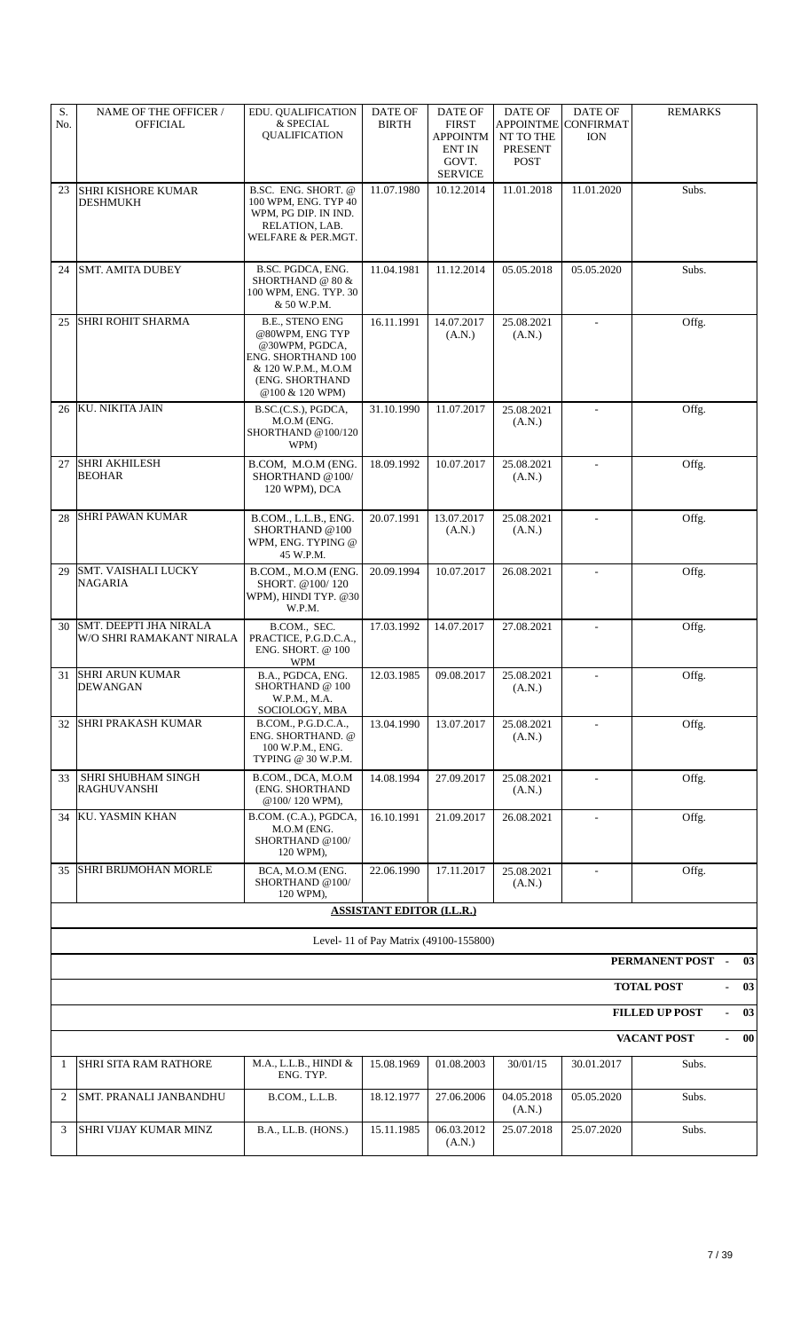| S. No. | NAME OF THE OFFICER / OFFICIAL | EDU. QUALIFICATION & SPECIAL QUALIFICATION | DATE OF BIRTH | DATE OF FIRST APPOINTMENT IN GOVT. SERVICE | DATE OF APPOINTMENT TO THE PRESENT POST | DATE OF CONFIRMATION | REMARKS |
|---|---|---|---|---|---|---|---|
| 23 | SHRI KISHORE KUMAR DESHMUKH | B.SC. ENG. SHORT. @ 100 WPM, ENG. TYP 40 WPM, PG DIP. IN IND. RELATION, LAB. WELFARE & PER.MGT. | 11.07.1980 | 10.12.2014 | 11.01.2018 | 11.01.2020 | Subs. |
| 24 | SMT. AMITA DUBEY | B.SC. PGDCA, ENG. SHORTHAND @ 80 & 100 WPM, ENG. TYP. 30 & 50 W.P.M. | 11.04.1981 | 11.12.2014 | 05.05.2018 | 05.05.2020 | Subs. |
| 25 | SHRI ROHIT SHARMA | B.E., STENO ENG @80WPM, ENG TYP @30WPM, PGDCA, ENG. SHORTHAND 100 & 120 W.P.M., M.O.M (ENG. SHORTHAND @100 & 120 WPM) | 16.11.1991 | 14.07.2017 (A.N.) | 25.08.2021 (A.N.) | - | Offg. |
| 26 | KU. NIKITA JAIN | B.SC.(C.S.), PGDCA, M.O.M (ENG. SHORTHAND @100/120 WPM) | 31.10.1990 | 11.07.2017 | 25.08.2021 (A.N.) | - | Offg. |
| 27 | SHRI AKHILESH BEOHAR | B.COM, M.O.M (ENG. SHORTHAND @100/ 120 WPM), DCA | 18.09.1992 | 10.07.2017 | 25.08.2021 (A.N.) | - | Offg. |
| 28 | SHRI PAWAN KUMAR | B.COM., L.L.B., ENG. SHORTHAND @100 WPM, ENG. TYPING @ 45 W.P.M. | 20.07.1991 | 13.07.2017 (A.N.) | 25.08.2021 (A.N.) | - | Offg. |
| 29 | SMT. VAISHALI LUCKY NAGARIA | B.COM., M.O.M (ENG. SHORT. @100/ 120 WPM), HINDI TYP. @30 W.P.M. | 20.09.1994 | 10.07.2017 | 26.08.2021 | - | Offg. |
| 30 | SMT. DEEPTI JHA NIRALA W/O SHRI RAMAKANT NIRALA | B.COM., SEC. PRACTICE, P.G.D.C.A., ENG. SHORT. @ 100 WPM | 17.03.1992 | 14.07.2017 | 27.08.2021 | - | Offg. |
| 31 | SHRI ARUN KUMAR DEWANGAN | B.A., PGDCA, ENG. SHORTHAND @ 100 W.P.M., M.A. SOCIOLOGY, MBA | 12.03.1985 | 09.08.2017 | 25.08.2021 (A.N.) | - | Offg. |
| 32 | SHRI PRAKASH KUMAR | B.COM., P.G.D.C.A., ENG. SHORTHAND. @ 100 W.P.M., ENG. TYPING @ 30 W.P.M. | 13.04.1990 | 13.07.2017 | 25.08.2021 (A.N.) | - | Offg. |
| 33 | SHRI SHUBHAM SINGH RAGHUVANSHI | B.COM., DCA, M.O.M (ENG. SHORTHAND @100/ 120 WPM), | 14.08.1994 | 27.09.2017 | 25.08.2021 (A.N.) | - | Offg. |
| 34 | KU. YASMIN KHAN | B.COM. (C.A.), PGDCA, M.O.M (ENG. SHORTHAND @100/ 120 WPM), | 16.10.1991 | 21.09.2017 | 26.08.2021 | - | Offg. |
| 35 | SHRI BRIJMOHAN MORLE | BCA, M.O.M (ENG. SHORTHAND @100/ 120 WPM), | 22.06.1990 | 17.11.2017 | 25.08.2021 (A.N.) | - | Offg. |

**ASSISTANT EDITOR (I.L.R.)**

Level- 11 of Pay Matrix (49100-155800)

**PERMANENT POST - 03**

**TOTAL POST - 03**

**FILLED UP POST - 03**

**VACANT POST - 00**

| S. No. | NAME OF THE OFFICER / OFFICIAL | EDU. QUALIFICATION & SPECIAL QUALIFICATION | DATE OF BIRTH | DATE OF FIRST APPOINTMENT IN GOVT. SERVICE | DATE OF APPOINTMENT TO THE PRESENT POST | DATE OF CONFIRMATION | REMARKS |
|---|---|---|---|---|---|---|---|
| 1 | SHRI SITA RAM RATHORE | M.A., L.L.B., HINDI & ENG. TYP. | 15.08.1969 | 01.08.2003 | 30/01/15 | 30.01.2017 | Subs. |
| 2 | SMT. PRANALI JANBANDHU | B.COM., L.L.B. | 18.12.1977 | 27.06.2006 | 04.05.2018 (A.N.) | 05.05.2020 | Subs. |
| 3 | SHRI VIJAY KUMAR MINZ | B.A., LL.B. (HONS.) | 15.11.1985 | 06.03.2012 (A.N.) | 25.07.2018 | 25.07.2020 | Subs. |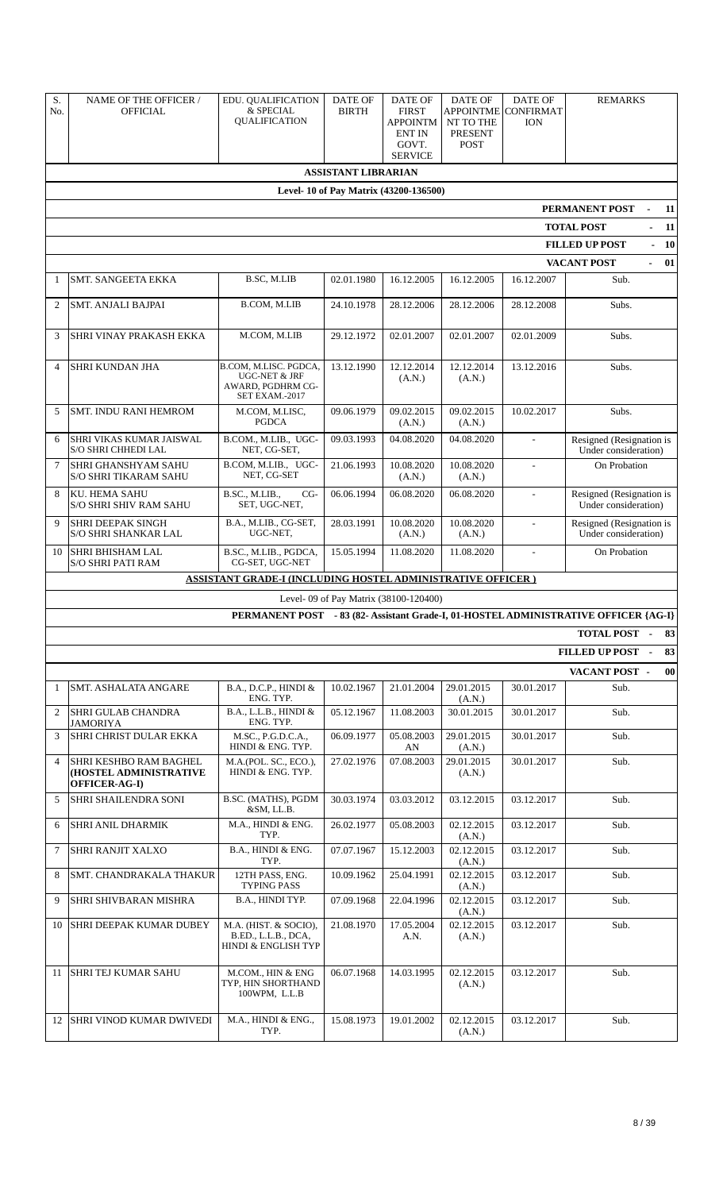| S. No. | NAME OF THE OFFICER / OFFICIAL | EDU. QUALIFICATION & SPECIAL QUALIFICATION | DATE OF BIRTH | DATE OF FIRST APPOINTMENT IN GOVT. SERVICE | DATE OF APPOINTMENT TO THE PRESENT POST | DATE OF CONFIRMATION | REMARKS |
|---|---|---|---|---|---|---|---|
| | | | **ASSISTANT LIBRARIAN** | | | | |
| | | | **Level- 10 of Pay Matrix (43200-136500)** | | | | |
| | | | | | | | **PERMANENT POST - 11** |
| | | | | | | | **TOTAL POST - 11** |
| | | | | | | | **FILLED UP POST - 10** |
| | | | | | | | **VACANT POST - 01** |
| 1 | SMT. SANGEETA EKKA | B.SC, M.LIB | 02.01.1980 | 16.12.2005 | 16.12.2005 | 16.12.2007 | Sub. |
| 2 | SMT. ANJALI BAJPAI | B.COM, M.LIB | 24.10.1978 | 28.12.2006 | 28.12.2006 | 28.12.2008 | Subs. |
| 3 | SHRI VINAY PRAKASH EKKA | M.COM, M.LIB | 29.12.1972 | 02.01.2007 | 02.01.2007 | 02.01.2009 | Subs. |
| 4 | SHRI KUNDAN JHA | B.COM, M.LISC. PGDCA, UGC-NET & JRF AWARD, PGDHRM CG-SET EXAM.-2017 | 13.12.1990 | 12.12.2014 (A.N.) | 12.12.2014 (A.N.) | 13.12.2016 | Subs. |
| 5 | SMT. INDU RANI HEMROM | M.COM, M.LISC, PGDCA | 09.06.1979 | 09.02.2015 (A.N.) | 09.02.2015 (A.N.) | 10.02.2017 | Subs. |
| 6 | SHRI VIKAS KUMAR JAISWAL S/O SHRI CHHEDI LAL | B.COM., M.LIB., UGC-NET, CG-SET, | 09.03.1993 | 04.08.2020 | 04.08.2020 | - | Resigned (Resignation is Under consideration) |
| 7 | SHRI GHANSHYAM SAHU S/O SHRI TIKARAM SAHU | B.COM, M.LIB., UGC-NET, CG-SET | 21.06.1993 | 10.08.2020 (A.N.) | 10.08.2020 (A.N.) | - | On Probation |
| 8 | KU. HEMA SAHU S/O SHRI SHIV RAM SAHU | B.SC., M.LIB., CG-SET, UGC-NET, | 06.06.1994 | 06.08.2020 | 06.08.2020 | - | Resigned (Resignation is Under consideration) |
| 9 | SHRI DEEPAK SINGH S/O SHRI SHANKAR LAL | B.A., M.LIB., CG-SET, UGC-NET, | 28.03.1991 | 10.08.2020 (A.N.) | 10.08.2020 (A.N.) | - | Resigned (Resignation is Under consideration) |
| 10 | SHRI BHISHAM LAL S/O SHRI PATI RAM | B.SC., M.LIB., PGDCA, CG-SET, UGC-NET | 15.05.1994 | 11.08.2020 | 11.08.2020 | - | On Probation |
| | | **ASSISTANT GRADE-I (INCLUDING HOSTEL ADMINISTRATIVE OFFICER )** | | | | | |
| | | | Level- 09 of Pay Matrix (38100-120400) | | | | |
| | | **PERMANENT POST - 83 (82- Assistant Grade-I, 01-HOSTEL ADMINISTRATIVE OFFICER {AG-I}** | | | | | |
| | | | | | | | **TOTAL POST - 83** |
| | | | | | | | **FILLED UP POST - 83** |
| | | | | | | | **VACANT POST - 00** |
| 1 | SMT. ASHALATA ANGARE | B.A., D.C.P., HINDI & ENG. TYP. | 10.02.1967 | 21.01.2004 | 29.01.2015 (A.N.) | 30.01.2017 | Sub. |
| 2 | SHRI GULAB CHANDRA JAMORIYA | B.A., L.L.B., HINDI & ENG. TYP. | 05.12.1967 | 11.08.2003 | 30.01.2015 | 30.01.2017 | Sub. |
| 3 | SHRI CHRIST DULAR EKKA | M.SC., P.G.D.C.A., HINDI & ENG. TYP. | 06.09.1977 | 05.08.2003 AN | 29.01.2015 (A.N.) | 30.01.2017 | Sub. |
| 4 | SHRI KESHBO RAM BAGHEL **(HOSTEL ADMINISTRATIVE OFFICER-AG-I)** | M.A.(POL. SC., ECO.), HINDI & ENG. TYP. | 27.02.1976 | 07.08.2003 | 29.01.2015 (A.N.) | 30.01.2017 | Sub. |
| 5 | SHRI SHAILENDRA SONI | B.SC. (MATHS), PGDM &SM, LL.B. | 30.03.1974 | 03.03.2012 | 03.12.2015 | 03.12.2017 | Sub. |
| 6 | SHRI ANIL DHARMIK | M.A., HINDI & ENG. TYP. | 26.02.1977 | 05.08.2003 | 02.12.2015 (A.N.) | 03.12.2017 | Sub. |
| 7 | SHRI RANJIT XALXO | B.A., HINDI & ENG. TYP. | 07.07.1967 | 15.12.2003 | 02.12.2015 (A.N.) | 03.12.2017 | Sub. |
| 8 | SMT. CHANDRAKALA THAKUR | 12TH PASS, ENG. TYPING PASS | 10.09.1962 | 25.04.1991 | 02.12.2015 (A.N.) | 03.12.2017 | Sub. |
| 9 | SHRI SHIVBARAN MISHRA | B.A., HINDI TYP. | 07.09.1968 | 22.04.1996 | 02.12.2015 (A.N.) | 03.12.2017 | Sub. |
| 10 | SHRI DEEPAK KUMAR DUBEY | M.A. (HIST. & SOCIO), B.ED., L.L.B., DCA, HINDI & ENGLISH TYP | 21.08.1970 | 17.05.2004 A.N. | 02.12.2015 (A.N.) | 03.12.2017 | Sub. |
| 11 | SHRI TEJ KUMAR SAHU | M.COM., HIN & ENG TYP, HIN SHORTHAND 100WPM, L.L.B | 06.07.1968 | 14.03.1995 | 02.12.2015 (A.N.) | 03.12.2017 | Sub. |
| 12 | SHRI VINOD KUMAR DWIVEDI | M.A., HINDI & ENG., TYP. | 15.08.1973 | 19.01.2002 | 02.12.2015 (A.N.) | 03.12.2017 | Sub. |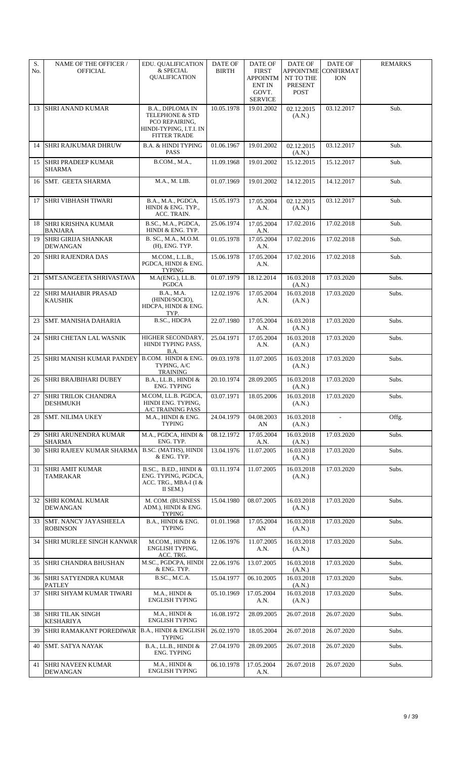| S. No. | NAME OF THE OFFICER / OFFICIAL | EDU. QUALIFICATION & SPECIAL QUALIFICATION | DATE OF BIRTH | DATE OF FIRST APPOINTMENT IN GOVT. SERVICE | DATE OF APPOINTMENT TO THE PRESENT POST | DATE OF CONFIRMATION | REMARKS |
|---|---|---|---|---|---|---|---|
| 13 | SHRI ANAND KUMAR | B.A., DIPLOMA IN TELEPHONE & STD PCO REPAIRING, HINDI-TYPING, I.T.I. IN FITTER TRADE | 10.05.1978 | 19.01.2002 | 02.12.2015 (A.N.) | 03.12.2017 | Sub. |
| 14 | SHRI RAJKUMAR DHRUW | B.A. & HINDI TYPING PASS | 01.06.1967 | 19.01.2002 | 02.12.2015 (A.N.) | 03.12.2017 | Sub. |
| 15 | SHRI PRADEEP KUMAR SHARMA | B.COM., M.A., | 11.09.1968 | 19.01.2002 | 15.12.2015 | 15.12.2017 | Sub. |
| 16 | SMT. GEETA SHARMA | M.A., M. LIB. | 01.07.1969 | 19.01.2002 | 14.12.2015 | 14.12.2017 | Sub. |
| 17 | SHRI VIBHASH TIWARI | B.A., M.A., PGDCA, HINDI & ENG. TYP., ACC. TRAIN. | 15.05.1973 | 17.05.2004 A.N. | 02.12.2015 (A.N.) | 03.12.2017 | Sub. |
| 18 | SHRI KRISHNA KUMAR BANJARA | B.SC., M.A., PGDCA, HINDI & ENG. TYP. | 25.06.1974 | 17.05.2004 A.N. | 17.02.2016 | 17.02.2018 | Sub. |
| 19 | SHRI GIRIJA SHANKAR DEWANGAN | B. SC., M.A., M.O.M. (H), ENG. TYP. | 01.05.1978 | 17.05.2004 A.N. | 17.02.2016 | 17.02.2018 | Sub. |
| 20 | SHRI RAJENDRA DAS | M.COM., L.L.B., PGDCA, HINDI & ENG. TYPING | 15.06.1978 | 17.05.2004 A.N. | 17.02.2016 | 17.02.2018 | Sub. |
| 21 | SMT.SANGEETA SHRIVASTAVA | M.A(ENG.), LL.B. PGDCA | 01.07.1979 | 18.12.2014 | 16.03.2018 (A.N.) | 17.03.2020 | Subs. |
| 22 | SHRI MAHABIR PRASAD KAUSHIK | B.A., M.A. (HINDI/SOCIO), HDCPA, HINDI & ENG. TYP. | 12.02.1976 | 17.05.2004 A.N. | 16.03.2018 (A.N.) | 17.03.2020 | Subs. |
| 23 | SMT. MANISHA DAHARIA | B.SC., HDCPA | 22.07.1980 | 17.05.2004 A.N. | 16.03.2018 (A.N.) | 17.03.2020 | Subs. |
| 24 | SHRI CHETAN LAL WASNIK | HIGHER SECONDARY, HINDI TYPING PASS, B.A. | 25.04.1971 | 17.05.2004 A.N. | 16.03.2018 (A.N.) | 17.03.2020 | Subs. |
| 25 | SHRI MANISH KUMAR PANDEY | B.COM. HINDI & ENG. TYPING, A/C TRAINING | 09.03.1978 | 11.07.2005 | 16.03.2018 (A.N.) | 17.03.2020 | Subs. |
| 26 | SHRI BRAJBIHARI DUBEY | B.A., LL.B., HINDI & ENG. TYPING | 20.10.1974 | 28.09.2005 | 16.03.2018 (A.N.) | 17.03.2020 | Subs. |
| 27 | SHRI TRILOK CHANDRA DESHMUKH | M.COM, LL.B. PGDCA, HINDI ENG. TYPING, A/C TRAINING PASS | 03.07.1971 | 18.05.2006 | 16.03.2018 (A.N.) | 17.03.2020 | Subs. |
| 28 | SMT. NILIMA UKEY | M.A., HINDI & ENG. TYPING | 24.04.1979 | 04.08.2003 AN | 16.03.2018 (A.N.) | - | Offg. |
| 29 | SHRI ARUNENDRA KUMAR SHARMA | M.A., PGDCA, HINDI & ENG. TYP. | 08.12.1972 | 17.05.2004 A.N. | 16.03.2018 (A.N.) | 17.03.2020 | Subs. |
| 30 | SHRI RAJEEV KUMAR SHARMA | B.SC. (MATHS), HINDI & ENG. TYP. | 13.04.1976 | 11.07.2005 | 16.03.2018 (A.N.) | 17.03.2020 | Subs. |
| 31 | SHRI AMIT KUMAR TAMRAKAR | B.SC., B.ED., HINDI & ENG. TYPING, PGDCA, ACC. TRG., MBA-I (I & II SEM.) | 03.11.1974 | 11.07.2005 | 16.03.2018 (A.N.) | 17.03.2020 | Subs. |
| 32 | SHRI KOMAL KUMAR DEWANGAN | M. COM. (BUSINESS ADM.), HINDI & ENG. TYPING | 15.04.1980 | 08.07.2005 | 16.03.2018 (A.N.) | 17.03.2020 | Subs. |
| 33 | SMT. NANCY JAYASHEELA ROBINSON | B.A., HINDI & ENG. TYPING | 01.01.1968 | 17.05.2004 AN | 16.03.2018 (A.N.) | 17.03.2020 | Subs. |
| 34 | SHRI MURLEE SINGH KANWAR | M.COM., HINDI & ENGLISH TYPING, ACC. TRG. | 12.06.1976 | 11.07.2005 A.N. | 16.03.2018 (A.N.) | 17.03.2020 | Subs. |
| 35 | SHRI CHANDRA BHUSHAN | M.SC., PGDCPA, HINDI & ENG. TYP. | 22.06.1976 | 13.07.2005 | 16.03.2018 (A.N.) | 17.03.2020 | Subs. |
| 36 | SHRI SATYENDRA KUMAR PATLEY | B.SC., M.C.A. | 15.04.1977 | 06.10.2005 | 16.03.2018 (A.N.) | 17.03.2020 | Subs. |
| 37 | SHRI SHYAM KUMAR TIWARI | M.A., HINDI & ENGLISH TYPING | 05.10.1969 | 17.05.2004 A.N. | 16.03.2018 (A.N.) | 17.03.2020 | Subs. |
| 38 | SHRI TILAK SINGH KESHARIYA | M.A., HINDI & ENGLISH TYPING | 16.08.1972 | 28.09.2005 | 26.07.2018 | 26.07.2020 | Subs. |
| 39 | SHRI RAMAKANT POREDIWAR | B.A., HINDI & ENGLISH TYPING | 26.02.1970 | 18.05.2004 | 26.07.2018 | 26.07.2020 | Subs. |
| 40 | SMT. SATYA NAYAK | B.A., LL.B., HINDI & ENG. TYPING | 27.04.1970 | 28.09.2005 | 26.07.2018 | 26.07.2020 | Subs. |
| 41 | SHRI NAVEEN KUMAR DEWANGAN | M.A., HINDI & ENGLISH TYPING | 06.10.1978 | 17.05.2004 A.N. | 26.07.2018 | 26.07.2020 | Subs. |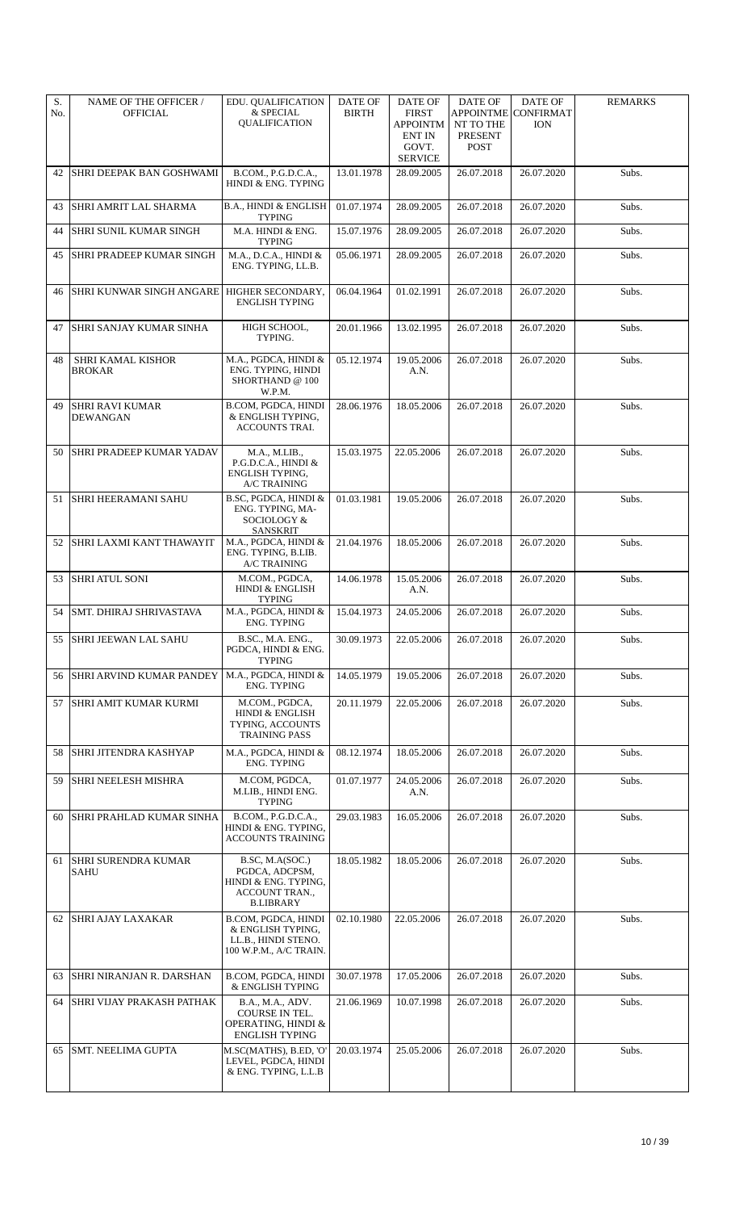| S. No. | NAME OF THE OFFICER / OFFICIAL | EDU. QUALIFICATION & SPECIAL QUALIFICATION | DATE OF BIRTH | DATE OF FIRST APPOINTMENT IN GOVT. SERVICE | DATE OF APPOINTMENT TO THE PRESENT POST | DATE OF CONFIRMATION | REMARKS |
|---|---|---|---|---|---|---|---|
| 42 | SHRI DEEPAK BAN GOSHWAMI | B.COM., P.G.D.C.A., HINDI & ENG. TYPING | 13.01.1978 | 28.09.2005 | 26.07.2018 | 26.07.2020 | Subs. |
| 43 | SHRI AMRIT LAL SHARMA | B.A., HINDI & ENGLISH TYPING | 01.07.1974 | 28.09.2005 | 26.07.2018 | 26.07.2020 | Subs. |
| 44 | SHRI SUNIL KUMAR SINGH | M.A. HINDI & ENG. TYPING | 15.07.1976 | 28.09.2005 | 26.07.2018 | 26.07.2020 | Subs. |
| 45 | SHRI PRADEEP KUMAR SINGH | M.A., D.C.A., HINDI & ENG. TYPING, LL.B. | 05.06.1971 | 28.09.2005 | 26.07.2018 | 26.07.2020 | Subs. |
| 46 | SHRI KUNWAR SINGH ANGARE | HIGHER SECONDARY, ENGLISH TYPING | 06.04.1964 | 01.02.1991 | 26.07.2018 | 26.07.2020 | Subs. |
| 47 | SHRI SANJAY KUMAR SINHA | HIGH SCHOOL, TYPING. | 20.01.1966 | 13.02.1995 | 26.07.2018 | 26.07.2020 | Subs. |
| 48 | SHRI KAMAL KISHOR BROKAR | M.A., PGDCA, HINDI & ENG. TYPING, HINDI SHORTHAND @ 100 W.P.M. | 05.12.1974 | 19.05.2006 A.N. | 26.07.2018 | 26.07.2020 | Subs. |
| 49 | SHRI RAVI KUMAR DEWANGAN | B.COM, PGDCA, HINDI & ENGLISH TYPING, ACCOUNTS TRAI. | 28.06.1976 | 18.05.2006 | 26.07.2018 | 26.07.2020 | Subs. |
| 50 | SHRI PRADEEP KUMAR YADAV | M.A., M.LIB., P.G.D.C.A., HINDI & ENGLISH TYPING, A/C TRAINING | 15.03.1975 | 22.05.2006 | 26.07.2018 | 26.07.2020 | Subs. |
| 51 | SHRI HEERAMANI SAHU | B.SC, PGDCA, HINDI & ENG. TYPING, MA-SOCIOLOGY & SANSKRIT | 01.03.1981 | 19.05.2006 | 26.07.2018 | 26.07.2020 | Subs. |
| 52 | SHRI LAXMI KANT THAWAYIT | M.A., PGDCA, HINDI & ENG. TYPING, B.LIB. A/C TRAINING | 21.04.1976 | 18.05.2006 | 26.07.2018 | 26.07.2020 | Subs. |
| 53 | SHRI ATUL SONI | M.COM., PGDCA, HINDI & ENGLISH TYPING | 14.06.1978 | 15.05.2006 A.N. | 26.07.2018 | 26.07.2020 | Subs. |
| 54 | SMT. DHIRAJ SHRIVASTAVA | M.A., PGDCA, HINDI & ENG. TYPING | 15.04.1973 | 24.05.2006 | 26.07.2018 | 26.07.2020 | Subs. |
| 55 | SHRI JEEWAN LAL SAHU | B.SC., M.A. ENG., PGDCA, HINDI & ENG. TYPING | 30.09.1973 | 22.05.2006 | 26.07.2018 | 26.07.2020 | Subs. |
| 56 | SHRI ARVIND KUMAR PANDEY | M.A., PGDCA, HINDI & ENG. TYPING | 14.05.1979 | 19.05.2006 | 26.07.2018 | 26.07.2020 | Subs. |
| 57 | SHRI AMIT KUMAR KURMI | M.COM., PGDCA, HINDI & ENGLISH TYPING, ACCOUNTS TRAINING PASS | 20.11.1979 | 22.05.2006 | 26.07.2018 | 26.07.2020 | Subs. |
| 58 | SHRI JITENDRA KASHYAP | M.A., PGDCA, HINDI & ENG. TYPING | 08.12.1974 | 18.05.2006 | 26.07.2018 | 26.07.2020 | Subs. |
| 59 | SHRI NEELESH MISHRA | M.COM, PGDCA, M.LIB., HINDI ENG. TYPING | 01.07.1977 | 24.05.2006 A.N. | 26.07.2018 | 26.07.2020 | Subs. |
| 60 | SHRI PRAHLAD KUMAR SINHA | B.COM., P.G.D.C.A., HINDI & ENG. TYPING, ACCOUNTS TRAINING | 29.03.1983 | 16.05.2006 | 26.07.2018 | 26.07.2020 | Subs. |
| 61 | SHRI SURENDRA KUMAR SAHU | B.SC, M.A(SOC.) PGDCA, ADCPSM, HINDI & ENG. TYPING, ACCOUNT TRAN., B.LIBRARY | 18.05.1982 | 18.05.2006 | 26.07.2018 | 26.07.2020 | Subs. |
| 62 | SHRI AJAY LAXAKAR | B.COM, PGDCA, HINDI & ENGLISH TYPING, LL.B., HINDI STENO. 100 W.P.M., A/C TRAIN. | 02.10.1980 | 22.05.2006 | 26.07.2018 | 26.07.2020 | Subs. |
| 63 | SHRI NIRANJAN R. DARSHAN | B.COM, PGDCA, HINDI & ENGLISH TYPING | 30.07.1978 | 17.05.2006 | 26.07.2018 | 26.07.2020 | Subs. |
| 64 | SHRI VIJAY PRAKASH PATHAK | B.A., M.A., ADV. COURSE IN TEL. OPERATING, HINDI & ENGLISH TYPING | 21.06.1969 | 10.07.1998 | 26.07.2018 | 26.07.2020 | Subs. |
| 65 | SMT. NEELIMA GUPTA | M.SC(MATHS), B.ED, 'O' LEVEL, PGDCA, HINDI & ENG. TYPING, L.L.B | 20.03.1974 | 25.05.2006 | 26.07.2018 | 26.07.2020 | Subs. |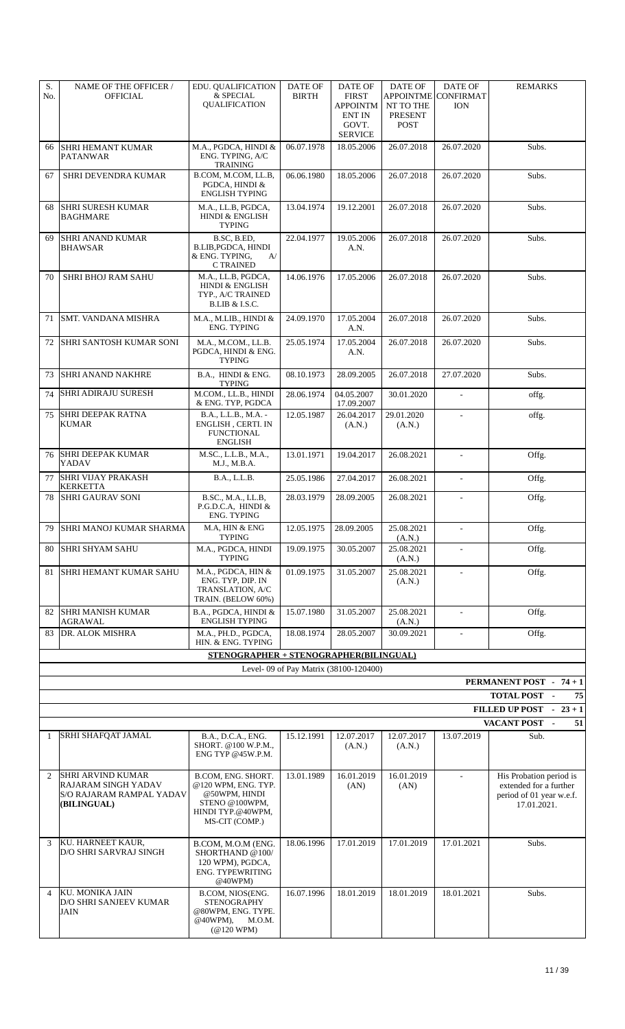| S. No. | NAME OF THE OFFICER / OFFICIAL | EDU. QUALIFICATION & SPECIAL QUALIFICATION | DATE OF BIRTH | DATE OF FIRST APPOINTMENT IN GOVT. SERVICE | DATE OF APPOINTMENT TO THE PRESENT POST | DATE OF CONFIRMATION | REMARKS |
|---|---|---|---|---|---|---|---|
| 66 | SHRI HEMANT KUMAR PATANWAR | M.A., PGDCA, HINDI & ENG. TYPING, A/C TRAINING | 06.07.1978 | 18.05.2006 | 26.07.2018 | 26.07.2020 | Subs. |
| 67 | SHRI DEVENDRA KUMAR | B.COM, M.COM, LL.B, PGDCA, HINDI & ENGLISH TYPING | 06.06.1980 | 18.05.2006 | 26.07.2018 | 26.07.2020 | Subs. |
| 68 | SHRI SURESH KUMAR BAGHMARE | M.A., LL.B, PGDCA, HINDI & ENGLISH TYPING | 13.04.1974 | 19.12.2001 | 26.07.2018 | 26.07.2020 | Subs. |
| 69 | SHRI ANAND KUMAR BHAWSAR | B.SC, B.ED, B.LIB,PGDCA, HINDI & ENG. TYPING, A/ C TRAINED | 22.04.1977 | 19.05.2006 A.N. | 26.07.2018 | 26.07.2020 | Subs. |
| 70 | SHRI BHOJ RAM SAHU | M.A., LL.B, PGDCA, HINDI & ENGLISH TYP., A/C TRAINED B.LIB & I.S.C. | 14.06.1976 | 17.05.2006 | 26.07.2018 | 26.07.2020 | Subs. |
| 71 | SMT. VANDANA MISHRA | M.A., M.LIB., HINDI & ENG. TYPING | 24.09.1970 | 17.05.2004 A.N. | 26.07.2018 | 26.07.2020 | Subs. |
| 72 | SHRI SANTOSH KUMAR SONI | M.A., M.COM., LL.B. PGDCA, HINDI & ENG. TYPING | 25.05.1974 | 17.05.2004 A.N. | 26.07.2018 | 26.07.2020 | Subs. |
| 73 | SHRI ANAND NAKHRE | B.A., HINDI & ENG. TYPING | 08.10.1973 | 28.09.2005 | 26.07.2018 | 27.07.2020 | Subs. |
| 74 | SHRI ADIRAJU SURESH | M.COM., LL.B., HINDI & ENG. TYP, PGDCA | 28.06.1974 | 04.05.2007 17.09.2007 | 30.01.2020 | - | offg. |
| 75 | SHRI DEEPAK RATNA KUMAR | B.A., L.L.B., M.A. - ENGLISH , CERTI. IN FUNCTIONAL ENGLISH | 12.05.1987 | 26.04.2017 (A.N.) | 29.01.2020 (A.N.) | - | offg. |
| 76 | SHRI DEEPAK KUMAR YADAV | M.SC., L.L.B., M.A., M.J., M.B.A. | 13.01.1971 | 19.04.2017 | 26.08.2021 | - | Offg. |
| 77 | SHRI VIJAY PRAKASH KERKETTA | B.A., L.L.B. | 25.05.1986 | 27.04.2017 | 26.08.2021 | - | Offg. |
| 78 | SHRI GAURAV SONI | B.SC., M.A., LL.B, P.G.D.C.A, HINDI & ENG. TYPING | 28.03.1979 | 28.09.2005 | 26.08.2021 | - | Offg. |
| 79 | SHRI MANOJ KUMAR SHARMA | M.A, HIN & ENG TYPING | 12.05.1975 | 28.09.2005 | 25.08.2021 (A.N.) | - | Offg. |
| 80 | SHRI SHYAM SAHU | M.A., PGDCA, HINDI TYPING | 19.09.1975 | 30.05.2007 | 25.08.2021 (A.N.) | - | Offg. |
| 81 | SHRI HEMANT KUMAR SAHU | M.A., PGDCA, HIN & ENG. TYP, DIP. IN TRANSLATION, A/C TRAIN. (BELOW 60%) | 01.09.1975 | 31.05.2007 | 25.08.2021 (A.N.) | - | Offg. |
| 82 | SHRI MANISH KUMAR AGRAWAL | B.A., PGDCA, HINDI & ENGLISH TYPING | 15.07.1980 | 31.05.2007 | 25.08.2021 (A.N.) | - | Offg. |
| 83 | DR. ALOK MISHRA | M.A., PH.D., PGDCA, HIN. & ENG. TYPING | 18.08.1974 | 28.05.2007 | 30.09.2021 | - | Offg. |
| | **STENOGRAPHER + STENOGRAPHER(BILINGUAL)** | | | | | | |
| | Level- 09 of Pay Matrix (38100-120400) | | | | | | |
| | | | | | | | **PERMANENT POST - 74 + 1** |
| | | | | | | | **TOTAL POST - 75** |
| | | | | | | | **FILLED UP POST - 23 + 1** |
| | | | | | | | **VACANT POST - 51** |
| 1 | SRHI SHAFQAT JAMAL | B.A., D.C.A., ENG. SHORT. @100 W.P.M., ENG TYP @45W.P.M. | 15.12.1991 | 12.07.2017 (A.N.) | 12.07.2017 (A.N.) | 13.07.2019 | Sub. |
| 2 | SHRI ARVIND KUMAR RAJARAM SINGH YADAV S/O RAJARAM RAMPAL YADAV **(BILINGUAL)** | B.COM, ENG. SHORT. @120 WPM, ENG. TYP. @50WPM, HINDI STENO @100WPM, HINDI TYP.@40WPM, MS-CIT (COMP.) | 13.01.1989 | 16.01.2019 (AN) | 16.01.2019 (AN) | - | His Probation period is extended for a further period of 01 year w.e.f. 17.01.2021. |
| 3 | KU. HARNEET KAUR, D/O SHRI SARVRAJ SINGH | B.COM, M.O.M (ENG. SHORTHAND @100/ 120 WPM), PGDCA, ENG. TYPEWRITING @40WPM) | 18.06.1996 | 17.01.2019 | 17.01.2019 | 17.01.2021 | Subs. |
| 4 | KU. MONIKA JAIN D/O SHRI SANJEEV KUMAR JAIN | B.COM, NIOS(ENG. STENOGRAPHY @80WPM, ENG. TYPE. @40WPM), M.O.M. (@120 WPM) | 16.07.1996 | 18.01.2019 | 18.01.2019 | 18.01.2021 | Subs. |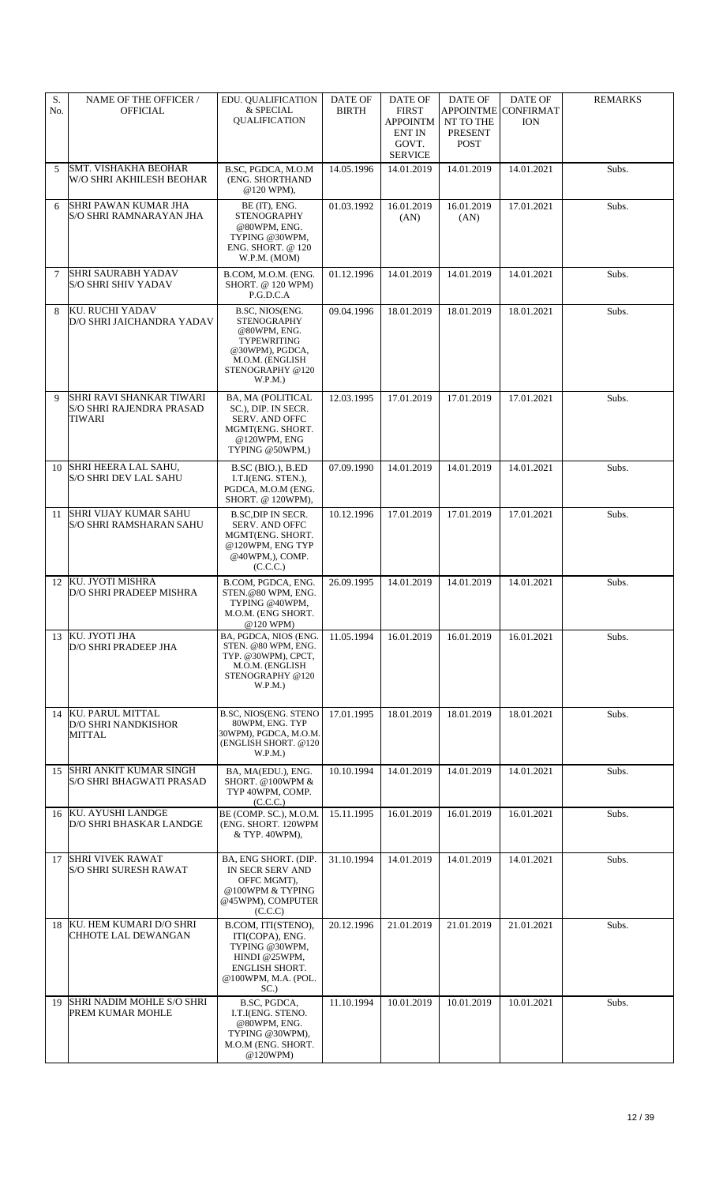| S. No. | NAME OF THE OFFICER / OFFICIAL | EDU. QUALIFICATION & SPECIAL QUALIFICATION | DATE OF BIRTH | DATE OF FIRST APPOINTMENT IN GOVT. SERVICE | DATE OF APPOINTMENT TO THE PRESENT POST | DATE OF CONFIRMATION | REMARKS |
|---|---|---|---|---|---|---|---|
| 5 | SMT. VISHAKHA BEOHAR W/O SHRI AKHILESH BEOHAR | B.SC, PGDCA, M.O.M (ENG. SHORTHAND @120 WPM), | 14.05.1996 | 14.01.2019 | 14.01.2019 | 14.01.2021 | Subs. |
| 6 | SHRI PAWAN KUMAR JHA S/O SHRI RAMNARAYAN JHA | BE (IT), ENG. STENOGRAPHY @80WPM, ENG. TYPING @30WPM, ENG. SHORT. @ 120 W.P.M. (MOM) | 01.03.1992 | 16.01.2019 (AN) | 16.01.2019 (AN) | 17.01.2021 | Subs. |
| 7 | SHRI SAURABH YADAV S/O SHRI SHIV YADAV | B.COM, M.O.M. (ENG. SHORT. @ 120 WPM) P.G.D.C.A | 01.12.1996 | 14.01.2019 | 14.01.2019 | 14.01.2021 | Subs. |
| 8 | KU. RUCHI YADAV D/O SHRI JAICHANDRA YADAV | B.SC, NIOS(ENG. STENOGRAPHY @80WPM, ENG. TYPEWRITING @30WPM), PGDCA, M.O.M. (ENGLISH STENOGRAPHY @120 W.P.M.) | 09.04.1996 | 18.01.2019 | 18.01.2019 | 18.01.2021 | Subs. |
| 9 | SHRI RAVI SHANKAR TIWARI S/O SHRI RAJENDRA PRASAD TIWARI | BA, MA (POLITICAL SC.), DIP. IN SECR. SERV. AND OFFC. MGMT(ENG. SHORT. @120WPM, ENG TYPING @50WPM,) | 12.03.1995 | 17.01.2019 | 17.01.2019 | 17.01.2021 | Subs. |
| 10 | SHRI HEERA LAL SAHU, S/O SHRI DEV LAL SAHU | B.SC (BIO.), B.ED I.T.I(ENG. STEN.), PGDCA, M.O.M (ENG. SHORT. @ 120WPM), | 07.09.1990 | 14.01.2019 | 14.01.2019 | 14.01.2021 | Subs. |
| 11 | SHRI VIJAY KUMAR SAHU S/O SHRI RAMSHARAN SAHU | B.SC,DIP IN SECR. SERV. AND OFFC MGMT(ENG. SHORT. @120WPM, ENG TYP @40WPM,), COMP. (C.C.C.) | 10.12.1996 | 17.01.2019 | 17.01.2019 | 17.01.2021 | Subs. |
| 12 | KU. JYOTI MISHRA D/O SHRI PRADEEP MISHRA | B.COM, PGDCA, ENG. STEN.@80 WPM, ENG. TYPING @40WPM, M.O.M. (ENG SHORT. @120 WPM) | 26.09.1995 | 14.01.2019 | 14.01.2019 | 14.01.2021 | Subs. |
| 13 | KU. JYOTI JHA D/O SHRI PRADEEP JHA | BA, PGDCA, NIOS (ENG. STEN. @80 WPM, ENG. TYP. @30WPM), CPCT, M.O.M. (ENGLISH STENOGRAPHY @120 W.P.M.) | 11.05.1994 | 16.01.2019 | 16.01.2019 | 16.01.2021 | Subs. |
| 14 | KU. PARUL MITTAL D/O SHRI NANDKISHOR MITTAL | B.SC, NIOS(ENG. STENO 80WPM, ENG. TYP 30WPM), PGDCA, M.O.M. (ENGLISH SHORT. @120 W.P.M.) | 17.01.1995 | 18.01.2019 | 18.01.2019 | 18.01.2021 | Subs. |
| 15 | SHRI ANKIT KUMAR SINGH S/O SHRI BHAGWATI PRASAD | BA, MA(EDU.), ENG. SHORT. @100WPM & TYP 40WPM, COMP. (C.C.C.) | 10.10.1994 | 14.01.2019 | 14.01.2019 | 14.01.2021 | Subs. |
| 16 | KU. AYUSHI LANDGE D/O SHRI BHASKAR LANDGE | BE (COMP. SC.), M.O.M. (ENG. SHORT. 120WPM & TYP. 40WPM), | 15.11.1995 | 16.01.2019 | 16.01.2019 | 16.01.2021 | Subs. |
| 17 | SHRI VIVEK RAWAT S/O SHRI SURESH RAWAT | BA, ENG SHORT. (DIP. IN SECR SERV AND OFFC MGMT), @100WPM & TYPING @45WPM), COMPUTER (C.C.C) | 31.10.1994 | 14.01.2019 | 14.01.2019 | 14.01.2021 | Subs. |
| 18 | KU. HEM KUMARI D/O SHRI CHHOTE LAL DEWANGAN | B.COM, ITI(STENO), ITI(COPA), ENG. TYPING @30WPM, HINDI @25WPM, ENGLISH SHORT. @100WPM, M.A. (POL. SC.) | 20.12.1996 | 21.01.2019 | 21.01.2019 | 21.01.2021 | Subs. |
| 19 | SHRI NADIM MOHLE S/O SHRI PREM KUMAR MOHLE | B.SC, PGDCA, I.T.I(ENG. STENO. @80WPM, ENG. TYPING @30WPM), M.O.M (ENG. SHORT. @120WPM) | 11.10.1994 | 10.01.2019 | 10.01.2019 | 10.01.2021 | Subs. |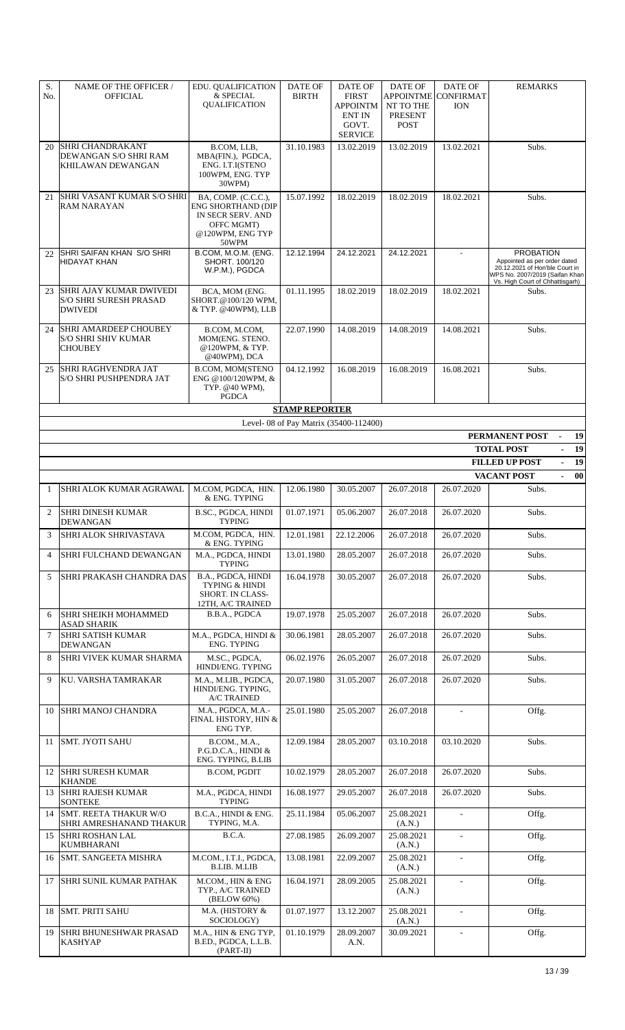| S. No. | NAME OF THE OFFICER / OFFICIAL | EDU. QUALIFICATION & SPECIAL QUALIFICATION | DATE OF BIRTH | DATE OF FIRST APPOINTMENT IN GOVT. SERVICE | DATE OF APPOINTMENT TO THE PRESENT POST | DATE OF CONFIRMATION | REMARKS |
|---|---|---|---|---|---|---|---|
| 20 | SHRI CHANDRAKANT DEWANGAN S/O SHRI RAM KHILAWAN DEWANGAN | B.COM, LLB, MBA(FIN.), PGDCA, ENG. I.T.I(STENO 100WPM, ENG. TYP 30WPM) | 31.10.1983 | 13.02.2019 | 13.02.2019 | 13.02.2021 | Subs. |
| 21 | SHRI VASANT KUMAR S/O SHRI RAM NARAYAN | BA, COMP. (C.C.C.), ENG SHORTHAND (DIP IN SECR SERV. AND OFFC MGMT) @120WPM, ENG TYP 50WPM | 15.07.1992 | 18.02.2019 | 18.02.2019 | 18.02.2021 | Subs. |
| 22 | SHRI SAIFAN KHAN S/O SHRI HIDAYAT KHAN | B.COM, M.O.M. (ENG. SHORT. 100/120 W.P.M.), PGDCA | 12.12.1994 | 24.12.2021 | 24.12.2021 | - | PROBATION Appointed as per order dated 20.12.2021 of Hon'ble Court in WPS No. 2007/2019 (Saifan Khan Vs. High Court of Chhattisgarh) |
| 23 | SHRI AJAY KUMAR DWIVEDI S/O SHRI SURESH PRASAD DWIVEDI | BCA, MOM (ENG. SHORT.@100/120 WPM, & TYP. @40WPM), LLB | 01.11.1995 | 18.02.2019 | 18.02.2019 | 18.02.2021 | Subs. |
| 24 | SHRI AMARDEEP CHOUBEY S/O SHRI SHIV KUMAR CHOUBEY | B.COM, M.COM, MOM(ENG. STENO. @120WPM, & TYP. @40WPM), DCA | 22.07.1990 | 14.08.2019 | 14.08.2019 | 14.08.2021 | Subs. |
| 25 | SHRI RAGHVENDRA JAT S/O SHRI PUSHPENDRA JAT | B.COM, MOM(STENO ENG @100/120WPM, & TYP. @40 WPM), PGDCA | 04.12.1992 | 16.08.2019 | 16.08.2019 | 16.08.2021 | Subs. |

**STAMP REPORTER**

Level- 08 of Pay Matrix (35400-112400)

PERMANENT POST - 19
TOTAL POST - 19
FILLED UP POST - 19
VACANT POST - 00

| S. No. | NAME OF THE OFFICER / OFFICIAL | EDU. QUALIFICATION & SPECIAL QUALIFICATION | DATE OF BIRTH | DATE OF FIRST APPOINTMENT IN GOVT. SERVICE | DATE OF APPOINTMENT TO THE PRESENT POST | DATE OF CONFIRMATION | REMARKS |
|---|---|---|---|---|---|---|---|
| 1 | SHRI ALOK KUMAR AGRAWAL | M.COM, PGDCA, HIN. & ENG. TYPING | 12.06.1980 | 30.05.2007 | 26.07.2018 | 26.07.2020 | Subs. |
| 2 | SHRI DINESH KUMAR DEWANGAN | B.SC., PGDCA, HINDI TYPING | 01.07.1971 | 05.06.2007 | 26.07.2018 | 26.07.2020 | Subs. |
| 3 | SHRI ALOK SHRIVASTAVA | M.COM, PGDCA, HIN. & ENG. TYPING | 12.01.1981 | 22.12.2006 | 26.07.2018 | 26.07.2020 | Subs. |
| 4 | SHRI FULCHAND DEWANGAN | M.A., PGDCA, HINDI TYPING | 13.01.1980 | 28.05.2007 | 26.07.2018 | 26.07.2020 | Subs. |
| 5 | SHRI PRAKASH CHANDRA DAS | B.A., PGDCA, HINDI TYPING & HINDI SHORT. IN CLASS-12TH, A/C TRAINED | 16.04.1978 | 30.05.2007 | 26.07.2018 | 26.07.2020 | Subs. |
| 6 | SHRI SHEIKH MOHAMMED ASAD SHARIK | B.B.A., PGDCA | 19.07.1978 | 25.05.2007 | 26.07.2018 | 26.07.2020 | Subs. |
| 7 | SHRI SATISH KUMAR DEWANGAN | M.A., PGDCA, HINDI & ENG. TYPING | 30.06.1981 | 28.05.2007 | 26.07.2018 | 26.07.2020 | Subs. |
| 8 | SHRI VIVEK KUMAR SHARMA | M.SC., PGDCA, HINDI/ENG. TYPING | 06.02.1976 | 26.05.2007 | 26.07.2018 | 26.07.2020 | Subs. |
| 9 | KU. VARSHA TAMRAKAR | M.A., M.LIB., PGDCA, HINDI/ENG. TYPING, A/C TRAINED | 20.07.1980 | 31.05.2007 | 26.07.2018 | 26.07.2020 | Subs. |
| 10 | SHRI MANOJ CHANDRA | M.A., PGDCA, M.A.-FINAL HISTORY, HIN & ENG TYP. | 25.01.1980 | 25.05.2007 | 26.07.2018 | - | Offg. |
| 11 | SMT. JYOTI SAHU | B.COM., M.A., P.G.D.C.A., HINDI & ENG. TYPING, B.LIB | 12.09.1984 | 28.05.2007 | 03.10.2018 | 03.10.2020 | Subs. |
| 12 | SHRI SURESH KUMAR KHANDE | B.COM, PGDIT | 10.02.1979 | 28.05.2007 | 26.07.2018 | 26.07.2020 | Subs. |
| 13 | SHRI RAJESH KUMAR SONTEKE | M.A., PGDCA, HINDI TYPING | 16.08.1977 | 29.05.2007 | 26.07.2018 | 26.07.2020 | Subs. |
| 14 | SMT. REETA THAKUR W/O SHRI AMRESHANAND THAKUR | B.C.A., HINDI & ENG. TYPING, M.A. | 25.11.1984 | 05.06.2007 | 25.08.2021 (A.N.) | - | Offg. |
| 15 | SHRI ROSHAN LAL KUMBHARANI | B.C.A. | 27.08.1985 | 26.09.2007 | 25.08.2021 (A.N.) | - | Offg. |
| 16 | SMT. SANGEETA MISHRA | M.COM., I.T.I., PGDCA, B.LIB. M.LIB | 13.08.1981 | 22.09.2007 | 25.08.2021 (A.N.) | - | Offg. |
| 17 | SHRI SUNIL KUMAR PATHAK | M.COM., HIN & ENG TYP., A/C TRAINED (BELOW 60%) | 16.04.1971 | 28.09.2005 | 25.08.2021 (A.N.) | - | Offg. |
| 18 | SMT. PRITI SAHU | M.A. (HISTORY & SOCIOLOGY) | 01.07.1977 | 13.12.2007 | 25.08.2021 (A.N.) | - | Offg. |
| 19 | SHRI BHUNESHWAR PRASAD KASHYAP | M.A., HIN & ENG TYP, B.ED., PGDCA, L.L.B. (PART-II) | 01.10.1979 | 28.09.2007 A.N. | 30.09.2021 | - | Offg. |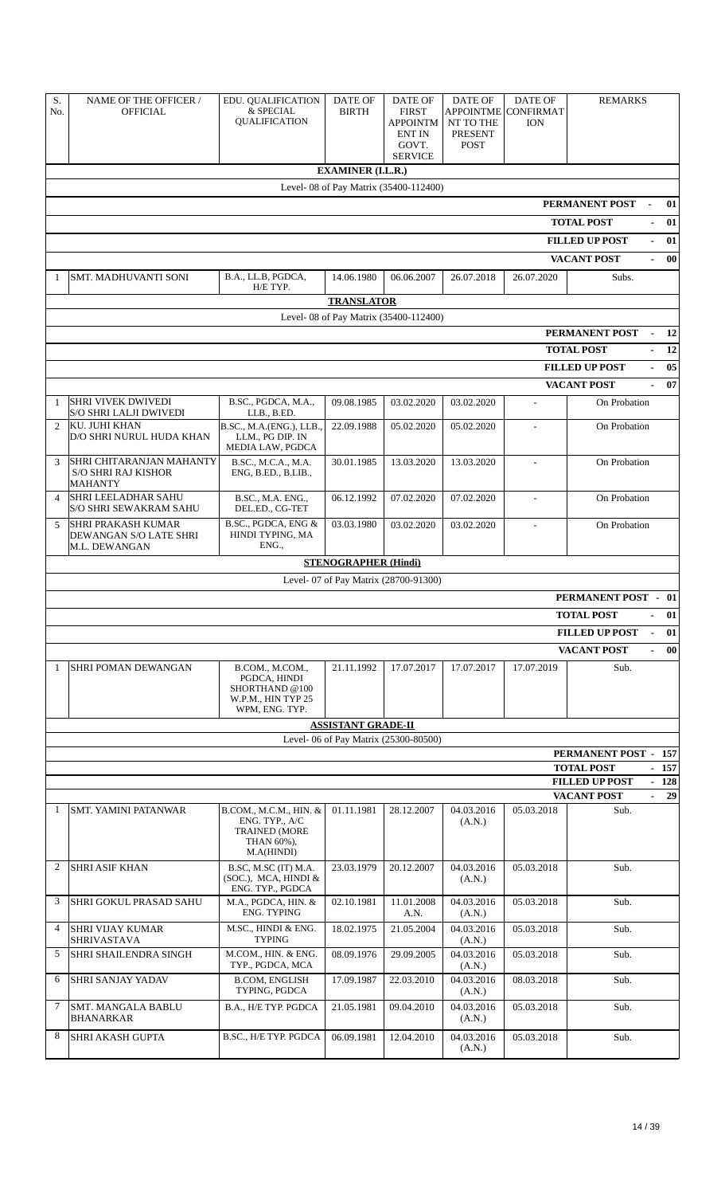| S. No. | NAME OF THE OFFICER / OFFICIAL | EDU. QUALIFICATION & SPECIAL QUALIFICATION | DATE OF BIRTH | DATE OF FIRST APPOINTMENT IN GOVT. SERVICE | DATE OF APPOINTMENT TO THE PRESENT POST | DATE OF CONFIRMATION | REMARKS |
|---|---|---|---|---|---|---|---|
| | | | **EXAMINER (I.L.R.)** | | | | |
| | | | Level- 08 of Pay Matrix (35400-112400) | | | | |
| | | | | | | | **PERMANENT POST - 01** |
| | | | | | | | **TOTAL POST - 01** |
| | | | | | | | **FILLED UP POST - 01** |
| | | | | | | | **VACANT POST - 00** |
| 1 | SMT. MADHUVANTI SONI | B.A., LL.B, PGDCA, H/E TYP. | 14.06.1980 | 06.06.2007 | 26.07.2018 | 26.07.2020 | Subs. |
| | | | **TRANSLATOR** | | | | |
| | | | Level- 08 of Pay Matrix (35400-112400) | | | | |
| | | | | | | | **PERMANENT POST - 12** |
| | | | | | | | **TOTAL POST - 12** |
| | | | | | | | **FILLED UP POST - 05** |
| | | | | | | | **VACANT POST - 07** |
| 1 | SHRI VIVEK DWIVEDI S/O SHRI LALJI DWIVEDI | B.SC., PGDCA, M.A., LLB., B.ED. | 09.08.1985 | 03.02.2020 | 03.02.2020 | - | On Probation |
| 2 | KU. JUHI KHAN D/O SHRI NURUL HUDA KHAN | B.SC., M.A.(ENG.), LLB., LLM., PG DIP. IN MEDIA LAW, PGDCA | 22.09.1988 | 05.02.2020 | 05.02.2020 | - | On Probation |
| 3 | SHRI CHITARANJAN MAHANTY S/O SHRI RAJ KISHOR MAHANTY | B.SC., M.C.A., M.A. ENG, B.ED., B.LIB., | 30.01.1985 | 13.03.2020 | 13.03.2020 | - | On Probation |
| 4 | SHRI LEELADHAR SAHU S/O SHRI SEWAKRAM SAHU | B.SC., M.A. ENG., DEL.ED., CG-TET | 06.12.1992 | 07.02.2020 | 07.02.2020 | - | On Probation |
| 5 | SHRI PRAKASH KUMAR DEWANGAN S/O LATE SHRI M.L. DEWANGAN | B.SC., PGDCA, ENG & HINDI TYPING, MA ENG., | 03.03.1980 | 03.02.2020 | 03.02.2020 | - | On Probation |
| | | | **STENOGRAPHER (Hindi)** | | | | |
| | | | Level- 07 of Pay Matrix (28700-91300) | | | | |
| | | | | | | | **PERMANENT POST - 01** |
| | | | | | | | **TOTAL POST - 01** |
| | | | | | | | **FILLED UP POST - 01** |
| | | | | | | | **VACANT POST - 00** |
| 1 | SHRI POMAN DEWANGAN | B.COM., M.COM., PGDCA, HINDI SHORTHAND @100 W.P.M., HIN TYP 25 WPM, ENG. TYP. | 21.11.1992 | 17.07.2017 | 17.07.2017 | 17.07.2019 | Sub. |
| | | | **ASSISTANT GRADE-II** | | | | |
| | | | Level- 06 of Pay Matrix (25300-80500) | | | | |
| | | | | | | | **PERMANENT POST - 157** |
| | | | | | | | **TOTAL POST - 157** |
| | | | | | | | **FILLED UP POST - 128** |
| | | | | | | | **VACANT POST - 29** |
| 1 | SMT. YAMINI PATANWAR | B.COM., M.C.M., HIN. & ENG. TYP., A/C TRAINED (MORE THAN 60%), M.A(HINDI) | 01.11.1981 | 28.12.2007 | 04.03.2016 (A.N.) | 05.03.2018 | Sub. |
| 2 | SHRI ASIF KHAN | B.SC, M.SC (IT) M.A. (SOC.), MCA, HINDI & ENG. TYP., PGDCA | 23.03.1979 | 20.12.2007 | 04.03.2016 (A.N.) | 05.03.2018 | Sub. |
| 3 | SHRI GOKUL PRASAD SAHU | M.A., PGDCA, HIN. & ENG. TYPING | 02.10.1981 | 11.01.2008 A.N. | 04.03.2016 (A.N.) | 05.03.2018 | Sub. |
| 4 | SHRI VIJAY KUMAR SHRIVASTAVA | M.SC., HINDI & ENG. TYPING | 18.02.1975 | 21.05.2004 | 04.03.2016 (A.N.) | 05.03.2018 | Sub. |
| 5 | SHRI SHAILENDRA SINGH | M.COM., HIN. & ENG. TYP., PGDCA, MCA | 08.09.1976 | 29.09.2005 | 04.03.2016 (A.N.) | 05.03.2018 | Sub. |
| 6 | SHRI SANJAY YADAV | B.COM, ENGLISH TYPING, PGDCA | 17.09.1987 | 22.03.2010 | 04.03.2016 (A.N.) | 08.03.2018 | Sub. |
| 7 | SMT. MANGALA BABLU BHANARKAR | B.A., H/E TYP. PGDCA | 21.05.1981 | 09.04.2010 | 04.03.2016 (A.N.) | 05.03.2018 | Sub. |
| 8 | SHRI AKASH GUPTA | B.SC., H/E TYP. PGDCA | 06.09.1981 | 12.04.2010 | 04.03.2016 (A.N.) | 05.03.2018 | Sub. |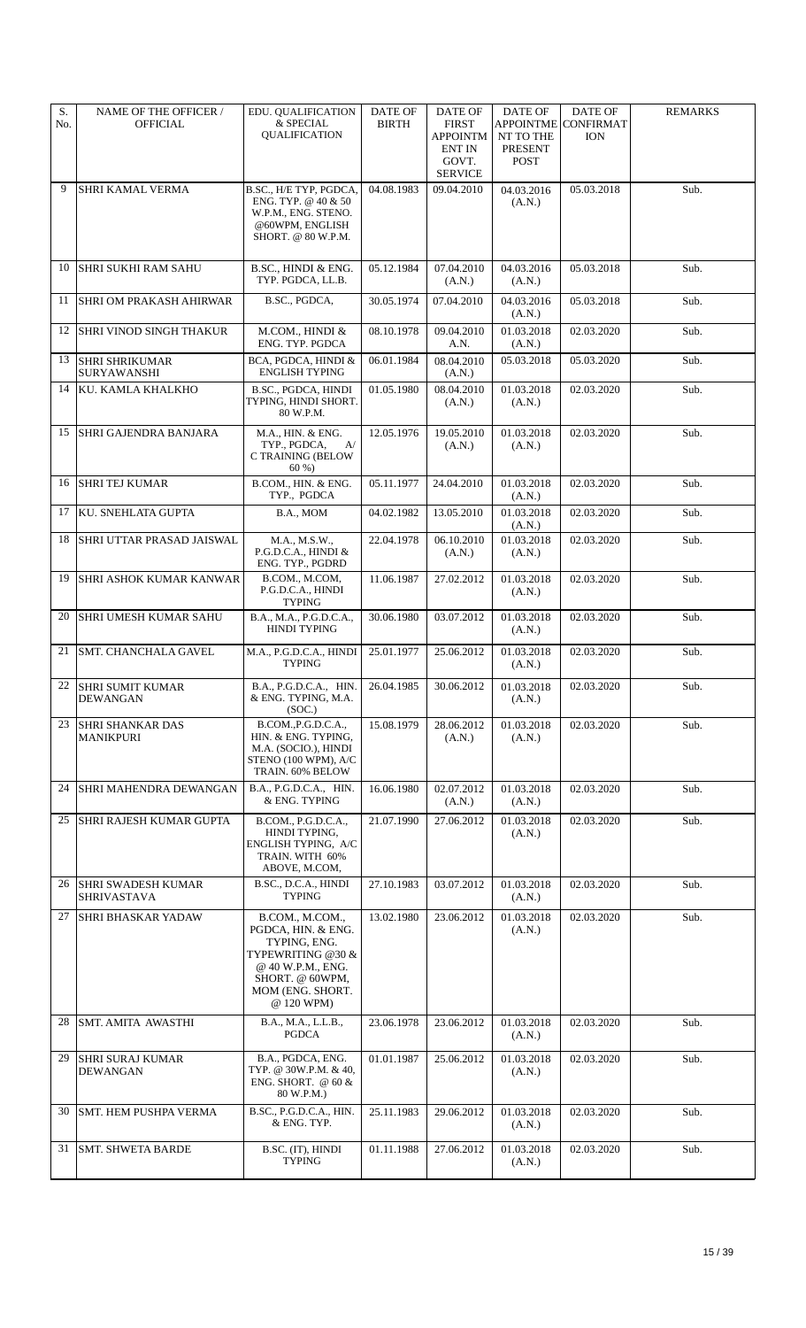| S. No. | NAME OF THE OFFICER / OFFICIAL | EDU. QUALIFICATION & SPECIAL QUALIFICATION | DATE OF BIRTH | DATE OF FIRST APPOINTMENT IN GOVT. SERVICE | DATE OF APPOINTMENT TO THE PRESENT POST | DATE OF CONFIRMATION | REMARKS |
|---|---|---|---|---|---|---|---|
| 9 | SHRI KAMAL VERMA | B.SC., H/E TYP, PGDCA, ENG. TYP. @ 40 & 50 W.P.M., ENG. STENO. @60WPM, ENGLISH SHORT. @ 80 W.P.M. | 04.08.1983 | 09.04.2010 | 04.03.2016 (A.N.) | 05.03.2018 | Sub. |
| 10 | SHRI SUKHI RAM SAHU | B.SC., HINDI & ENG. TYP. PGDCA, LL.B. | 05.12.1984 | 07.04.2010 (A.N.) | 04.03.2016 (A.N.) | 05.03.2018 | Sub. |
| 11 | SHRI OM PRAKASH AHIRWAR | B.SC., PGDCA, | 30.05.1974 | 07.04.2010 | 04.03.2016 (A.N.) | 05.03.2018 | Sub. |
| 12 | SHRI VINOD SINGH THAKUR | M.COM., HINDI & ENG. TYP. PGDCA | 08.10.1978 | 09.04.2010 A.N. | 01.03.2018 (A.N.) | 02.03.2020 | Sub. |
| 13 | SHRI SHRIKUMAR SURYAWANSHI | BCA, PGDCA, HINDI & ENGLISH TYPING | 06.01.1984 | 08.04.2010 (A.N.) | 05.03.2018 | 05.03.2020 | Sub. |
| 14 | KU. KAMLA KHALKHO | B.SC., PGDCA, HINDI TYPING, HINDI SHORT. 80 W.P.M. | 01.05.1980 | 08.04.2010 (A.N.) | 01.03.2018 (A.N.) | 02.03.2020 | Sub. |
| 15 | SHRI GAJENDRA BANJARA | M.A., HIN. & ENG. TYP., PGDCA, A/C TRAINING (BELOW 60 %) | 12.05.1976 | 19.05.2010 (A.N.) | 01.03.2018 (A.N.) | 02.03.2020 | Sub. |
| 16 | SHRI TEJ KUMAR | B.COM., HIN. & ENG. TYP., PGDCA | 05.11.1977 | 24.04.2010 | 01.03.2018 (A.N.) | 02.03.2020 | Sub. |
| 17 | KU. SNEHLATA GUPTA | B.A., MOM | 04.02.1982 | 13.05.2010 | 01.03.2018 (A.N.) | 02.03.2020 | Sub. |
| 18 | SHRI UTTAR PRASAD JAISWAL | M.A., M.S.W., P.G.D.C.A., HINDI & ENG. TYP., PGDRD | 22.04.1978 | 06.10.2010 (A.N.) | 01.03.2018 (A.N.) | 02.03.2020 | Sub. |
| 19 | SHRI ASHOK KUMAR KANWAR | B.COM., M.COM, P.G.D.C.A., HINDI TYPING | 11.06.1987 | 27.02.2012 | 01.03.2018 (A.N.) | 02.03.2020 | Sub. |
| 20 | SHRI UMESH KUMAR SAHU | B.A., M.A., P.G.D.C.A., HINDI TYPING | 30.06.1980 | 03.07.2012 | 01.03.2018 (A.N.) | 02.03.2020 | Sub. |
| 21 | SMT. CHANCHALA GAVEL | M.A., P.G.D.C.A., HINDI TYPING | 25.01.1977 | 25.06.2012 | 01.03.2018 (A.N.) | 02.03.2020 | Sub. |
| 22 | SHRI SUMIT KUMAR DEWANGAN | B.A., P.G.D.C.A., HIN. & ENG. TYPING, M.A. (SOC.) | 26.04.1985 | 30.06.2012 | 01.03.2018 (A.N.) | 02.03.2020 | Sub. |
| 23 | SHRI SHANKAR DAS MANIKPURI | B.COM.,P.G.D.C.A., HIN. & ENG. TYPING, M.A. (SOCIO.), HINDI STENO (100 WPM), A/C TRAIN. 60% BELOW | 15.08.1979 | 28.06.2012 (A.N.) | 01.03.2018 (A.N.) | 02.03.2020 | Sub. |
| 24 | SHRI MAHENDRA DEWANGAN | B.A., P.G.D.C.A., HIN. & ENG. TYPING | 16.06.1980 | 02.07.2012 (A.N.) | 01.03.2018 (A.N.) | 02.03.2020 | Sub. |
| 25 | SHRI RAJESH KUMAR GUPTA | B.COM., P.G.D.C.A., HINDI TYPING, ENGLISH TYPING, A/C TRAIN. WITH 60% ABOVE, M.COM, | 21.07.1990 | 27.06.2012 | 01.03.2018 (A.N.) | 02.03.2020 | Sub. |
| 26 | SHRI SWADESH KUMAR SHRIVASTAVA | B.SC., D.C.A., HINDI TYPING | 27.10.1983 | 03.07.2012 | 01.03.2018 (A.N.) | 02.03.2020 | Sub. |
| 27 | SHRI BHASKAR YADAW | B.COM., M.COM., PGDCA, HIN. & ENG. TYPING, ENG. TYPEWRITING @30 & @ 40 W.P.M., ENG. SHORT. @ 60WPM, MOM (ENG. SHORT. @ 120 WPM) | 13.02.1980 | 23.06.2012 | 01.03.2018 (A.N.) | 02.03.2020 | Sub. |
| 28 | SMT. AMITA AWASTHI | B.A., M.A., L.L.B., PGDCA | 23.06.1978 | 23.06.2012 | 01.03.2018 (A.N.) | 02.03.2020 | Sub. |
| 29 | SHRI SURAJ KUMAR DEWANGAN | B.A., PGDCA, ENG. TYP. @ 30W.P.M. & 40, ENG. SHORT. @ 60 & 80 W.P.M.) | 01.01.1987 | 25.06.2012 | 01.03.2018 (A.N.) | 02.03.2020 | Sub. |
| 30 | SMT. HEM PUSHPA VERMA | B.SC., P.G.D.C.A., HIN. & ENG. TYP. | 25.11.1983 | 29.06.2012 | 01.03.2018 (A.N.) | 02.03.2020 | Sub. |
| 31 | SMT. SHWETA BARDE | B.SC. (IT), HINDI TYPING | 01.11.1988 | 27.06.2012 | 01.03.2018 (A.N.) | 02.03.2020 | Sub. |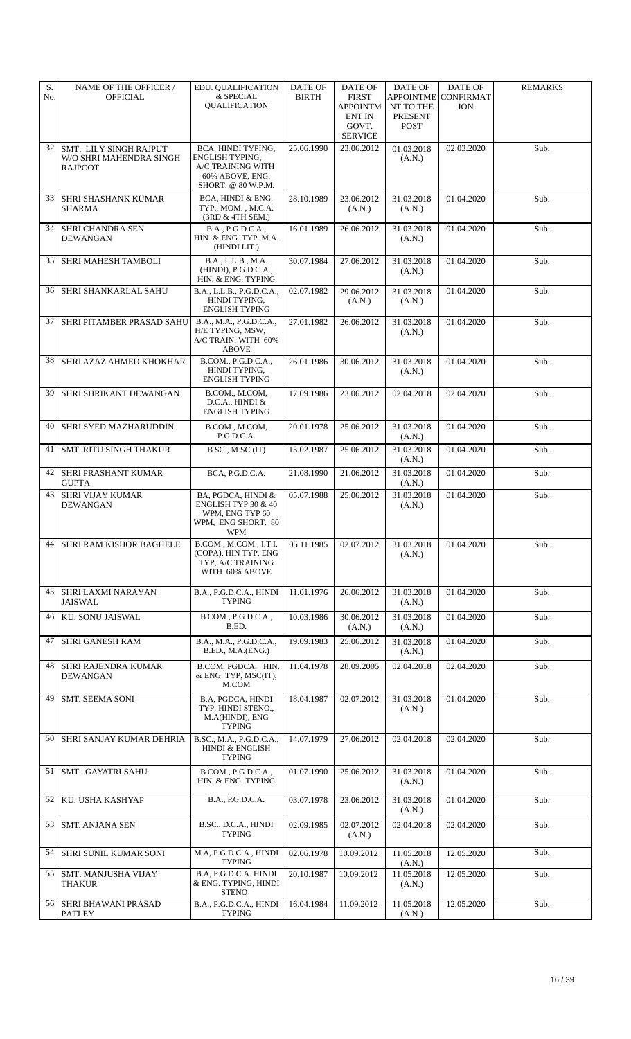| S. No. | NAME OF THE OFFICER / OFFICIAL | EDU. QUALIFICATION & SPECIAL QUALIFICATION | DATE OF BIRTH | DATE OF FIRST APPOINTMENT IN GOVT. SERVICE | DATE OF APPOINTMENT TO THE PRESENT POST | DATE OF CONFIRMATION | REMARKS |
|---|---|---|---|---|---|---|---|
| 32 | SMT. LILY SINGH RAJPUT W/O SHRI MAHENDRA SINGH RAJPOOT | BCA, HINDI TYPING, ENGLISH TYPING, A/C TRAINING WITH 60% ABOVE, ENG. SHORT. @ 80 W.P.M. | 25.06.1990 | 23.06.2012 | 01.03.2018 (A.N.) | 02.03.2020 | Sub. |
| 33 | SHRI SHASHANK KUMAR SHARMA | BCA, HINDI & ENG. TYP., MOM. , M.C.A. (3RD & 4TH SEM.) | 28.10.1989 | 23.06.2012 (A.N.) | 31.03.2018 (A.N.) | 01.04.2020 | Sub. |
| 34 | SHRI CHANDRA SEN DEWANGAN | B.A., P.G.D.C.A., HIN. & ENG. TYP. M.A. (HINDI LIT.) | 16.01.1989 | 26.06.2012 | 31.03.2018 (A.N.) | 01.04.2020 | Sub. |
| 35 | SHRI MAHESH TAMBOLI | B.A., L.L.B., M.A. (HINDI), P.G.D.C.A., HIN. & ENG. TYPING | 30.07.1984 | 27.06.2012 | 31.03.2018 (A.N.) | 01.04.2020 | Sub. |
| 36 | SHRI SHANKARLAL SAHU | B.A., L.L.B., P.G.D.C.A., HINDI TYPING, ENGLISH TYPING | 02.07.1982 | 29.06.2012 (A.N.) | 31.03.2018 (A.N.) | 01.04.2020 | Sub. |
| 37 | SHRI PITAMBER PRASAD SAHU | B.A., M.A., P.G.D.C.A., H/E TYPING, MSW, A/C TRAIN. WITH 60% ABOVE | 27.01.1982 | 26.06.2012 | 31.03.2018 (A.N.) | 01.04.2020 | Sub. |
| 38 | SHRI AZAZ AHMED KHOKHAR | B.COM., P.G.D.C.A., HINDI TYPING, ENGLISH TYPING | 26.01.1986 | 30.06.2012 | 31.03.2018 (A.N.) | 01.04.2020 | Sub. |
| 39 | SHRI SHRIKANT DEWANGAN | B.COM., M.COM, D.C.A., HINDI & ENGLISH TYPING | 17.09.1986 | 23.06.2012 | 02.04.2018 | 02.04.2020 | Sub. |
| 40 | SHRI SYED MAZHARUDDIN | B.COM., M.COM, P.G.D.C.A. | 20.01.1978 | 25.06.2012 | 31.03.2018 (A.N.) | 01.04.2020 | Sub. |
| 41 | SMT. RITU SINGH THAKUR | B.SC., M.SC (IT) | 15.02.1987 | 25.06.2012 | 31.03.2018 (A.N.) | 01.04.2020 | Sub. |
| 42 | SHRI PRASHANT KUMAR GUPTA | BCA, P.G.D.C.A. | 21.08.1990 | 21.06.2012 | 31.03.2018 (A.N.) | 01.04.2020 | Sub. |
| 43 | SHRI VIJAY KUMAR DEWANGAN | BA, PGDCA, HINDI & ENGLISH TYP 30 & 40 WPM, ENG TYP 60 WPM, ENG SHORT. 80 WPM | 05.07.1988 | 25.06.2012 | 31.03.2018 (A.N.) | 01.04.2020 | Sub. |
| 44 | SHRI RAM KISHOR BAGHELE | B.COM., M.COM., I.T.I. (COPA), HIN TYP, ENG TYP, A/C TRAINING WITH 60% ABOVE | 05.11.1985 | 02.07.2012 | 31.03.2018 (A.N.) | 01.04.2020 | Sub. |
| 45 | SHRI LAXMI NARAYAN JAISWAL | B.A., P.G.D.C.A., HINDI TYPING | 11.01.1976 | 26.06.2012 | 31.03.2018 (A.N.) | 01.04.2020 | Sub. |
| 46 | KU. SONU JAISWAL | B.COM., P.G.D.C.A., B.ED. | 10.03.1986 | 30.06.2012 (A.N.) | 31.03.2018 (A.N.) | 01.04.2020 | Sub. |
| 47 | SHRI GANESH RAM | B.A., M.A., P.G.D.C.A., B.ED., M.A.(ENG.) | 19.09.1983 | 25.06.2012 | 31.03.2018 (A.N.) | 01.04.2020 | Sub. |
| 48 | SHRI RAJENDRA KUMAR DEWANGAN | B.COM, PGDCA, HIN. & ENG. TYP, MSC(IT), M.COM | 11.04.1978 | 28.09.2005 | 02.04.2018 | 02.04.2020 | Sub. |
| 49 | SMT. SEEMA SONI | B.A, PGDCA, HINDI TYP, HINDI STENO., M.A(HINDI), ENG TYPING | 18.04.1987 | 02.07.2012 | 31.03.2018 (A.N.) | 01.04.2020 | Sub. |
| 50 | SHRI SANJAY KUMAR DEHRIA | B.SC., M.A., P.G.D.C.A., HINDI & ENGLISH TYPING | 14.07.1979 | 27.06.2012 | 02.04.2018 | 02.04.2020 | Sub. |
| 51 | SMT. GAYATRI SAHU | B.COM., P.G.D.C.A., HIN. & ENG. TYPING | 01.07.1990 | 25.06.2012 | 31.03.2018 (A.N.) | 01.04.2020 | Sub. |
| 52 | KU. USHA KASHYAP | B.A., P.G.D.C.A. | 03.07.1978 | 23.06.2012 | 31.03.2018 (A.N.) | 01.04.2020 | Sub. |
| 53 | SMT. ANJANA SEN | B.SC., D.C.A., HINDI TYPING | 02.09.1985 | 02.07.2012 (A.N.) | 02.04.2018 | 02.04.2020 | Sub. |
| 54 | SHRI SUNIL KUMAR SONI | M.A, P.G.D.C.A., HINDI TYPING | 02.06.1978 | 10.09.2012 | 11.05.2018 (A.N.) | 12.05.2020 | Sub. |
| 55 | SMT. MANJUSHA VIJAY THAKUR | B.A, P.G.D.C.A. HINDI & ENG. TYPING, HINDI STENO | 20.10.1987 | 10.09.2012 | 11.05.2018 (A.N.) | 12.05.2020 | Sub. |
| 56 | SHRI BHAWANI PRASAD PATLEY | B.A., P.G.D.C.A., HINDI TYPING | 16.04.1984 | 11.09.2012 | 11.05.2018 (A.N.) | 12.05.2020 | Sub. |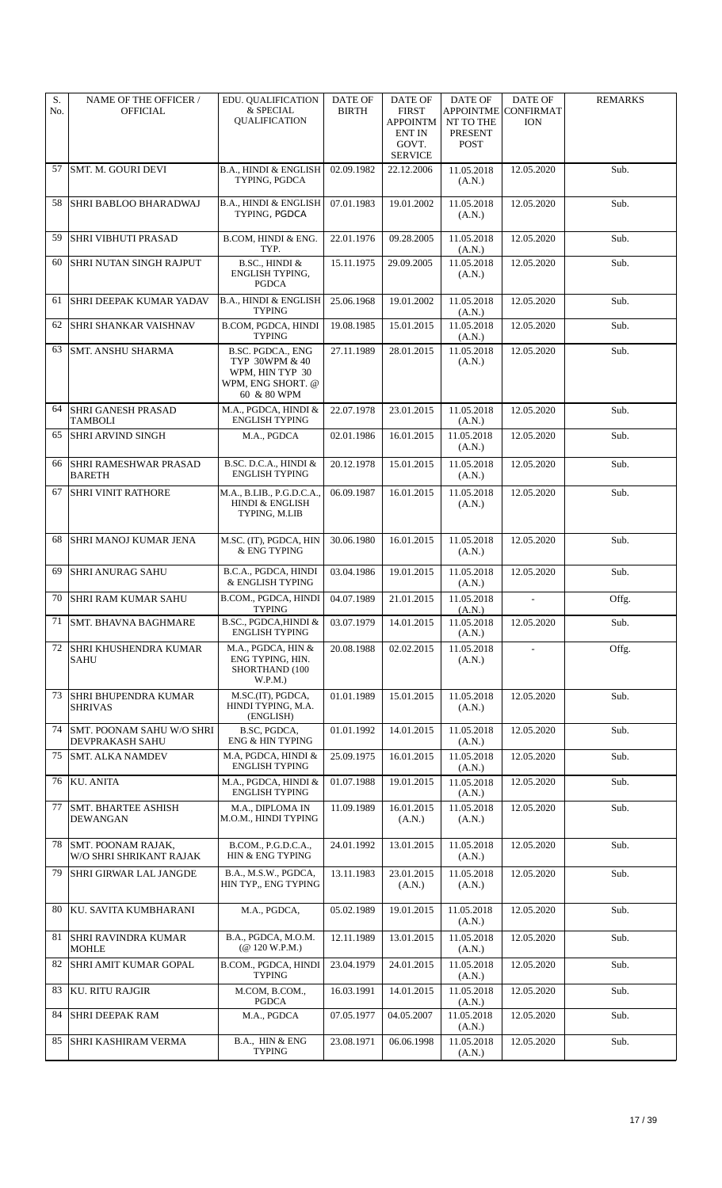| S. No. | NAME OF THE OFFICER / OFFICIAL | EDU. QUALIFICATION & SPECIAL QUALIFICATION | DATE OF BIRTH | DATE OF FIRST APPOINTMENT IN GOVT. SERVICE | DATE OF APPOINTMENT TO THE PRESENT POST | DATE OF CONFIRMATION | REMARKS |
|---|---|---|---|---|---|---|---|
| 57 | SMT. M. GOURI DEVI | B.A., HINDI & ENGLISH TYPING, PGDCA | 02.09.1982 | 22.12.2006 | 11.05.2018 (A.N.) | 12.05.2020 | Sub. |
| 58 | SHRI BABLOO BHARADWAJ | B.A., HINDI & ENGLISH TYPING, PGDCA | 07.01.1983 | 19.01.2002 | 11.05.2018 (A.N.) | 12.05.2020 | Sub. |
| 59 | SHRI VIBHUTI PRASAD | B.COM, HINDI & ENG. TYP. | 22.01.1976 | 09.28.2005 | 11.05.2018 (A.N.) | 12.05.2020 | Sub. |
| 60 | SHRI NUTAN SINGH RAJPUT | B.SC., HINDI & ENGLISH TYPING, PGDCA | 15.11.1975 | 29.09.2005 | 11.05.2018 (A.N.) | 12.05.2020 | Sub. |
| 61 | SHRI DEEPAK KUMAR YADAV | B.A., HINDI & ENGLISH TYPING | 25.06.1968 | 19.01.2002 | 11.05.2018 (A.N.) | 12.05.2020 | Sub. |
| 62 | SHRI SHANKAR VAISHNAV | B.COM, PGDCA, HINDI TYPING | 19.08.1985 | 15.01.2015 | 11.05.2018 (A.N.) | 12.05.2020 | Sub. |
| 63 | SMT. ANSHU SHARMA | B.SC. PGDCA., ENG TYP 30WPM & 40 WPM, HIN TYP 30 WPM, ENG SHORT. @ 60 & 80 WPM | 27.11.1989 | 28.01.2015 | 11.05.2018 (A.N.) | 12.05.2020 | Sub. |
| 64 | SHRI GANESH PRASAD TAMBOLI | M.A., PGDCA, HINDI & ENGLISH TYPING | 22.07.1978 | 23.01.2015 | 11.05.2018 (A.N.) | 12.05.2020 | Sub. |
| 65 | SHRI ARVIND SINGH | M.A., PGDCA | 02.01.1986 | 16.01.2015 | 11.05.2018 (A.N.) | 12.05.2020 | Sub. |
| 66 | SHRI RAMESHWAR PRASAD BARETH | B.SC. D.C.A., HINDI & ENGLISH TYPING | 20.12.1978 | 15.01.2015 | 11.05.2018 (A.N.) | 12.05.2020 | Sub. |
| 67 | SHRI VINIT RATHORE | M.A., B.LIB., P.G.D.C.A., HINDI & ENGLISH TYPING, M.LIB | 06.09.1987 | 16.01.2015 | 11.05.2018 (A.N.) | 12.05.2020 | Sub. |
| 68 | SHRI MANOJ KUMAR JENA | M.SC. (IT), PGDCA, HIN & ENG TYPING | 30.06.1980 | 16.01.2015 | 11.05.2018 (A.N.) | 12.05.2020 | Sub. |
| 69 | SHRI ANURAG SAHU | B.C.A., PGDCA, HINDI & ENGLISH TYPING | 03.04.1986 | 19.01.2015 | 11.05.2018 (A.N.) | 12.05.2020 | Sub. |
| 70 | SHRI RAM KUMAR SAHU | B.COM., PGDCA, HINDI TYPING | 04.07.1989 | 21.01.2015 | 11.05.2018 (A.N.) | - | Offg. |
| 71 | SMT. BHAVNA BAGHMARE | B.SC., PGDCA,HINDI & ENGLISH TYPING | 03.07.1979 | 14.01.2015 | 11.05.2018 (A.N.) | 12.05.2020 | Sub. |
| 72 | SHRI KHUSHENDRA KUMAR SAHU | M.A., PGDCA, HIN & ENG TYPING, HIN. SHORTHAND (100 W.P.M.) | 20.08.1988 | 02.02.2015 | 11.05.2018 (A.N.) | - | Offg. |
| 73 | SHRI BHUPENDRA KUMAR SHRIVAS | M.SC.(IT), PGDCA, HINDI TYPING, M.A. (ENGLISH) | 01.01.1989 | 15.01.2015 | 11.05.2018 (A.N.) | 12.05.2020 | Sub. |
| 74 | SMT. POONAM SAHU W/O SHRI DEVPRAKASH SAHU | B.SC, PGDCA, ENG & HIN TYPING | 01.01.1992 | 14.01.2015 | 11.05.2018 (A.N.) | 12.05.2020 | Sub. |
| 75 | SMT. ALKA NAMDEV | M.A, PGDCA, HINDI & ENGLISH TYPING | 25.09.1975 | 16.01.2015 | 11.05.2018 (A.N.) | 12.05.2020 | Sub. |
| 76 | KU. ANITA | M.A., PGDCA, HINDI & ENGLISH TYPING | 01.07.1988 | 19.01.2015 | 11.05.2018 (A.N.) | 12.05.2020 | Sub. |
| 77 | SMT. BHARTEE ASHISH DEWANGAN | M.A., DIPLOMA IN M.O.M., HINDI TYPING | 11.09.1989 | 16.01.2015 (A.N.) | 11.05.2018 (A.N.) | 12.05.2020 | Sub. |
| 78 | SMT. POONAM RAJAK, W/O SHRI SHRIKANT RAJAK | B.COM., P.G.D.C.A., HIN & ENG TYPING | 24.01.1992 | 13.01.2015 | 11.05.2018 (A.N.) | 12.05.2020 | Sub. |
| 79 | SHRI GIRWAR LAL JANGDE | B.A., M.S.W., PGDCA, HIN TYP,, ENG TYPING | 13.11.1983 | 23.01.2015 (A.N.) | 11.05.2018 (A.N.) | 12.05.2020 | Sub. |
| 80 | KU. SAVITA KUMBHARANI | M.A., PGDCA, | 05.02.1989 | 19.01.2015 | 11.05.2018 (A.N.) | 12.05.2020 | Sub. |
| 81 | SHRI RAVINDRA KUMAR MOHLE | B.A., PGDCA, M.O.M. (@ 120 W.P.M.) | 12.11.1989 | 13.01.2015 | 11.05.2018 (A.N.) | 12.05.2020 | Sub. |
| 82 | SHRI AMIT KUMAR GOPAL | B.COM., PGDCA, HINDI TYPING | 23.04.1979 | 24.01.2015 | 11.05.2018 (A.N.) | 12.05.2020 | Sub. |
| 83 | KU. RITU RAJGIR | M.COM, B.COM., PGDCA | 16.03.1991 | 14.01.2015 | 11.05.2018 (A.N.) | 12.05.2020 | Sub. |
| 84 | SHRI DEEPAK RAM | M.A., PGDCA | 07.05.1977 | 04.05.2007 | 11.05.2018 (A.N.) | 12.05.2020 | Sub. |
| 85 | SHRI KASHIRAM VERMA | B.A., HIN & ENG TYPING | 23.08.1971 | 06.06.1998 | 11.05.2018 (A.N.) | 12.05.2020 | Sub. |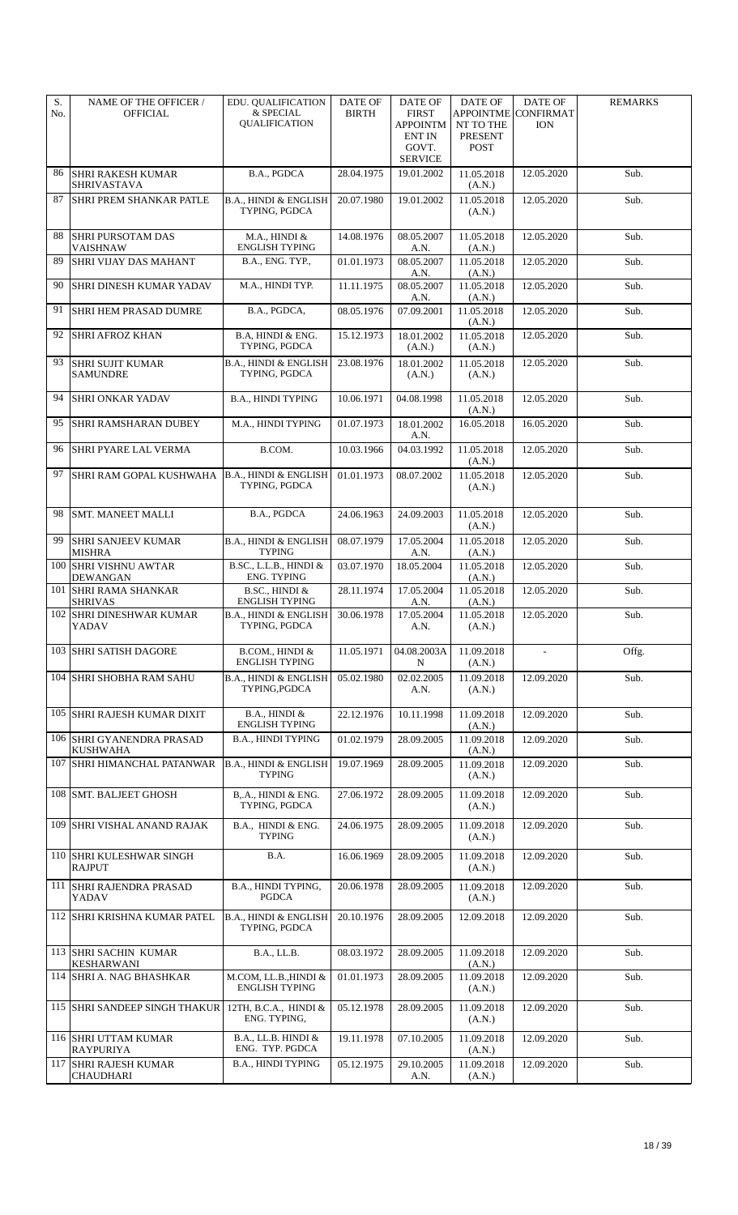| S. No. | NAME OF THE OFFICER / OFFICIAL | EDU. QUALIFICATION & SPECIAL QUALIFICATION | DATE OF BIRTH | DATE OF FIRST APPOINTMENT IN GOVT. SERVICE | DATE OF APPOINTMENT TO THE PRESENT POST | DATE OF CONFIRMATION | REMARKS |
|---|---|---|---|---|---|---|---|
| 86 | SHRI RAKESH KUMAR SHRIVASTAVA | B.A., PGDCA | 28.04.1975 | 19.01.2002 | 11.05.2018 (A.N.) | 12.05.2020 | Sub. |
| 87 | SHRI PREM SHANKAR PATLE | B.A., HINDI & ENGLISH TYPING, PGDCA | 20.07.1980 | 19.01.2002 | 11.05.2018 (A.N.) | 12.05.2020 | Sub. |
| 88 | SHRI PURSOTAM DAS VAISHNAW | M.A., HINDI & ENGLISH TYPING | 14.08.1976 | 08.05.2007 A.N. | 11.05.2018 (A.N.) | 12.05.2020 | Sub. |
| 89 | SHRI VIJAY DAS MAHANT | B.A., ENG. TYP., | 01.01.1973 | 08.05.2007 A.N. | 11.05.2018 (A.N.) | 12.05.2020 | Sub. |
| 90 | SHRI DINESH KUMAR YADAV | M.A., HINDI TYP. | 11.11.1975 | 08.05.2007 A.N. | 11.05.2018 (A.N.) | 12.05.2020 | Sub. |
| 91 | SHRI HEM PRASAD DUMRE | B.A., PGDCA, | 08.05.1976 | 07.09.2001 | 11.05.2018 (A.N.) | 12.05.2020 | Sub. |
| 92 | SHRI AFROZ KHAN | B.A, HINDI & ENG. TYPING, PGDCA | 15.12.1973 | 18.01.2002 (A.N.) | 11.05.2018 (A.N.) | 12.05.2020 | Sub. |
| 93 | SHRI SUJIT KUMAR SAMUNDRE | B.A., HINDI & ENGLISH TYPING, PGDCA | 23.08.1976 | 18.01.2002 (A.N.) | 11.05.2018 (A.N.) | 12.05.2020 | Sub. |
| 94 | SHRI ONKAR YADAV | B.A., HINDI TYPING | 10.06.1971 | 04.08.1998 | 11.05.2018 (A.N.) | 12.05.2020 | Sub. |
| 95 | SHRI RAMSHARAN DUBEY | M.A., HINDI TYPING | 01.07.1973 | 18.01.2002 A.N. | 16.05.2018 | 16.05.2020 | Sub. |
| 96 | SHRI PYARE LAL VERMA | B.COM. | 10.03.1966 | 04.03.1992 | 11.05.2018 (A.N.) | 12.05.2020 | Sub. |
| 97 | SHRI RAM GOPAL KUSHWAHA | B.A., HINDI & ENGLISH TYPING, PGDCA | 01.01.1973 | 08.07.2002 | 11.05.2018 (A.N.) | 12.05.2020 | Sub. |
| 98 | SMT. MANEET MALLI | B.A., PGDCA | 24.06.1963 | 24.09.2003 | 11.05.2018 (A.N.) | 12.05.2020 | Sub. |
| 99 | SHRI SANJEEV KUMAR MISHRA | B.A., HINDI & ENGLISH TYPING | 08.07.1979 | 17.05.2004 A.N. | 11.05.2018 (A.N.) | 12.05.2020 | Sub. |
| 100 | SHRI VISHNU AWTAR DEWANGAN | B.SC., L.L.B., HINDI & ENG. TYPING | 03.07.1970 | 18.05.2004 | 11.05.2018 (A.N.) | 12.05.2020 | Sub. |
| 101 | SHRI RAMA SHANKAR SHRIVAS | B.SC., HINDI & ENGLISH TYPING | 28.11.1974 | 17.05.2004 A.N. | 11.05.2018 (A.N.) | 12.05.2020 | Sub. |
| 102 | SHRI DINESHWAR KUMAR YADAV | B.A., HINDI & ENGLISH TYPING, PGDCA | 30.06.1978 | 17.05.2004 A.N. | 11.05.2018 (A.N.) | 12.05.2020 | Sub. |
| 103 | SHRI SATISH DAGORE | B.COM., HINDI & ENGLISH TYPING | 11.05.1971 | 04.08.2003AN | 11.09.2018 (A.N.) | - | Offg. |
| 104 | SHRI SHOBHA RAM SAHU | B.A., HINDI & ENGLISH TYPING,PGDCA | 05.02.1980 | 02.02.2005 A.N. | 11.09.2018 (A.N.) | 12.09.2020 | Sub. |
| 105 | SHRI RAJESH KUMAR DIXIT | B.A., HINDI & ENGLISH TYPING | 22.12.1976 | 10.11.1998 | 11.09.2018 (A.N.) | 12.09.2020 | Sub. |
| 106 | SHRI GYANENDRA PRASAD KUSHWAHA | B.A., HINDI TYPING | 01.02.1979 | 28.09.2005 | 11.09.2018 (A.N.) | 12.09.2020 | Sub. |
| 107 | SHRI HIMANCHAL PATANWAR | B.A., HINDI & ENGLISH TYPING | 19.07.1969 | 28.09.2005 | 11.09.2018 (A.N.) | 12.09.2020 | Sub. |
| 108 | SMT. BALJEET GHOSH | B,.A., HINDI & ENG. TYPING, PGDCA | 27.06.1972 | 28.09.2005 | 11.09.2018 (A.N.) | 12.09.2020 | Sub. |
| 109 | SHRI VISHAL ANAND RAJAK | B.A., HINDI & ENG. TYPING | 24.06.1975 | 28.09.2005 | 11.09.2018 (A.N.) | 12.09.2020 | Sub. |
| 110 | SHRI KULESHWAR SINGH RAJPUT | B.A. | 16.06.1969 | 28.09.2005 | 11.09.2018 (A.N.) | 12.09.2020 | Sub. |
| 111 | SHRI RAJENDRA PRASAD YADAV | B.A., HINDI TYPING, PGDCA | 20.06.1978 | 28.09.2005 | 11.09.2018 (A.N.) | 12.09.2020 | Sub. |
| 112 | SHRI KRISHNA KUMAR PATEL | B.A., HINDI & ENGLISH TYPING, PGDCA | 20.10.1976 | 28.09.2005 | 12.09.2018 | 12.09.2020 | Sub. |
| 113 | SHRI SACHIN KUMAR KESHARWANI | B.A., LL.B. | 08.03.1972 | 28.09.2005 | 11.09.2018 (A.N.) | 12.09.2020 | Sub. |
| 114 | SHRI A. NAG BHASHKAR | M.COM, LL.B.,HINDI & ENGLISH TYPING | 01.01.1973 | 28.09.2005 | 11.09.2018 (A.N.) | 12.09.2020 | Sub. |
| 115 | SHRI SANDEEP SINGH THAKUR | 12TH, B.C.A., HINDI & ENG. TYPING, | 05.12.1978 | 28.09.2005 | 11.09.2018 (A.N.) | 12.09.2020 | Sub. |
| 116 | SHRI UTTAM KUMAR RAYPURIYA | B.A., LL.B. HINDI & ENG. TYP. PGDCA | 19.11.1978 | 07.10.2005 | 11.09.2018 (A.N.) | 12.09.2020 | Sub. |
| 117 | SHRI RAJESH KUMAR CHAUDHARI | B.A., HINDI TYPING | 05.12.1975 | 29.10.2005 A.N. | 11.09.2018 (A.N.) | 12.09.2020 | Sub. |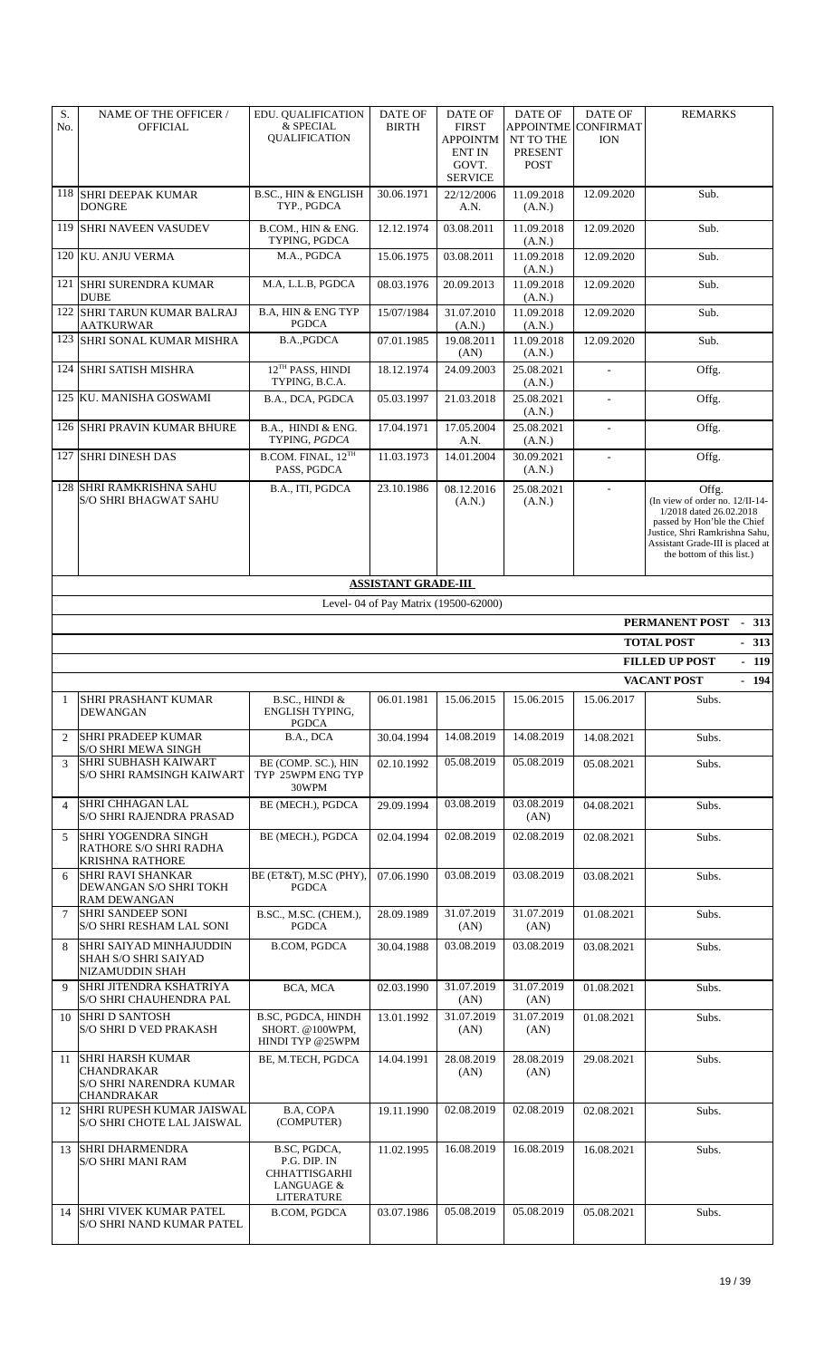| S. No. | NAME OF THE OFFICER / OFFICIAL | EDU. QUALIFICATION & SPECIAL QUALIFICATION | DATE OF BIRTH | DATE OF FIRST APPOINTMENT IN GOVT. SERVICE | DATE OF APPOINTMENT TO THE PRESENT POST | DATE OF CONFIRMATION | REMARKS |
|---|---|---|---|---|---|---|---|
| 118 | SHRI DEEPAK KUMAR DONGRE | B.SC., HIN & ENGLISH TYP., PGDCA | 30.06.1971 | 22/12/2006 A.N. | 11.09.2018 (A.N.) | 12.09.2020 | Sub. |
| 119 | SHRI NAVEEN VASUDEV | B.COM., HIN & ENG. TYPING, PGDCA | 12.12.1974 | 03.08.2011 | 11.09.2018 (A.N.) | 12.09.2020 | Sub. |
| 120 | KU. ANJU VERMA | M.A., PGDCA | 15.06.1975 | 03.08.2011 | 11.09.2018 (A.N.) | 12.09.2020 | Sub. |
| 121 | SHRI SURENDRA KUMAR DUBE | M.A, L.L.B, PGDCA | 08.03.1976 | 20.09.2013 | 11.09.2018 (A.N.) | 12.09.2020 | Sub. |
| 122 | SHRI TARUN KUMAR BALRAJ AATKURWAR | B.A, HIN & ENG TYP PGDCA | 15/07/1984 | 31.07.2010 (A.N.) | 11.09.2018 (A.N.) | 12.09.2020 | Sub. |
| 123 | SHRI SONAL KUMAR MISHRA | B.A.,PGDCA | 07.01.1985 | 19.08.2011 (AN) | 11.09.2018 (A.N.) | 12.09.2020 | Sub. |
| 124 | SHRI SATISH MISHRA | 12TH PASS, HINDI TYPING, B.C.A. | 18.12.1974 | 24.09.2003 | 25.08.2021 (A.N.) | - | Offg. |
| 125 | KU. MANISHA GOSWAMI | B.A., DCA, PGDCA | 05.03.1997 | 21.03.2018 | 25.08.2021 (A.N.) | - | Offg. |
| 126 | SHRI PRAVIN KUMAR BHURE | B.A., HINDI & ENG. TYPING, *PGDCA* | 17.04.1971 | 17.05.2004 A.N. | 25.08.2021 (A.N.) | - | Offg. |
| 127 | SHRI DINESH DAS | B.COM. FINAL, 12TH PASS, PGDCA | 11.03.1973 | 14.01.2004 | 30.09.2021 (A.N.) | - | Offg. |
| 128 | SHRI RAMKRISHNA SAHU S/O SHRI BHAGWAT SAHU | B.A., ITI, PGDCA | 23.10.1986 | 08.12.2016 (A.N.) | 25.08.2021 (A.N.) | - | Offg. (In view of order no. 12/II-14-1/2018 dated 26.02.2018 passed by Hon'ble the Chief Justice, Shri Ramkrishna Sahu, Assistant Grade-III is placed at the bottom of this list.) |

## ASSISTANT GRADE-III

Level- 04 of Pay Matrix (19500-62000)

**PERMANENT POST - 313**

**TOTAL POST - 313**

**FILLED UP POST - 119**

**VACANT POST - 194**

| S. No. | NAME OF THE OFFICER / OFFICIAL | EDU. QUALIFICATION & SPECIAL QUALIFICATION | DATE OF BIRTH | DATE OF FIRST APPOINTMENT IN GOVT. SERVICE | DATE OF APPOINTMENT TO THE PRESENT POST | DATE OF CONFIRMATION | REMARKS |
|---|---|---|---|---|---|---|---|
| 1 | SHRI PRASHANT KUMAR DEWANGAN | B.SC., HINDI & ENGLISH TYPING, PGDCA | 06.01.1981 | 15.06.2015 | 15.06.2015 | 15.06.2017 | Subs. |
| 2 | SHRI PRADEEP KUMAR S/O SHRI MEWA SINGH | B.A., DCA | 30.04.1994 | 14.08.2019 | 14.08.2019 | 14.08.2021 | Subs. |
| 3 | SHRI SUBHASH KAIWART S/O SHRI RAMSINGH KAIWART | BE (COMP. SC.), HIN TYP 25WPM ENG TYP 30WPM | 02.10.1992 | 05.08.2019 | 05.08.2019 | 05.08.2021 | Subs. |
| 4 | SHRI CHHAGAN LAL S/O SHRI RAJENDRA PRASAD | BE (MECH.), PGDCA | 29.09.1994 | 03.08.2019 | 03.08.2019 (AN) | 04.08.2021 | Subs. |
| 5 | SHRI YOGENDRA SINGH RATHORE S/O SHRI RADHA KRISHNA RATHORE | BE (MECH.), PGDCA | 02.04.1994 | 02.08.2019 | 02.08.2019 | 02.08.2021 | Subs. |
| 6 | SHRI RAVI SHANKAR DEWANGAN S/O SHRI TOKH RAM DEWANGAN | BE (ET&T), M.SC (PHY), PGDCA | 07.06.1990 | 03.08.2019 | 03.08.2019 | 03.08.2021 | Subs. |
| 7 | SHRI SANDEEP SONI S/O SHRI RESHAM LAL SONI | B.SC., M.SC. (CHEM.), PGDCA | 28.09.1989 | 31.07.2019 (AN) | 31.07.2019 (AN) | 01.08.2021 | Subs. |
| 8 | SHRI SAIYAD MINHAJUDDIN SHAH S/O SHRI SAIYAD NIZAMUDDIN SHAH | B.COM, PGDCA | 30.04.1988 | 03.08.2019 | 03.08.2019 | 03.08.2021 | Subs. |
| 9 | SHRI JITENDRA KSHATRIYA S/O SHRI CHAUHENDRA PAL | BCA, MCA | 02.03.1990 | 31.07.2019 (AN) | 31.07.2019 (AN) | 01.08.2021 | Subs. |
| 10 | SHRI D SANTOSH S/O SHRI D VED PRAKASH | B.SC, PGDCA, HINDH SHORT. @100WPM, HINDI TYP @25WPM | 13.01.1992 | 31.07.2019 (AN) | 31.07.2019 (AN) | 01.08.2021 | Subs. |
| 11 | SHRI HARSH KUMAR CHANDRAKAR S/O SHRI NARENDRA KUMAR CHANDRAKAR | BE, M.TECH, PGDCA | 14.04.1991 | 28.08.2019 (AN) | 28.08.2019 (AN) | 29.08.2021 | Subs. |
| 12 | SHRI RUPESH KUMAR JAISWAL S/O SHRI CHOTE LAL JAISWAL | B.A, COPA (COMPUTER) | 19.11.1990 | 02.08.2019 | 02.08.2019 | 02.08.2021 | Subs. |
| 13 | SHRI DHARMENDRA S/O SHRI MANI RAM | B.SC, PGDCA, P.G. DIP. IN CHHATTISGARHI LANGUAGE & LITERATURE | 11.02.1995 | 16.08.2019 | 16.08.2019 | 16.08.2021 | Subs. |
| 14 | SHRI VIVEK KUMAR PATEL S/O SHRI NAND KUMAR PATEL | B.COM, PGDCA | 03.07.1986 | 05.08.2019 | 05.08.2019 | 05.08.2021 | Subs. |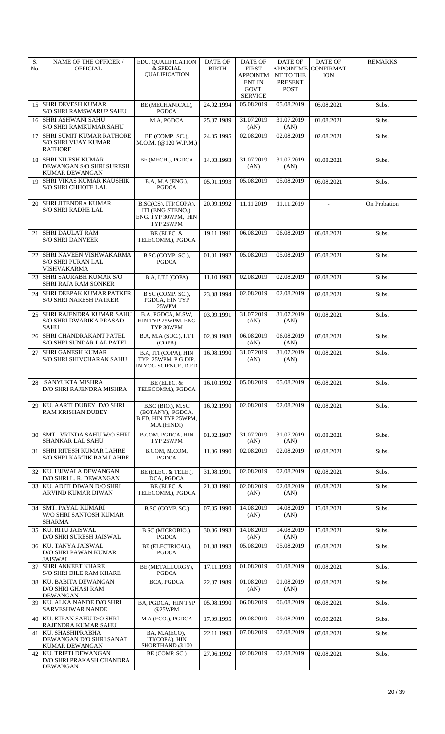| S. No. | NAME OF THE OFFICER / OFFICIAL | EDU. QUALIFICATION & SPECIAL QUALIFICATION | DATE OF BIRTH | DATE OF FIRST APPOINTMENT IN GOVT. SERVICE | DATE OF APPOINTMENT TO THE PRESENT POST | DATE OF CONFIRMATION | REMARKS |
|---|---|---|---|---|---|---|---|
| 15 | SHRI DEVESH KUMAR S/O SHRI RAMSWARUP SAHU | BE (MECHANICAL), PGDCA | 24.02.1994 | 05.08.2019 | 05.08.2019 | 05.08.2021 | Subs. |
| 16 | SHRI ASHWANI SAHU S/O SHRI RAMKUMAR SAHU | M.A, PGDCA | 25.07.1989 | 31.07.2019 (AN) | 31.07.2019 (AN) | 01.08.2021 | Subs. |
| 17 | SHRI SUMIT KUMAR RATHORE S/O SHRI VIJAY KUMAR RATHORE | BE (COMP. SC.), M.O.M. (@120 W.P.M.) | 24.05.1995 | 02.08.2019 | 02.08.2019 | 02.08.2021 | Subs. |
| 18 | SHRI NILESH KUMAR DEWANGAN S/O SHRI SURESH KUMAR DEWANGAN | BE (MECH.), PGDCA | 14.03.1993 | 31.07.2019 (AN) | 31.07.2019 (AN) | 01.08.2021 | Subs. |
| 19 | SHRI VIKAS KUMAR KAUSHIK S/O SHRI CHHOTE LAL | B.A, M.A (ENG.), PGDCA | 05.01.1993 | 05.08.2019 | 05.08.2019 | 05.08.2021 | Subs. |
| 20 | SHRI JITENDRA KUMAR S/O SHRI RADHE LAL | B.SC(CS), ITI(COPA), ITI (ENG STENO.), ENG. TYP 30WPM, HIN TYP 25WPM | 20.09.1992 | 11.11.2019 | 11.11.2019 | - | On Probation |
| 21 | SHRI DAULAT RAM S/O SHRI DANVEER | BE (ELEC. & TELECOMM.), PGDCA | 19.11.1991 | 06.08.2019 | 06.08.2019 | 06.08.2021 | Subs. |
| 22 | SHRI NAVEEN VISHWAKARMA S/O SHRI PURAN LAL VISHVAKARMA | B.SC (COMP. SC.), PGDCA | 01.01.1992 | 05.08.2019 | 05.08.2019 | 05.08.2021 | Subs. |
| 23 | SHRI SAURABH KUMAR S/O SHRI RAJA RAM SONKER | B.A, I.T.I (COPA) | 11.10.1993 | 02.08.2019 | 02.08.2019 | 02.08.2021 | Subs. |
| 24 | SHRI DEEPAK KUMAR PATKER S/O SHRI NARESH PATKER | B.SC (COMP. SC.), PGDCA, HIN TYP 25WPM | 23.08.1994 | 02.08.2019 | 02.08.2019 | 02.08.2021 | Subs. |
| 25 | SHRI RAJENDRA KUMAR SAHU S/O SHRI DWARIKA PRASAD SAHU | B.A, PGDCA, M.SW, HIN TYP 25WPM, ENG TYP 30WPM | 03.09.1991 | 31.07.2019 (AN) | 31.07.2019 (AN) | 01.08.2021 | Subs. |
| 26 | SHRI CHANDRAKANT PATEL S/O SHRI SUNDAR LAL PATEL | B.A, M.A (SOC.), I.T.I (COPA) | 02.09.1988 | 06.08.2019 (AN) | 06.08.2019 (AN) | 07.08.2021 | Subs. |
| 27 | SHRI GANESH KUMAR S/O SHRI SHIVCHARAN SAHU | B.A, ITI (COPA), HIN TYP 25WPM, P.G.DIP. IN YOG SCIENCE, D.ED | 16.08.1990 | 31.07.2019 (AN) | 31.07.2019 (AN) | 01.08.2021 | Subs. |
| 28 | SANYUKTA MISHRA D/O SHRI RAJENDRA MISHRA | BE (ELEC. & TELECOMM.), PGDCA | 16.10.1992 | 05.08.2019 | 05.08.2019 | 05.08.2021 | Subs. |
| 29 | KU. AARTI DUBEY D/O SHRI RAM KRISHAN DUBEY | B.SC (BIO.), M.SC (BOTANY), PGDCA, B.ED, HIN TYP 25WPM, M.A.(HINDI) | 16.02.1990 | 02.08.2019 | 02.08.2019 | 02.08.2021 | Subs. |
| 30 | SMT. VRINDA SAHU W/O SHRI SHANKAR LAL SAHU | B.COM, PGDCA, HIN TYP 25WPM | 01.02.1987 | 31.07.2019 (AN) | 31.07.2019 (AN) | 01.08.2021 | Subs. |
| 31 | SHRI RITESH KUMAR LAHRE S/O SHRI KARTIK RAM LAHRE | B.COM, M.COM, PGDCA | 11.06.1990 | 02.08.2019 | 02.08.2019 | 02.08.2021 | Subs. |
| 32 | KU. UJJWALA DEWANGAN D/O SHRI L. R. DEWANGAN | BE (ELEC. & TELE.), DCA, PGDCA | 31.08.1991 | 02.08.2019 | 02.08.2019 | 02.08.2021 | Subs. |
| 33 | KU. ADITI DIWAN D/O SHRI ARVIND KUMAR DIWAN | BE (ELEC. & TELECOMM.), PGDCA | 21.03.1991 | 02.08.2019 (AN) | 02.08.2019 (AN) | 03.08.2021 | Subs. |
| 34 | SMT. PAYAL KUMARI W/O SHRI SANTOSH KUMAR SHARMA | B.SC (COMP. SC.) | 07.05.1990 | 14.08.2019 (AN) | 14.08.2019 (AN) | 15.08.2021 | Subs. |
| 35 | KU. RITU JAISWAL D/O SHRI SURESH JAISWAL | B.SC (MICROBIO.), PGDCA | 30.06.1993 | 14.08.2019 (AN) | 14.08.2019 (AN) | 15.08.2021 | Subs. |
| 36 | KU. TANYA JAISWAL D/O SHRI PAWAN KUMAR JAISWAL | BE (ELECTRICAL), PGDCA | 01.08.1993 | 05.08.2019 | 05.08.2019 | 05.08.2021 | Subs. |
| 37 | SHRI ANKEET KHARE S/O SHRI DILE RAM KHARE | BE (METALLURGY), PGDCA | 17.11.1993 | 01.08.2019 | 01.08.2019 | 01.08.2021 | Subs. |
| 38 | KU. BABITA DEWANGAN D/O SHRI GHASI RAM DEWANGAN | BCA, PGDCA | 22.07.1989 | 01.08.2019 (AN) | 01.08.2019 (AN) | 02.08.2021 | Subs. |
| 39 | KU. ALKA NANDE D/O SHRI SARVESHWAR NANDE | BA, PGDCA, HIN TYP @25WPM | 05.08.1990 | 06.08.2019 | 06.08.2019 | 06.08.2021 | Subs. |
| 40 | KU. KIRAN SAHU D/O SHRI RAJENDRA KUMAR SAHU | M.A (ECO.), PGDCA | 17.09.1995 | 09.08.2019 | 09.08.2019 | 09.08.2021 | Subs. |
| 41 | KU. SHASHIPRABHA DEWANGAN D/O SHRI SANAT KUMAR DEWANGAN | BA, M.A(ECO), ITI(COPA), HIN SHORTHAND @100 | 22.11.1993 | 07.08.2019 | 07.08.2019 | 07.08.2021 | Subs. |
| 42 | KU. TRIPTI DEWANGAN D/O SHRI PRAKASH CHANDRA DEWANGAN | BE (COMP. SC.) | 27.06.1992 | 02.08.2019 | 02.08.2019 | 02.08.2021 | Subs. |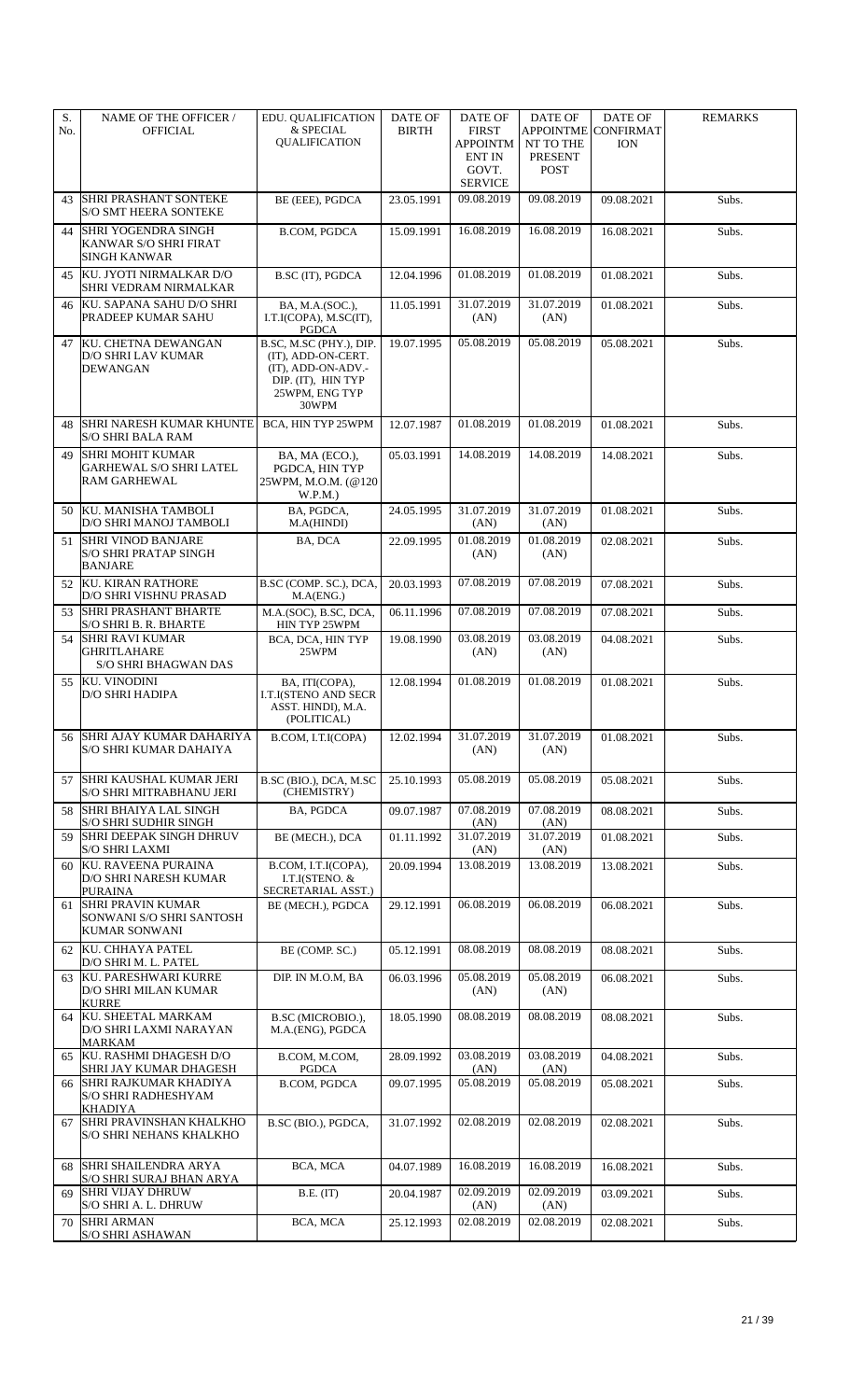| S. No. | NAME OF THE OFFICER / OFFICIAL | EDU. QUALIFICATION & SPECIAL QUALIFICATION | DATE OF BIRTH | DATE OF FIRST APPOINTMENT IN GOVT. SERVICE | DATE OF APPOINTMENT TO THE PRESENT POST | DATE OF CONFIRMATION | REMARKS |
|---|---|---|---|---|---|---|---|
| 43 | SHRI PRASHANT SONTEKE S/O SMT HEERA SONTEKE | BE (EEE), PGDCA | 23.05.1991 | 09.08.2019 | 09.08.2019 | 09.08.2021 | Subs. |
| 44 | SHRI YOGENDRA SINGH KANWAR S/O SHRI FIRAT SINGH KANWAR | B.COM, PGDCA | 15.09.1991 | 16.08.2019 | 16.08.2019 | 16.08.2021 | Subs. |
| 45 | KU. JYOTI NIRMALKAR D/O SHRI VEDRAM NIRMALKAR | B.SC (IT), PGDCA | 12.04.1996 | 01.08.2019 | 01.08.2019 | 01.08.2021 | Subs. |
| 46 | KU. SAPANA SAHU D/O SHRI PRADEEP KUMAR SAHU | BA, M.A.(SOC.), I.T.I(COPA), M.SC(IT), PGDCA | 11.05.1991 | 31.07.2019 (AN) | 31.07.2019 (AN) | 01.08.2021 | Subs. |
| 47 | KU. CHETNA DEWANGAN D/O SHRI LAV KUMAR DEWANGAN | B.SC, M.SC (PHY.), DIP. (IT), ADD-ON-CERT. (IT), ADD-ON-ADV.- DIP. (IT), HIN TYP 25WPM, ENG TYP 30WPM | 19.07.1995 | 05.08.2019 | 05.08.2019 | 05.08.2021 | Subs. |
| 48 | SHRI NARESH KUMAR KHUNTE S/O SHRI BALA RAM | BCA, HIN TYP 25WPM | 12.07.1987 | 01.08.2019 | 01.08.2019 | 01.08.2021 | Subs. |
| 49 | SHRI MOHIT KUMAR GARHEWAL S/O SHRI LATEL RAM GARHEWAL | BA, MA (ECO.), PGDCA, HIN TYP 25WPM, M.O.M. (@120 W.P.M.) | 05.03.1991 | 14.08.2019 | 14.08.2019 | 14.08.2021 | Subs. |
| 50 | KU. MANISHA TAMBOLI D/O SHRI MANOJ TAMBOLI | BA, PGDCA, M.A(HINDI) | 24.05.1995 | 31.07.2019 (AN) | 31.07.2019 (AN) | 01.08.2021 | Subs. |
| 51 | SHRI VINOD BANJARE S/O SHRI PRATAP SINGH BANJARE | BA, DCA | 22.09.1995 | 01.08.2019 (AN) | 01.08.2019 (AN) | 02.08.2021 | Subs. |
| 52 | KU. KIRAN RATHORE D/O SHRI VISHNU PRASAD | B.SC (COMP. SC.), DCA, M.A(ENG.) | 20.03.1993 | 07.08.2019 | 07.08.2019 | 07.08.2021 | Subs. |
| 53 | SHRI PRASHANT BHARTE S/O SHRI B. R. BHARTE | M.A.(SOC), B.SC, DCA, HIN TYP 25WPM | 06.11.1996 | 07.08.2019 | 07.08.2019 | 07.08.2021 | Subs. |
| 54 | SHRI RAVI KUMAR GHRITLAHARE S/O SHRI BHAGWAN DAS | BCA, DCA, HIN TYP 25WPM | 19.08.1990 | 03.08.2019 (AN) | 03.08.2019 (AN) | 04.08.2021 | Subs. |
| 55 | KU. VINODINI D/O SHRI HADIPA | BA, ITI(COPA), I.T.I(STENO AND SECR ASST. HINDI), M.A. (POLITICAL) | 12.08.1994 | 01.08.2019 | 01.08.2019 | 01.08.2021 | Subs. |
| 56 | SHRI AJAY KUMAR DAHARIYA S/O SHRI KUMAR DAHAIYA | B.COM, I.T.I(COPA) | 12.02.1994 | 31.07.2019 (AN) | 31.07.2019 (AN) | 01.08.2021 | Subs. |
| 57 | SHRI KAUSHAL KUMAR JERI S/O SHRI MITRABHANU JERI | B.SC (BIO.), DCA, M.SC (CHEMISTRY) | 25.10.1993 | 05.08.2019 | 05.08.2019 | 05.08.2021 | Subs. |
| 58 | SHRI BHAIYA LAL SINGH S/O SHRI SUDHIR SINGH | BA, PGDCA | 09.07.1987 | 07.08.2019 (AN) | 07.08.2019 (AN) | 08.08.2021 | Subs. |
| 59 | SHRI DEEPAK SINGH DHRUV S/O SHRI LAXMI | BE (MECH.), DCA | 01.11.1992 | 31.07.2019 (AN) | 31.07.2019 (AN) | 01.08.2021 | Subs. |
| 60 | KU. RAVEENA PURAINA D/O SHRI NARESH KUMAR PURAINA | B.COM, I.T.I(COPA), I.T.I(STENO. & SECRETARIAL ASST.) | 20.09.1994 | 13.08.2019 | 13.08.2019 | 13.08.2021 | Subs. |
| 61 | SHRI PRAVIN KUMAR SONWANI S/O SHRI SANTOSH KUMAR SONWANI | BE (MECH.), PGDCA | 29.12.1991 | 06.08.2019 | 06.08.2019 | 06.08.2021 | Subs. |
| 62 | KU. CHHAYA PATEL D/O SHRI M. L. PATEL | BE (COMP. SC.) | 05.12.1991 | 08.08.2019 | 08.08.2019 | 08.08.2021 | Subs. |
| 63 | KU. PARESHWARI KURRE D/O SHRI MILAN KUMAR KURRE | DIP. IN M.O.M, BA | 06.03.1996 | 05.08.2019 (AN) | 05.08.2019 (AN) | 06.08.2021 | Subs. |
| 64 | KU. SHEETAL MARKAM D/O SHRI LAXMI NARAYAN MARKAM | B.SC (MICROBIO.), M.A.(ENG), PGDCA | 18.05.1990 | 08.08.2019 | 08.08.2019 | 08.08.2021 | Subs. |
| 65 | KU. RASHMI DHAGESH D/O SHRI JAY KUMAR DHAGESH | B.COM, M.COM, PGDCA | 28.09.1992 | 03.08.2019 (AN) | 03.08.2019 (AN) | 04.08.2021 | Subs. |
| 66 | SHRI RAJKUMAR KHADIYA S/O SHRI RADHESHYAM KHADIYA | B.COM, PGDCA | 09.07.1995 | 05.08.2019 | 05.08.2019 | 05.08.2021 | Subs. |
| 67 | SHRI PRAVINSHAN KHALKHO S/O SHRI NEHANS KHALKHO | B.SC (BIO.), PGDCA, | 31.07.1992 | 02.08.2019 | 02.08.2019 | 02.08.2021 | Subs. |
| 68 | SHRI SHAILENDRA ARYA S/O SHRI SURAJ BHAN ARYA | BCA, MCA | 04.07.1989 | 16.08.2019 | 16.08.2019 | 16.08.2021 | Subs. |
| 69 | SHRI VIJAY DHRUW S/O SHRI A. L. DHRUW | B.E. (IT) | 20.04.1987 | 02.09.2019 (AN) | 02.09.2019 (AN) | 03.09.2021 | Subs. |
| 70 | SHRI ARMAN S/O SHRI ASHAWAN | BCA, MCA | 25.12.1993 | 02.08.2019 | 02.08.2019 | 02.08.2021 | Subs. |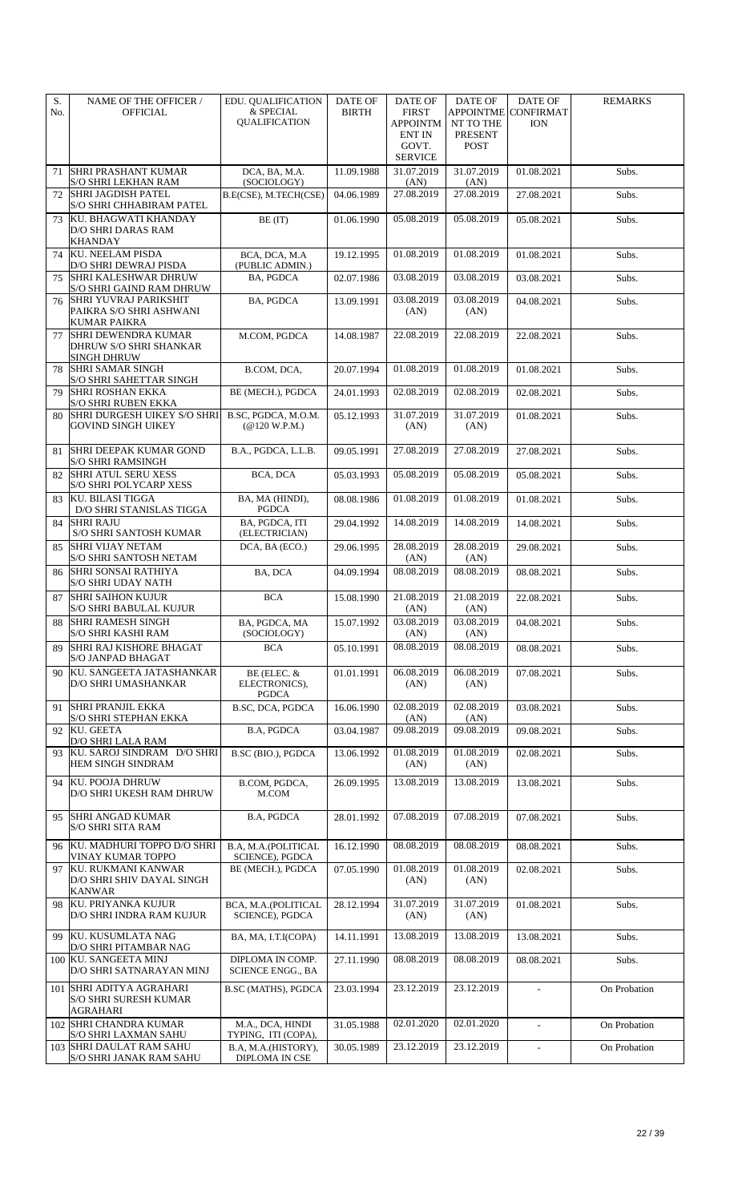| S. No. | NAME OF THE OFFICER / OFFICIAL | EDU. QUALIFICATION & SPECIAL QUALIFICATION | DATE OF BIRTH | DATE OF FIRST APPOINTMENT IN GOVT. SERVICE | DATE OF APPOINTMENT TO THE PRESENT POST | DATE OF CONFIRMATION | REMARKS |
|---|---|---|---|---|---|---|---|
| 71 | SHRI PRASHANT KUMAR S/O SHRI LEKHAN RAM | DCA, BA, M.A. (SOCIOLOGY) | 11.09.1988 | 31.07.2019 (AN) | 31.07.2019 (AN) | 01.08.2021 | Subs. |
| 72 | SHRI JAGDISH PATEL S/O SHRI CHHABIRAM PATEL | B.E(CSE), M.TECH(CSE) | 04.06.1989 | 27.08.2019 | 27.08.2019 | 27.08.2021 | Subs. |
| 73 | KU. BHAGWATI KHANDAY D/O SHRI DARAS RAM KHANDAY | BE (IT) | 01.06.1990 | 05.08.2019 | 05.08.2019 | 05.08.2021 | Subs. |
| 74 | KU. NEELAM PISDA D/O SHRI DEWRAJ PISDA | BCA, DCA, M.A (PUBLIC ADMIN.) | 19.12.1995 | 01.08.2019 | 01.08.2019 | 01.08.2021 | Subs. |
| 75 | SHRI KALESHWAR DHRUW S/O SHRI GAIND RAM DHRUW | BA, PGDCA | 02.07.1986 | 03.08.2019 | 03.08.2019 | 03.08.2021 | Subs. |
| 76 | SHRI YUVRAJ PARIKSHIT PAIKRA S/O SHRI ASHWANI KUMAR PAIKRA | BA, PGDCA | 13.09.1991 | 03.08.2019 (AN) | 03.08.2019 (AN) | 04.08.2021 | Subs. |
| 77 | SHRI DEWENDRA KUMAR DHRUW S/O SHRI SHANKAR SINGH DHRUW | M.COM, PGDCA | 14.08.1987 | 22.08.2019 | 22.08.2019 | 22.08.2021 | Subs. |
| 78 | SHRI SAMAR SINGH S/O SHRI SAHETTAR SINGH | B.COM, DCA, | 20.07.1994 | 01.08.2019 | 01.08.2019 | 01.08.2021 | Subs. |
| 79 | SHRI ROSHAN EKKA S/O SHRI RUBEN EKKA | BE (MECH.), PGDCA | 24.01.1993 | 02.08.2019 | 02.08.2019 | 02.08.2021 | Subs. |
| 80 | SHRI DURGESH UIKEY S/O SHRI GOVIND SINGH UIKEY | B.SC, PGDCA, M.O.M. (@120 W.P.M.) | 05.12.1993 | 31.07.2019 (AN) | 31.07.2019 (AN) | 01.08.2021 | Subs. |
| 81 | SHRI DEEPAK KUMAR GOND S/O SHRI RAMSINGH | B.A., PGDCA, L.L.B. | 09.05.1991 | 27.08.2019 | 27.08.2019 | 27.08.2021 | Subs. |
| 82 | SHRI ATUL SERU XESS S/O SHRI POLYCARP XESS | BCA, DCA | 05.03.1993 | 05.08.2019 | 05.08.2019 | 05.08.2021 | Subs. |
| 83 | KU. BILASI TIGGA D/O SHRI STANISLAS TIGGA | BA, MA (HINDI), PGDCA | 08.08.1986 | 01.08.2019 | 01.08.2019 | 01.08.2021 | Subs. |
| 84 | SHRI RAJU S/O SHRI SANTOSH KUMAR | BA, PGDCA, ITI (ELECTRICIAN) | 29.04.1992 | 14.08.2019 | 14.08.2019 | 14.08.2021 | Subs. |
| 85 | SHRI VIJAY NETAM S/O SHRI SANTOSH NETAM | DCA, BA (ECO.) | 29.06.1995 | 28.08.2019 (AN) | 28.08.2019 (AN) | 29.08.2021 | Subs. |
| 86 | SHRI SONSAI RATHIYA S/O SHRI UDAY NATH | BA, DCA | 04.09.1994 | 08.08.2019 | 08.08.2019 | 08.08.2021 | Subs. |
| 87 | SHRI SAIHON KUJUR S/O SHRI BABULAL KUJUR | BCA | 15.08.1990 | 21.08.2019 (AN) | 21.08.2019 (AN) | 22.08.2021 | Subs. |
| 88 | SHRI RAMESH SINGH S/O SHRI KASHI RAM | BA, PGDCA, MA (SOCIOLOGY) | 15.07.1992 | 03.08.2019 (AN) | 03.08.2019 (AN) | 04.08.2021 | Subs. |
| 89 | SHRI RAJ KISHORE BHAGAT S/O JANPAD BHAGAT | BCA | 05.10.1991 | 08.08.2019 | 08.08.2019 | 08.08.2021 | Subs. |
| 90 | KU. SANGEETA JATASHANKAR D/O SHRI UMASHANKAR | BE (ELEC. & ELECTRONICS), PGDCA | 01.01.1991 | 06.08.2019 (AN) | 06.08.2019 (AN) | 07.08.2021 | Subs. |
| 91 | SHRI PRANJIL EKKA S/O SHRI STEPHAN EKKA | B.SC, DCA, PGDCA | 16.06.1990 | 02.08.2019 (AN) | 02.08.2019 (AN) | 03.08.2021 | Subs. |
| 92 | KU. GEETA D/O SHRI LALA RAM | B.A, PGDCA | 03.04.1987 | 09.08.2019 | 09.08.2019 | 09.08.2021 | Subs. |
| 93 | KU. SAROJ SINDRAM D/O SHRI HEM SINGH SINDRAM | B.SC (BIO.), PGDCA | 13.06.1992 | 01.08.2019 (AN) | 01.08.2019 (AN) | 02.08.2021 | Subs. |
| 94 | KU. POOJA DHRUW D/O SHRI UKESH RAM DHRUW | B.COM, PGDCA, M.COM | 26.09.1995 | 13.08.2019 | 13.08.2019 | 13.08.2021 | Subs. |
| 95 | SHRI ANGAD KUMAR S/O SHRI SITA RAM | B.A, PGDCA | 28.01.1992 | 07.08.2019 | 07.08.2019 | 07.08.2021 | Subs. |
| 96 | KU. MADHURI TOPPO D/O SHRI VINAY KUMAR TOPPO | B.A, M.A.(POLITICAL SCIENCE), PGDCA | 16.12.1990 | 08.08.2019 | 08.08.2019 | 08.08.2021 | Subs. |
| 97 | KU. RUKMANI KANWAR D/O SHRI SHIV DAYAL SINGH KANWAR | BE (MECH.), PGDCA | 07.05.1990 | 01.08.2019 (AN) | 01.08.2019 (AN) | 02.08.2021 | Subs. |
| 98 | KU. PRIYANKA KUJUR D/O SHRI INDRA RAM KUJUR | BCA, M.A.(POLITICAL SCIENCE), PGDCA | 28.12.1994 | 31.07.2019 (AN) | 31.07.2019 (AN) | 01.08.2021 | Subs. |
| 99 | KU. KUSUMLATA NAG D/O SHRI PITAMBAR NAG | BA, MA, I.T.I(COPA) | 14.11.1991 | 13.08.2019 | 13.08.2019 | 13.08.2021 | Subs. |
| 100 | KU. SANGEETA MINJ D/O SHRI SATNARAYAN MINJ | DIPLOMA IN COMP. SCIENCE ENGG., BA | 27.11.1990 | 08.08.2019 | 08.08.2019 | 08.08.2021 | Subs. |
| 101 | SHRI ADITYA AGRAHARI S/O SHRI SURESH KUMAR AGRAHARI | B.SC (MATHS), PGDCA | 23.03.1994 | 23.12.2019 | 23.12.2019 | - | On Probation |
| 102 | SHRI CHANDRA KUMAR S/O SHRI LAXMAN SAHU | M.A., DCA, HINDI TYPING, ITI (COPA), | 31.05.1988 | 02.01.2020 | 02.01.2020 | - | On Probation |
| 103 | SHRI DAULAT RAM SAHU S/O SHRI JANAK RAM SAHU | B.A, M.A.(HISTORY), DIPLOMA IN CSE | 30.05.1989 | 23.12.2019 | 23.12.2019 | - | On Probation |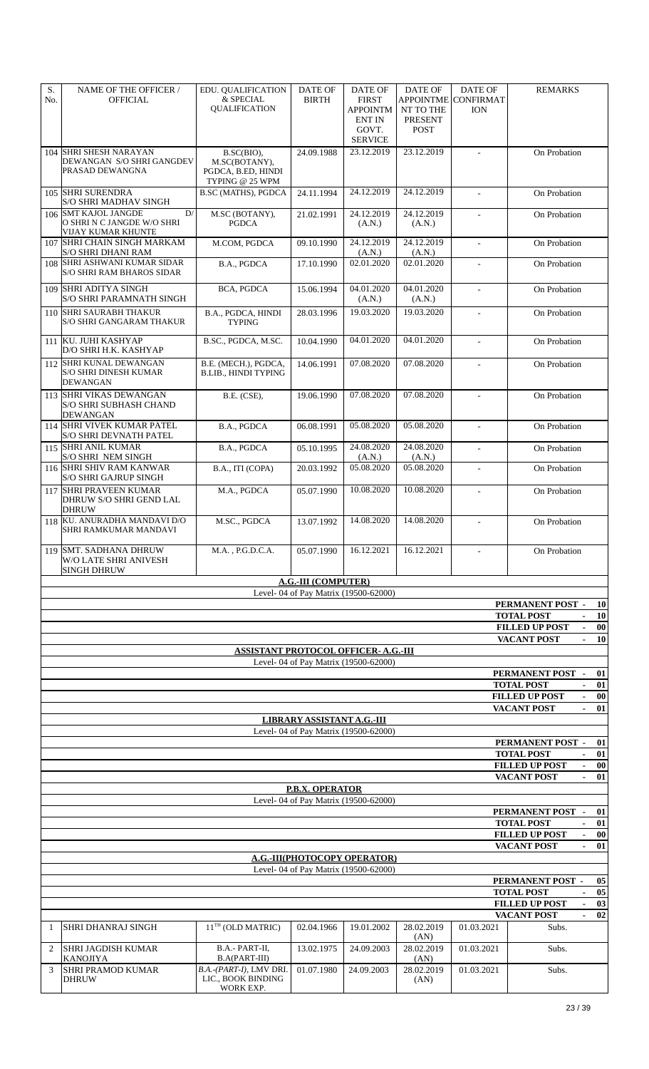| S. No. | NAME OF THE OFFICER / OFFICIAL | EDU. QUALIFICATION & SPECIAL QUALIFICATION | DATE OF BIRTH | DATE OF FIRST APPOINTMENT IN GOVT. SERVICE | DATE OF APPOINTMENT TO THE PRESENT POST | DATE OF CONFIRMATION | REMARKS |
|---|---|---|---|---|---|---|---|
| 104 | SHRI SHESH NARAYAN DEWANGAN S/O SHRI GANGDEV PRASAD DEWANGNA | B.SC(BIO), M.SC(BOTANY), PGDCA, B.ED, HINDI TYPING @ 25 WPM | 24.09.1988 | 23.12.2019 | 23.12.2019 | - | On Probation |
| 105 | SHRI SURENDRA S/O SHRI MADHAV SINGH | B.SC (MATHS), PGDCA | 24.11.1994 | 24.12.2019 | 24.12.2019 | - | On Probation |
| 106 | SMT KAJOL JANGDE D/O SHRI N C JANGDE W/O SHRI VIJAY KUMAR KHUNTE | M.SC (BOTANY), PGDCA | 21.02.1991 | 24.12.2019 (A.N.) | 24.12.2019 (A.N.) | - | On Probation |
| 107 | SHRI CHAIN SINGH MARKAM S/O SHRI DHANI RAM | M.COM, PGDCA | 09.10.1990 | 24.12.2019 (A.N.) | 24.12.2019 (A.N.) | - | On Probation |
| 108 | SHRI ASHWANI KUMAR SIDAR S/O SHRI RAM BHAROS SIDAR | B.A., PGDCA | 17.10.1990 | 02.01.2020 | 02.01.2020 | - | On Probation |
| 109 | SHRI ADITYA SINGH S/O SHRI PARAMNATH SINGH | BCA, PGDCA | 15.06.1994 | 04.01.2020 (A.N.) | 04.01.2020 (A.N.) | - | On Probation |
| 110 | SHRI SAURABH THAKUR S/O SHRI GANGARAM THAKUR | B.A., PGDCA, HINDI TYPING | 28.03.1996 | 19.03.2020 | 19.03.2020 | - | On Probation |
| 111 | KU. JUHI KASHYAP D/O SHRI H.K. KASHYAP | B.SC., PGDCA, M.SC. | 10.04.1990 | 04.01.2020 | 04.01.2020 | - | On Probation |
| 112 | SHRI KUNAL DEWANGAN S/O SHRI DINESH KUMAR DEWANGAN | B.E. (MECH.), PGDCA, B.LIB., HINDI TYPING | 14.06.1991 | 07.08.2020 | 07.08.2020 | - | On Probation |
| 113 | SHRI VIKAS DEWANGAN S/O SHRI SUBHASH CHAND DEWANGAN | B.E. (CSE), | 19.06.1990 | 07.08.2020 | 07.08.2020 | - | On Probation |
| 114 | SHRI VIVEK KUMAR PATEL S/O SHRI DEVNATH PATEL | B.A., PGDCA | 06.08.1991 | 05.08.2020 | 05.08.2020 | - | On Probation |
| 115 | SHRI ANIL KUMAR S/O SHRI NEM SINGH | B.A., PGDCA | 05.10.1995 | 24.08.2020 (A.N.) | 24.08.2020 (A.N.) | - | On Probation |
| 116 | SHRI SHIV RAM KANWAR S/O SHRI GAJRUP SINGH | B.A., ITI (COPA) | 20.03.1992 | 05.08.2020 | 05.08.2020 | - | On Probation |
| 117 | SHRI PRAVEEN KUMAR DHRUW S/O SHRI GEND LAL DHRUW | M.A., PGDCA | 05.07.1990 | 10.08.2020 | 10.08.2020 | - | On Probation |
| 118 | KU. ANURADHA MANDAVI D/O SHRI RAMKUMAR MANDAVI | M.SC., PGDCA | 13.07.1992 | 14.08.2020 | 14.08.2020 | - | On Probation |
| 119 | SMT. SADHANA DHRUW W/O LATE SHRI ANIVESH SINGH DHRUW | M.A. , P.G.D.C.A. | 05.07.1990 | 16.12.2021 | 16.12.2021 | - | On Probation |

**A.G.-III (COMPUTER)**
Level- 04 of Pay Matrix (19500-62000)

| | |
|---|---|
| **PERMANENT POST -** | **10** |
| **TOTAL POST -** | **10** |
| **FILLED UP POST -** | **00** |
| **VACANT POST -** | **10** |

**ASSISTANT PROTOCOL OFFICER- A.G.-III**
Level- 04 of Pay Matrix (19500-62000)

| | |
|---|---|
| **PERMANENT POST -** | **01** |
| **TOTAL POST -** | **01** |
| **FILLED UP POST -** | **00** |
| **VACANT POST -** | **01** |

**LIBRARY ASSISTANT A.G.-III**
Level- 04 of Pay Matrix (19500-62000)

| | |
|---|---|
| **PERMANENT POST -** | **01** |
| **TOTAL POST -** | **01** |
| **FILLED UP POST -** | **00** |
| **VACANT POST -** | **01** |

**P.B.X. OPERATOR**
Level- 04 of Pay Matrix (19500-62000)

| | |
|---|---|
| **PERMANENT POST -** | **01** |
| **TOTAL POST -** | **01** |
| **FILLED UP POST -** | **00** |
| **VACANT POST -** | **01** |

**A.G.-III(PHOTOCOPY OPERATOR)**
Level- 04 of Pay Matrix (19500-62000)

| | |
|---|---|
| **PERMANENT POST -** | **05** |
| **TOTAL POST -** | **05** |
| **FILLED UP POST -** | **03** |
| **VACANT POST -** | **02** |

| S. No. | NAME OF THE OFFICER / OFFICIAL | EDU. QUALIFICATION & SPECIAL QUALIFICATION | DATE OF BIRTH | DATE OF FIRST APPOINTMENT IN GOVT. SERVICE | DATE OF APPOINTMENT TO THE PRESENT POST | DATE OF CONFIRMATION | REMARKS |
|---|---|---|---|---|---|---|---|
| 1 | SHRI DHANRAJ SINGH | 11TH (OLD MATRIC) | 02.04.1966 | 19.01.2002 | 28.02.2019 (AN) | 01.03.2021 | Subs. |
| 2 | SHRI JAGDISH KUMAR KANOJIYA | B.A.- PART-II, B.A(PART-III) | 13.02.1975 | 24.09.2003 | 28.02.2019 (AN) | 01.03.2021 | Subs. |
| 3 | SHRI PRAMOD KUMAR DHRUW | *B.A.-(PART-I)*, LMV DRI. LIC., BOOK BINDING WORK EXP. | 01.07.1980 | 24.09.2003 | 28.02.2019 (AN) | 01.03.2021 | Subs. |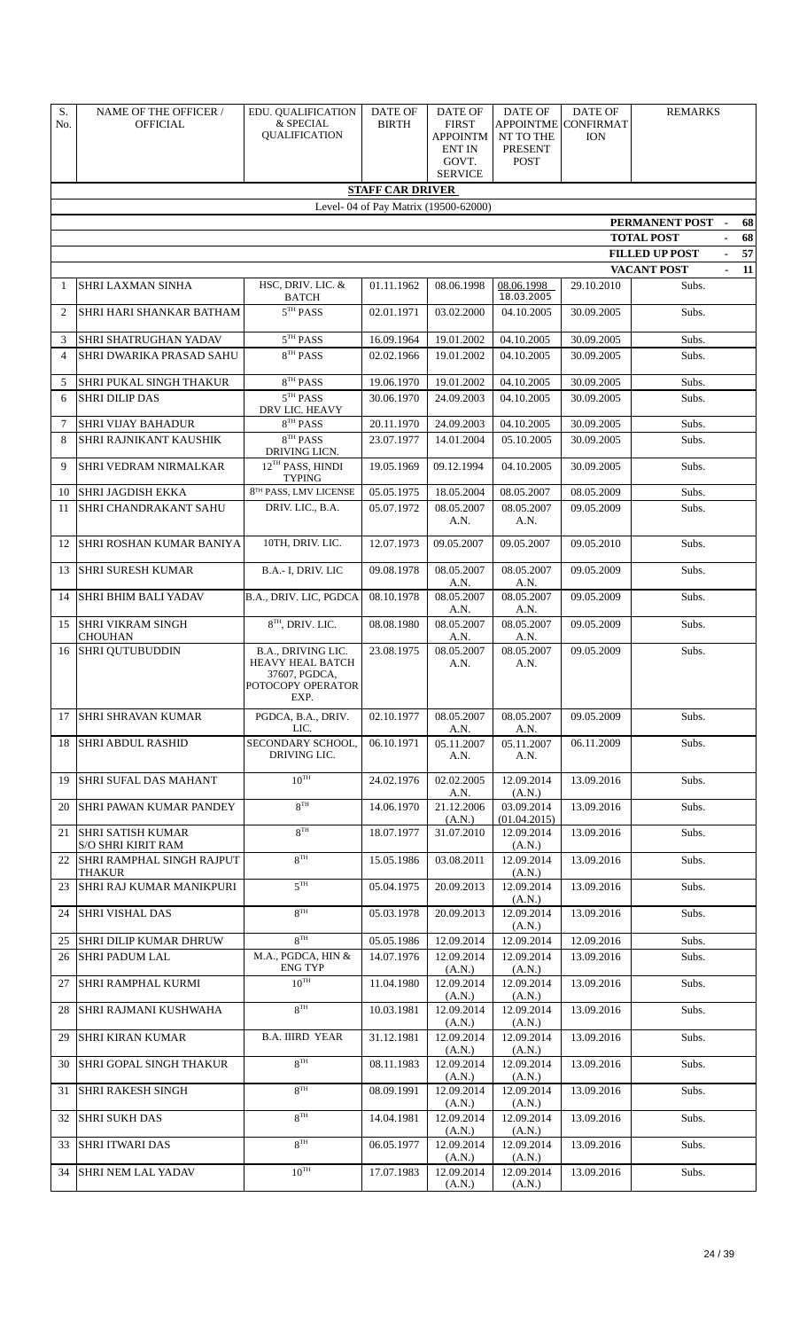| S. No. | NAME OF THE OFFICER / OFFICIAL | EDU. QUALIFICATION & SPECIAL QUALIFICATION | DATE OF BIRTH | DATE OF FIRST APPOINTMENT IN GOVT. SERVICE | DATE OF APPOINTMENT TO THE PRESENT POST | DATE OF CONFIRMATION | REMARKS |
|---|---|---|---|---|---|---|---|
| | | | **STAFF CAR DRIVER** | | | | |
| | | | Level- 04 of Pay Matrix (19500-62000) | | | | |
| | | | | | | | **PERMANENT POST - 68** |
| | | | | | | | **TOTAL POST - 68** |
| | | | | | | | **FILLED UP POST - 57** |
| | | | | | | | **VACANT POST - 11** |
| 1 | SHRI LAXMAN SINHA | HSC, DRIV. LIC. & BATCH | 01.11.1962 | 08.06.1998 | 08.06.1998 18.03.2005 | 29.10.2010 | Subs. |
| 2 | SHRI HARI SHANKAR BATHAM | 5TH PASS | 02.01.1971 | 03.02.2000 | 04.10.2005 | 30.09.2005 | Subs. |
| 3 | SHRI SHATRUGHAN YADAV | 5TH PASS | 16.09.1964 | 19.01.2002 | 04.10.2005 | 30.09.2005 | Subs. |
| 4 | SHRI DWARIKA PRASAD SAHU | 8TH PASS | 02.02.1966 | 19.01.2002 | 04.10.2005 | 30.09.2005 | Subs. |
| 5 | SHRI PUKAL SINGH THAKUR | 8TH PASS | 19.06.1970 | 19.01.2002 | 04.10.2005 | 30.09.2005 | Subs. |
| 6 | SHRI DILIP DAS | 5TH PASS DRV LIC. HEAVY | 30.06.1970 | 24.09.2003 | 04.10.2005 | 30.09.2005 | Subs. |
| 7 | SHRI VIJAY BAHADUR | 8TH PASS | 20.11.1970 | 24.09.2003 | 04.10.2005 | 30.09.2005 | Subs. |
| 8 | SHRI RAJNIKANT KAUSHIK | 8TH PASS DRIVING LICN. | 23.07.1977 | 14.01.2004 | 05.10.2005 | 30.09.2005 | Subs. |
| 9 | SHRI VEDRAM NIRMALKAR | 12TH PASS, HINDI TYPING | 19.05.1969 | 09.12.1994 | 04.10.2005 | 30.09.2005 | Subs. |
| 10 | SHRI JAGDISH EKKA | 8TH PASS, LMV LICENSE | 05.05.1975 | 18.05.2004 | 08.05.2007 | 08.05.2009 | Subs. |
| 11 | SHRI CHANDRAKANT SAHU | DRIV. LIC., B.A. | 05.07.1972 | 08.05.2007 A.N. | 08.05.2007 A.N. | 09.05.2009 | Subs. |
| 12 | SHRI ROSHAN KUMAR BANIYA | 10TH, DRIV. LIC. | 12.07.1973 | 09.05.2007 | 09.05.2007 | 09.05.2010 | Subs. |
| 13 | SHRI SURESH KUMAR | B.A.- I, DRIV. LIC | 09.08.1978 | 08.05.2007 A.N. | 08.05.2007 A.N. | 09.05.2009 | Subs. |
| 14 | SHRI BHIM BALI YADAV | B.A., DRIV. LIC, PGDCA | 08.10.1978 | 08.05.2007 A.N. | 08.05.2007 A.N. | 09.05.2009 | Subs. |
| 15 | SHRI VIKRAM SINGH CHOUHAN | 8TH, DRIV. LIC. | 08.08.1980 | 08.05.2007 A.N. | 08.05.2007 A.N. | 09.05.2009 | Subs. |
| 16 | SHRI QUTUBUDDIN | B.A., DRIVING LIC. HEAVY HEAL BATCH 37607, PGDCA, POTOCOPY OPERATOR EXP. | 23.08.1975 | 08.05.2007 A.N. | 08.05.2007 A.N. | 09.05.2009 | Subs. |
| 17 | SHRI SHRAVAN KUMAR | PGDCA, B.A., DRIV. LIC. | 02.10.1977 | 08.05.2007 A.N. | 08.05.2007 A.N. | 09.05.2009 | Subs. |
| 18 | SHRI ABDUL RASHID | SECONDARY SCHOOL, DRIVING LIC. | 06.10.1971 | 05.11.2007 A.N. | 05.11.2007 A.N. | 06.11.2009 | Subs. |
| 19 | SHRI SUFAL DAS MAHANT | 10TH | 24.02.1976 | 02.02.2005 A.N. | 12.09.2014 (A.N.) | 13.09.2016 | Subs. |
| 20 | SHRI PAWAN KUMAR PANDEY | 8TH | 14.06.1970 | 21.12.2006 (A.N.) | 03.09.2014 (01.04.2015) | 13.09.2016 | Subs. |
| 21 | SHRI SATISH KUMAR S/O SHRI KIRIT RAM | 8TH | 18.07.1977 | 31.07.2010 | 12.09.2014 (A.N.) | 13.09.2016 | Subs. |
| 22 | SHRI RAMPHAL SINGH RAJPUT THAKUR | 8TH | 15.05.1986 | 03.08.2011 | 12.09.2014 (A.N.) | 13.09.2016 | Subs. |
| 23 | SHRI RAJ KUMAR MANIKPURI | 5TH | 05.04.1975 | 20.09.2013 | 12.09.2014 (A.N.) | 13.09.2016 | Subs. |
| 24 | SHRI VISHAL DAS | 8TH | 05.03.1978 | 20.09.2013 | 12.09.2014 (A.N.) | 13.09.2016 | Subs. |
| 25 | SHRI DILIP KUMAR DHRUW | 8TH | 05.05.1986 | 12.09.2014 | 12.09.2014 | 12.09.2016 | Subs. |
| 26 | SHRI PADUM LAL | M.A., PGDCA, HIN & ENG TYP | 14.07.1976 | 12.09.2014 (A.N.) | 12.09.2014 (A.N.) | 13.09.2016 | Subs. |
| 27 | SHRI RAMPHAL KURMI | 10TH | 11.04.1980 | 12.09.2014 (A.N.) | 12.09.2014 (A.N.) | 13.09.2016 | Subs. |
| 28 | SHRI RAJMANI KUSHWAHA | 8TH | 10.03.1981 | 12.09.2014 (A.N.) | 12.09.2014 (A.N.) | 13.09.2016 | Subs. |
| 29 | SHRI KIRAN KUMAR | B.A. IIIRD YEAR | 31.12.1981 | 12.09.2014 (A.N.) | 12.09.2014 (A.N.) | 13.09.2016 | Subs. |
| 30 | SHRI GOPAL SINGH THAKUR | 8TH | 08.11.1983 | 12.09.2014 (A.N.) | 12.09.2014 (A.N.) | 13.09.2016 | Subs. |
| 31 | SHRI RAKESH SINGH | 8TH | 08.09.1991 | 12.09.2014 (A.N.) | 12.09.2014 (A.N.) | 13.09.2016 | Subs. |
| 32 | SHRI SUKH DAS | 8TH | 14.04.1981 | 12.09.2014 (A.N.) | 12.09.2014 (A.N.) | 13.09.2016 | Subs. |
| 33 | SHRI ITWARI DAS | 8TH | 06.05.1977 | 12.09.2014 (A.N.) | 12.09.2014 (A.N.) | 13.09.2016 | Subs. |
| 34 | SHRI NEM LAL YADAV | 10TH | 17.07.1983 | 12.09.2014 (A.N.) | 12.09.2014 (A.N.) | 13.09.2016 | Subs. |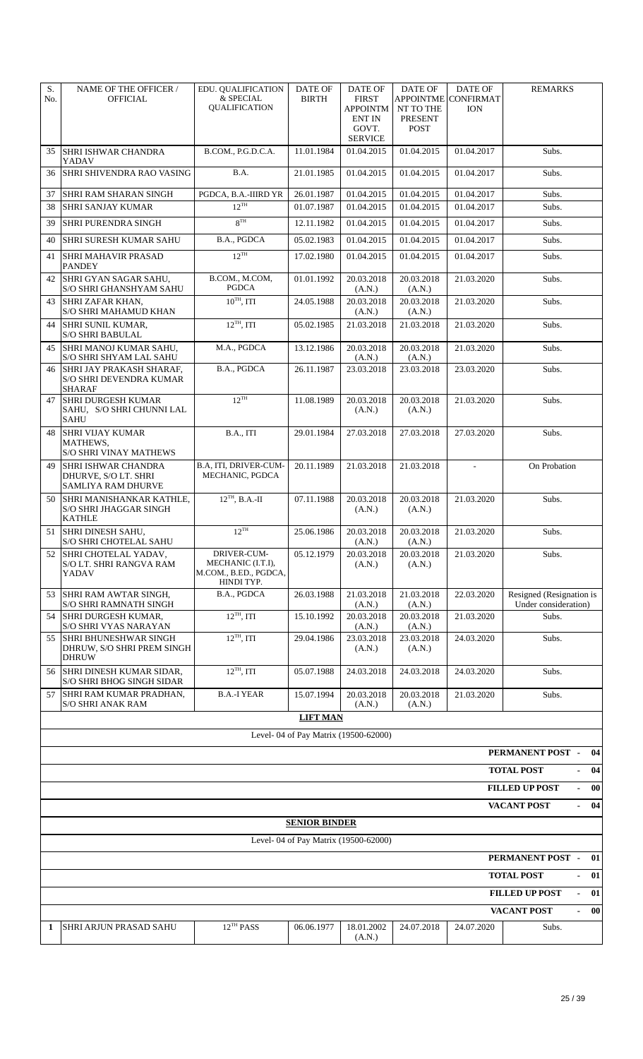| S. No. | NAME OF THE OFFICER / OFFICIAL | EDU. QUALIFICATION & SPECIAL QUALIFICATION | DATE OF BIRTH | DATE OF FIRST APPOINTMENT IN GOVT. SERVICE | DATE OF APPOINTMENT TO THE PRESENT POST | DATE OF CONFIRMATION | REMARKS |
|---|---|---|---|---|---|---|---|
| 35 | SHRI ISHWAR CHANDRA YADAV | B.COM., P.G.D.C.A. | 11.01.1984 | 01.04.2015 | 01.04.2015 | 01.04.2017 | Subs. |
| 36 | SHRI SHIVENDRA RAO VASING | B.A. | 21.01.1985 | 01.04.2015 | 01.04.2015 | 01.04.2017 | Subs. |
| 37 | SHRI RAM SHARAN SINGH | PGDCA, B.A.-IIIRD YR | 26.01.1987 | 01.04.2015 | 01.04.2015 | 01.04.2017 | Subs. |
| 38 | SHRI SANJAY KUMAR | 12TH | 01.07.1987 | 01.04.2015 | 01.04.2015 | 01.04.2017 | Subs. |
| 39 | SHRI PURENDRA SINGH | 8TH | 12.11.1982 | 01.04.2015 | 01.04.2015 | 01.04.2017 | Subs. |
| 40 | SHRI SURESH KUMAR SAHU | B.A., PGDCA | 05.02.1983 | 01.04.2015 | 01.04.2015 | 01.04.2017 | Subs. |
| 41 | SHRI MAHAVIR PRASAD PANDEY | 12TH | 17.02.1980 | 01.04.2015 | 01.04.2015 | 01.04.2017 | Subs. |
| 42 | SHRI GYAN SAGAR SAHU, S/O SHRI GHANSHYAM SAHU | B.COM., M.COM, PGDCA | 01.01.1992 | 20.03.2018 (A.N.) | 20.03.2018 (A.N.) | 21.03.2020 | Subs. |
| 43 | SHRI ZAFAR KHAN, S/O SHRI MAHAMUD KHAN | 10TH, ITI | 24.05.1988 | 20.03.2018 (A.N.) | 20.03.2018 (A.N.) | 21.03.2020 | Subs. |
| 44 | SHRI SUNIL KUMAR, S/O SHRI BABULAL | 12TH, ITI | 05.02.1985 | 21.03.2018 | 21.03.2018 | 21.03.2020 | Subs. |
| 45 | SHRI MANOJ KUMAR SAHU, S/O SHRI SHYAM LAL SAHU | M.A., PGDCA | 13.12.1986 | 20.03.2018 (A.N.) | 20.03.2018 (A.N.) | 21.03.2020 | Subs. |
| 46 | SHRI JAY PRAKASH SHARAF, S/O SHRI DEVENDRA KUMAR SHARAF | B.A., PGDCA | 26.11.1987 | 23.03.2018 | 23.03.2018 | 23.03.2020 | Subs. |
| 47 | SHRI DURGESH KUMAR SAHU, S/O SHRI CHUNNI LAL SAHU | 12TH | 11.08.1989 | 20.03.2018 (A.N.) | 20.03.2018 (A.N.) | 21.03.2020 | Subs. |
| 48 | SHRI VIJAY KUMAR MATHEWS, S/O SHRI VINAY MATHEWS | B.A., ITI | 29.01.1984 | 27.03.2018 | 27.03.2018 | 27.03.2020 | Subs. |
| 49 | SHRI ISHWAR CHANDRA DHURVE, S/O LT. SHRI SAMLIYA RAM DHURVE | B.A, ITI, DRIVER-CUM-MECHANIC, PGDCA | 20.11.1989 | 21.03.2018 | 21.03.2018 | - | On Probation |
| 50 | SHRI MANISHANKAR KATHLE, S/O SHRI JHAGGAR SINGH KATHLE | 12TH, B.A.-II | 07.11.1988 | 20.03.2018 (A.N.) | 20.03.2018 (A.N.) | 21.03.2020 | Subs. |
| 51 | SHRI DINESH SAHU, S/O SHRI CHOTELAL SAHU | 12TH | 25.06.1986 | 20.03.2018 (A.N.) | 20.03.2018 (A.N.) | 21.03.2020 | Subs. |
| 52 | SHRI CHOTELAL YADAV, S/O LT. SHRI RANGVA RAM YADAV | DRIVER-CUM-MECHANIC (I.T.I), M.COM., B.ED., PGDCA, HINDI TYP. | 05.12.1979 | 20.03.2018 (A.N.) | 20.03.2018 (A.N.) | 21.03.2020 | Subs. |
| 53 | SHRI RAM AWTAR SINGH, S/O SHRI RAMNATH SINGH | B.A., PGDCA | 26.03.1988 | 21.03.2018 (A.N.) | 21.03.2018 (A.N.) | 22.03.2020 | Resigned (Resignation is Under consideration) |
| 54 | SHRI DURGESH KUMAR, S/O SHRI VYAS NARAYAN | 12TH, ITI | 15.10.1992 | 20.03.2018 (A.N.) | 20.03.2018 (A.N.) | 21.03.2020 | Subs. |
| 55 | SHRI BHUNESHWAR SINGH DHRUW, S/O SHRI PREM SINGH DHRUW | 12TH, ITI | 29.04.1986 | 23.03.2018 (A.N.) | 23.03.2018 (A.N.) | 24.03.2020 | Subs. |
| 56 | SHRI DINESH KUMAR SIDAR, S/O SHRI BHOG SINGH SIDAR | 12TH, ITI | 05.07.1988 | 24.03.2018 | 24.03.2018 | 24.03.2020 | Subs. |
| 57 | SHRI RAM KUMAR PRADHAN, S/O SHRI ANAK RAM | B.A.-I YEAR | 15.07.1994 | 20.03.2018 (A.N.) | 20.03.2018 (A.N.) | 21.03.2020 | Subs. |

**LIFT MAN**

Level- 04 of Pay Matrix (19500-62000)

**PERMANENT POST - 04**

**TOTAL POST - 04**

**FILLED UP POST - 00**

**VACANT POST - 04**

**SENIOR BINDER**

Level- 04 of Pay Matrix (19500-62000)

**PERMANENT POST - 01**

**TOTAL POST - 01**

**FILLED UP POST - 01**

**VACANT POST - 00**

| S. No. | NAME OF THE OFFICER / OFFICIAL | EDU. QUALIFICATION & SPECIAL QUALIFICATION | DATE OF BIRTH | DATE OF FIRST APPOINTMENT IN GOVT. SERVICE | DATE OF APPOINTMENT TO THE PRESENT POST | DATE OF CONFIRMATION | REMARKS |
|---|---|---|---|---|---|---|---|
| 1 | SHRI ARJUN PRASAD SAHU | 12TH PASS | 06.06.1977 | 18.01.2002 (A.N.) | 24.07.2018 | 24.07.2020 | Subs. |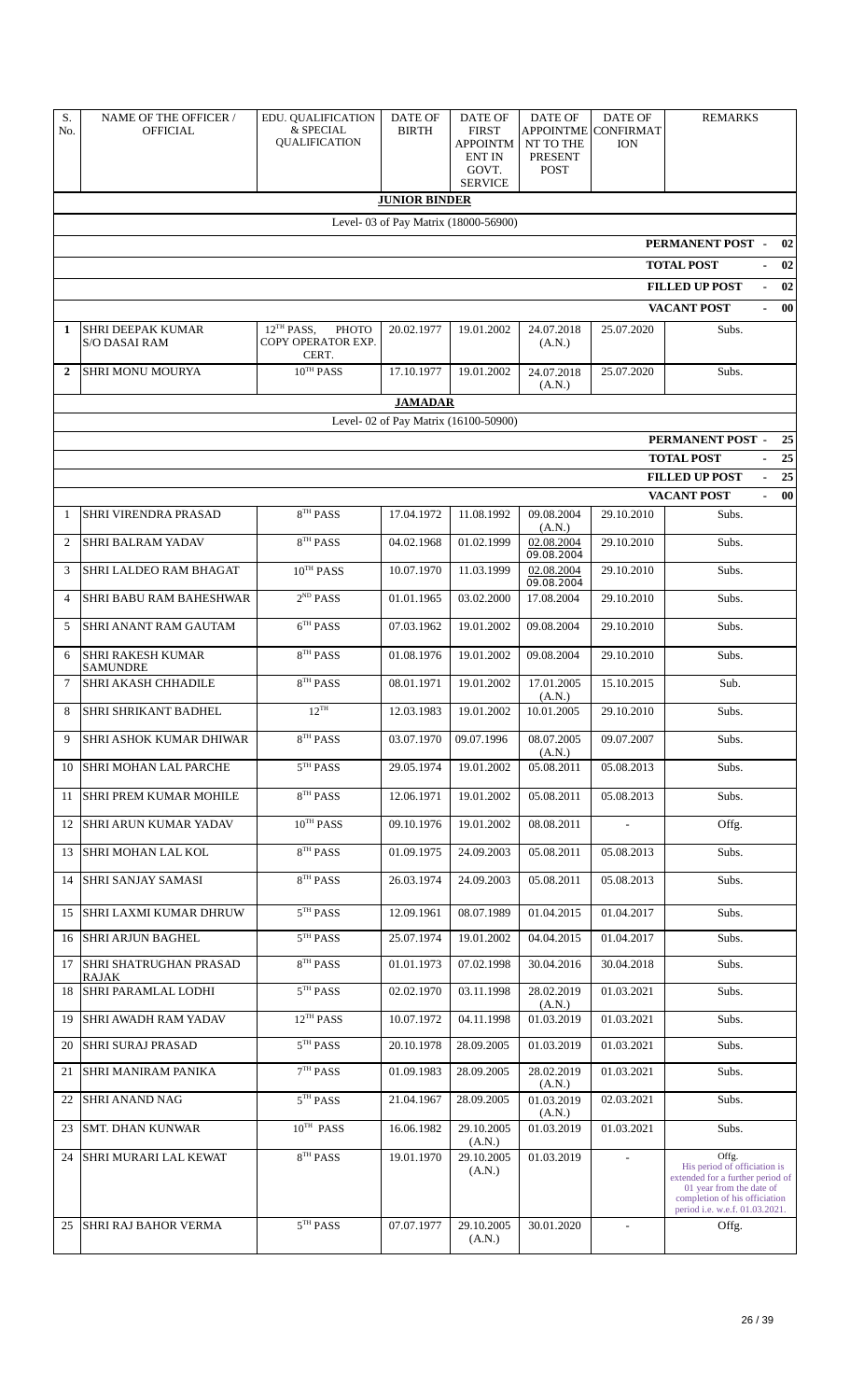| S. No. | NAME OF THE OFFICER / OFFICIAL | EDU. QUALIFICATION & SPECIAL QUALIFICATION | DATE OF BIRTH | DATE OF FIRST APPOINTMENT IN GOVT. SERVICE | DATE OF APPOINTMENT TO THE PRESENT POST | DATE OF CONFIRMATION | REMARKS |
|---|---|---|---|---|---|---|---|
| **JUNIOR BINDER** | | | | | | | |
| Level- 03 of Pay Matrix (18000-56900) | | | | | | | |
| | | | | | | | **PERMANENT POST - 02** |
| | | | | | | | **TOTAL POST - 02** |
| | | | | | | | **FILLED UP POST - 02** |
| | | | | | | | **VACANT POST - 00** |
| **1** | SHRI DEEPAK KUMAR S/O DASAI RAM | 12TH PASS, PHOTO COPY OPERATOR EXP. CERT. | 20.02.1977 | 19.01.2002 | 24.07.2018 (A.N.) | 25.07.2020 | Subs. |
| **2** | SHRI MONU MOURYA | 10TH PASS | 17.10.1977 | 19.01.2002 | 24.07.2018 (A.N.) | 25.07.2020 | Subs. |
| **JAMADAR** | | | | | | | |
| Level- 02 of Pay Matrix (16100-50900) | | | | | | | |
| | | | | | | | **PERMANENT POST - 25** |
| | | | | | | | **TOTAL POST - 25** |
| | | | | | | | **FILLED UP POST - 25** |
| | | | | | | | **VACANT POST - 00** |
| 1 | SHRI VIRENDRA PRASAD | 8TH PASS | 17.04.1972 | 11.08.1992 | 09.08.2004 (A.N.) | 29.10.2010 | Subs. |
| 2 | SHRI BALRAM YADAV | 8TH PASS | 04.02.1968 | 01.02.1999 | ~~02.08.2004~~ 09.08.2004 | 29.10.2010 | Subs. |
| 3 | SHRI LALDEO RAM BHAGAT | 10TH PASS | 10.07.1970 | 11.03.1999 | ~~02.08.2004~~ 09.08.2004 | 29.10.2010 | Subs. |
| 4 | SHRI BABU RAM BAHESHWAR | 2ND PASS | 01.01.1965 | 03.02.2000 | 17.08.2004 | 29.10.2010 | Subs. |
| 5 | SHRI ANANT RAM GAUTAM | 6TH PASS | 07.03.1962 | 19.01.2002 | 09.08.2004 | 29.10.2010 | Subs. |
| 6 | SHRI RAKESH KUMAR SAMUNDRE | 8TH PASS | 01.08.1976 | 19.01.2002 | 09.08.2004 | 29.10.2010 | Subs. |
| 7 | SHRI AKASH CHHADILE | 8TH PASS | 08.01.1971 | 19.01.2002 | 17.01.2005 (A.N.) | 15.10.2015 | Sub. |
| 8 | SHRI SHRIKANT BADHEL | 12TH | 12.03.1983 | 19.01.2002 | 10.01.2005 | 29.10.2010 | Subs. |
| 9 | SHRI ASHOK KUMAR DHIWAR | 8TH PASS | 03.07.1970 | 09.07.1996 | 08.07.2005 (A.N.) | 09.07.2007 | Subs. |
| 10 | SHRI MOHAN LAL PARCHE | 5TH PASS | 29.05.1974 | 19.01.2002 | 05.08.2011 | 05.08.2013 | Subs. |
| 11 | SHRI PREM KUMAR MOHILE | 8TH PASS | 12.06.1971 | 19.01.2002 | 05.08.2011 | 05.08.2013 | Subs. |
| 12 | SHRI ARUN KUMAR YADAV | 10TH PASS | 09.10.1976 | 19.01.2002 | 08.08.2011 | - | Offg. |
| 13 | SHRI MOHAN LAL KOL | 8TH PASS | 01.09.1975 | 24.09.2003 | 05.08.2011 | 05.08.2013 | Subs. |
| 14 | SHRI SANJAY SAMASI | 8TH PASS | 26.03.1974 | 24.09.2003 | 05.08.2011 | 05.08.2013 | Subs. |
| 15 | SHRI LAXMI KUMAR DHRUW | 5TH PASS | 12.09.1961 | 08.07.1989 | 01.04.2015 | 01.04.2017 | Subs. |
| 16 | SHRI ARJUN BAGHEL | 5TH PASS | 25.07.1974 | 19.01.2002 | 04.04.2015 | 01.04.2017 | Subs. |
| 17 | SHRI SHATRUGHAN PRASAD RAJAK | 8TH PASS | 01.01.1973 | 07.02.1998 | 30.04.2016 | 30.04.2018 | Subs. |
| 18 | SHRI PARAMLAL LODHI | 5TH PASS | 02.02.1970 | 03.11.1998 | 28.02.2019 (A.N.) | 01.03.2021 | Subs. |
| 19 | SHRI AWADH RAM YADAV | 12TH PASS | 10.07.1972 | 04.11.1998 | 01.03.2019 | 01.03.2021 | Subs. |
| 20 | SHRI SURAJ PRASAD | 5TH PASS | 20.10.1978 | 28.09.2005 | 01.03.2019 | 01.03.2021 | Subs. |
| 21 | SHRI MANIRAM PANIKA | 7TH PASS | 01.09.1983 | 28.09.2005 | 28.02.2019 (A.N.) | 01.03.2021 | Subs. |
| 22 | SHRI ANAND NAG | 5TH PASS | 21.04.1967 | 28.09.2005 | 01.03.2019 (A.N.) | 02.03.2021 | Subs. |
| 23 | SMT. DHAN KUNWAR | 10TH PASS | 16.06.1982 | 29.10.2005 (A.N.) | 01.03.2019 | 01.03.2021 | Subs. |
| 24 | SHRI MURARI LAL KEWAT | 8TH PASS | 19.01.1970 | 29.10.2005 (A.N.) | 01.03.2019 | - | Offg. His period of officiation is extended for a further period of 01 year from the date of completion of his officiation period i.e. w.e.f. 01.03.2021. |
| 25 | SHRI RAJ BAHOR VERMA | 5TH PASS | 07.07.1977 | 29.10.2005 (A.N.) | 30.01.2020 | - | Offg. |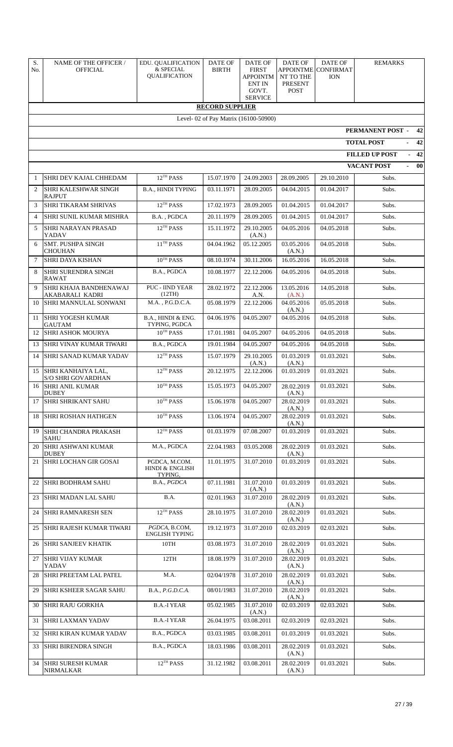| S. No. | NAME OF THE OFFICER / OFFICIAL | EDU. QUALIFICATION & SPECIAL QUALIFICATION | DATE OF BIRTH | DATE OF FIRST APPOINTMENT IN GOVT. SERVICE | DATE OF APPOINTMENT TO THE PRESENT POST | DATE OF CONFIRMATION | REMARKS |
|---|---|---|---|---|---|---|---|
| **RECORD SUPPLIER** | | | | | | | |
| Level- 02 of Pay Matrix (16100-50900) | | | | | | | |
| | | | | | | | **PERMANENT POST - 42** |
| | | | | | | | **TOTAL POST - 42** |
| | | | | | | | **FILLED UP POST - 42** |
| | | | | | | | **VACANT POST - 00** |
| 1 | SHRI DEV KAJAL CHHEDAM | 12TH PASS | 15.07.1970 | 24.09.2003 | 28.09.2005 | 29.10.2010 | Subs. |
| 2 | SHRI KALESHWAR SINGH RAJPUT | B.A., HINDI TYPING | 03.11.1971 | 28.09.2005 | 04.04.2015 | 01.04.2017 | Subs. |
| 3 | SHRI TIKARAM SHRIVAS | 12TH PASS | 17.02.1973 | 28.09.2005 | 01.04.2015 | 01.04.2017 | Subs. |
| 4 | SHRI SUNIL KUMAR MISHRA | B.A. , PGDCA | 20.11.1979 | 28.09.2005 | 01.04.2015 | 01.04.2017 | Subs. |
| 5 | SHRI NARAYAN PRASAD YADAV | 12TH PASS | 15.11.1972 | 29.10.2005 (A.N.) | 04.05.2016 | 04.05.2018 | Subs. |
| 6 | SMT. PUSHPA SINGH CHOUHAN | 11TH PASS | 04.04.1962 | 05.12.2005 | 03.05.2016 (A.N.) | 04.05.2018 | Subs. |
| 7 | SHRI DAYA KISHAN | 10TH PASS | 08.10.1974 | 30.11.2006 | 16.05.2016 | 16.05.2018 | Subs. |
| 8 | SHRI SURENDRA SINGH RAWAT | B.A., PGDCA | 10.08.1977 | 22.12.2006 | 04.05.2016 | 04.05.2018 | Subs. |
| 9 | SHRI KHAJA BANDHENAWAJ AKABARALI KADRI | PUC - IIND YEAR (12TH) | 28.02.1972 | 22.12.2006 A.N. | 13.05.2016 (A.N.) | 14.05.2018 | Subs. |
| 10 | SHRI MANNULAL SONWANI | M.A. , P.G.D.C.A. | 05.08.1979 | 22.12.2006 | 04.05.2016 (A.N.) | 05.05.2018 | Subs. |
| 11 | SHRI YOGESH KUMAR GAUTAM | B.A., HINDI & ENG. TYPING, PGDCA | 04.06.1976 | 04.05.2007 | 04.05.2016 | 04.05.2018 | Subs. |
| 12 | SHRI ASHOK MOURYA | 10TH PASS | 17.01.1981 | 04.05.2007 | 04.05.2016 | 04.05.2018 | Subs. |
| 13 | SHRI VINAY KUMAR TIWARI | B.A., PGDCA | 19.01.1984 | 04.05.2007 | 04.05.2016 | 04.05.2018 | Subs. |
| 14 | SHRI SANAD KUMAR YADAV | 12TH PASS | 15.07.1979 | 29.10.2005 (A.N.) | 01.03.2019 (A.N.) | 01.03.2021 | Subs. |
| 15 | SHRI KANHAIYA LAL, S/O SHRI GOVARDHAN | 12TH PASS | 20.12.1975 | 22.12.2006 | 01.03.2019 | 01.03.2021 | Subs. |
| 16 | SHRI ANIL KUMAR DUBEY | 10TH PASS | 15.05.1973 | 04.05.2007 | 28.02.2019 (A.N.) | 01.03.2021 | Subs. |
| 17 | SHRI SHRIKANT SAHU | 10TH PASS | 15.06.1978 | 04.05.2007 | 28.02.2019 (A.N.) | 01.03.2021 | Subs. |
| 18 | SHRI ROSHAN HATHGEN | 10TH PASS | 13.06.1974 | 04.05.2007 | 28.02.2019 (A.N.) | 01.03.2021 | Subs. |
| 19 | SHRI CHANDRA PRAKASH SAHU | 12TH PASS | 01.03.1979 | 07.08.2007 | 01.03.2019 | 01.03.2021 | Subs. |
| 20 | SHRI ASHWANI KUMAR DUBEY | M.A., PGDCA | 22.04.1983 | 03.05.2008 | 28.02.2019 (A.N.) | 01.03.2021 | Subs. |
| 21 | SHRI LOCHAN GIR GOSAI | PGDCA, M.COM. HINDI & ENGLISH TYPING, | 11.01.1975 | 31.07.2010 | 01.03.2019 | 01.03.2021 | Subs. |
| 22 | SHRI BODHRAM SAHU | B.A., *PGDCA* | 07.11.1981 | 31.07.2010 (A.N.) | 01.03.2019 | 01.03.2021 | Subs. |
| 23 | SHRI MADAN LAL SAHU | B.A. | 02.01.1963 | 31.07.2010 | 28.02.2019 (A.N.) | 01.03.2021 | Subs. |
| 24 | SHRI RAMNARESH SEN | 12TH PASS | 28.10.1975 | 31.07.2010 | 28.02.2019 (A.N.) | 01.03.2021 | Subs. |
| 25 | SHRI RAJESH KUMAR TIWARI | *PGDCA*, B.COM, ENGLISH TYPING | 19.12.1973 | 31.07.2010 | 02.03.2019 | 02.03.2021 | Subs. |
| 26 | SHRI SANJEEV KHATIK | 10TH | 03.08.1973 | 31.07.2010 | 28.02.2019 (A.N.) | 01.03.2021 | Subs. |
| 27 | SHRI VIJAY KUMAR YADAV | 12TH | 18.08.1979 | 31.07.2010 | 28.02.2019 (A.N.) | 01.03.2021 | Subs. |
| 28 | SHRI PREETAM LAL PATEL | M.A. | 02/04/1978 | 31.07.2010 | 28.02.2019 (A.N.) | 01.03.2021 | Subs. |
| 29 | SHRI KSHEER SAGAR SAHU | B.A., *P.G.D.C.A.* | 08/01/1983 | 31.07.2010 | 28.02.2019 (A.N.) | 01.03.2021 | Subs. |
| 30 | SHRI RAJU GORKHA | B.A.-I YEAR | 05.02.1985 | 31.07.2010 (A.N.) | 02.03.2019 | 02.03.2021 | Subs. |
| 31 | SHRI LAXMAN YADAV | B.A.-I YEAR | 26.04.1975 | 03.08.2011 | 02.03.2019 | 02.03.2021 | Subs. |
| 32 | SHRI KIRAN KUMAR YADAV | B.A., PGDCA | 03.03.1985 | 03.08.2011 | 01.03.2019 | 01.03.2021 | Subs. |
| 33 | SHRI BIRENDRA SINGH | B.A., PGDCA | 18.03.1986 | 03.08.2011 | 28.02.2019 (A.N.) | 01.03.2021 | Subs. |
| 34 | SHRI SURESH KUMAR NIRMALKAR | 12TH PASS | 31.12.1982 | 03.08.2011 | 28.02.2019 (A.N.) | 01.03.2021 | Subs. |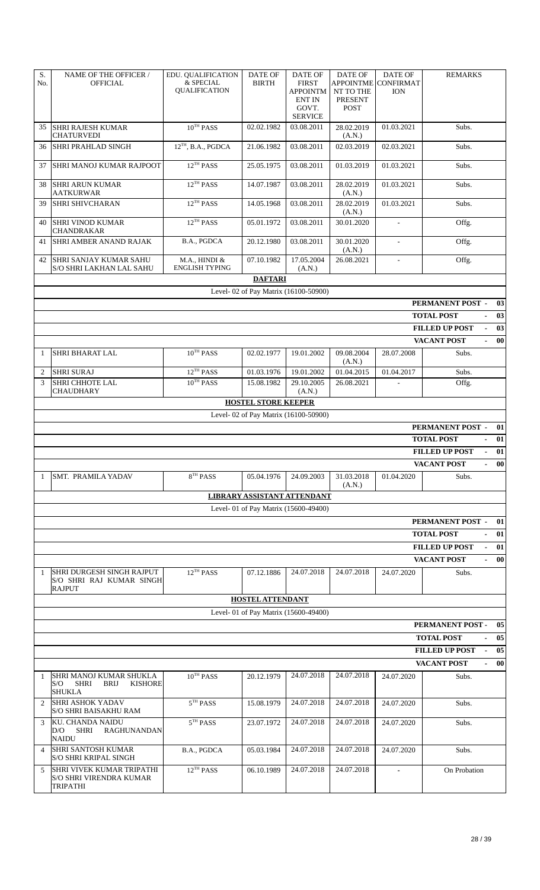| S. No. | NAME OF THE OFFICER / OFFICIAL | EDU. QUALIFICATION & SPECIAL QUALIFICATION | DATE OF BIRTH | DATE OF FIRST APPOINTMENT IN GOVT. SERVICE | DATE OF APPOINTMENT TO THE PRESENT POST | DATE OF CONFIRMATION | REMARKS |
|---|---|---|---|---|---|---|---|
| 35 | SHRI RAJESH KUMAR CHATURVEDI | 10TH PASS | 02.02.1982 | 03.08.2011 | 28.02.2019 (A.N.) | 01.03.2021 | Subs. |
| 36 | SHRI PRAHLAD SINGH | 12TH, B.A., PGDCA | 21.06.1982 | 03.08.2011 | 02.03.2019 | 02.03.2021 | Subs. |
| 37 | SHRI MANOJ KUMAR RAJPOOT | 12TH PASS | 25.05.1975 | 03.08.2011 | 01.03.2019 | 01.03.2021 | Subs. |
| 38 | SHRI ARUN KUMAR AATKURWAR | 12TH PASS | 14.07.1987 | 03.08.2011 | 28.02.2019 (A.N.) | 01.03.2021 | Subs. |
| 39 | SHRI SHIVCHARAN | 12TH PASS | 14.05.1968 | 03.08.2011 | 28.02.2019 (A.N.) | 01.03.2021 | Subs. |
| 40 | SHRI VINOD KUMAR CHANDRAKAR | 12TH PASS | 05.01.1972 | 03.08.2011 | 30.01.2020 | - | Offg. |
| 41 | SHRI AMBER ANAND RAJAK | B.A., PGDCA | 20.12.1980 | 03.08.2011 | 30.01.2020 (A.N.) | - | Offg. |
| 42 | SHRI SANJAY KUMAR SAHU S/O SHRI LAKHAN LAL SAHU | M.A., HINDI & ENGLISH TYPING | 07.10.1982 | 17.05.2004 (A.N.) | 26.08.2021 | - | Offg. |
| | | | **DAFTARI** | | | | |
| | | | Level- 02 of Pay Matrix (16100-50900) | | | | |
| | | | | | | | **PERMANENT POST - 03** |
| | | | | | | | **TOTAL POST - 03** |
| | | | | | | | **FILLED UP POST - 03** |
| | | | | | | | **VACANT POST - 00** |
| 1 | SHRI BHARAT LAL | 10TH PASS | 02.02.1977 | 19.01.2002 | 09.08.2004 (A.N.) | 28.07.2008 | Subs. |
| 2 | SHRI SURAJ | 12TH PASS | 01.03.1976 | 19.01.2002 | 01.04.2015 | 01.04.2017 | Subs. |
| 3 | SHRI CHHOTE LAL CHAUDHARY | 10TH PASS | 15.08.1982 | 29.10.2005 (A.N.) | 26.08.2021 | - | Offg. |
| | | | **HOSTEL STORE KEEPER** | | | | |
| | | | Level- 02 of Pay Matrix (16100-50900) | | | | |
| | | | | | | | **PERMANENT POST - 01** |
| | | | | | | | **TOTAL POST - 01** |
| | | | | | | | **FILLED UP POST - 01** |
| | | | | | | | **VACANT POST - 00** |
| 1 | SMT. PRAMILA YADAV | 8TH PASS | 05.04.1976 | 24.09.2003 | 31.03.2018 (A.N.) | 01.04.2020 | Subs. |
| | | | **LIBRARY ASSISTANT ATTENDANT** | | | | |
| | | | Level- 01 of Pay Matrix (15600-49400) | | | | |
| | | | | | | | **PERMANENT POST - 01** |
| | | | | | | | **TOTAL POST - 01** |
| | | | | | | | **FILLED UP POST - 01** |
| | | | | | | | **VACANT POST - 00** |
| 1 | SHRI DURGESH SINGH RAJPUT S/O SHRI RAJ KUMAR SINGH RAJPUT | 12TH PASS | 07.12.1886 | 24.07.2018 | 24.07.2018 | 24.07.2020 | Subs. |
| | | | **HOSTEL ATTENDANT** | | | | |
| | | | Level- 01 of Pay Matrix (15600-49400) | | | | |
| | | | | | | | **PERMANENT POST - 05** |
| | | | | | | | **TOTAL POST - 05** |
| | | | | | | | **FILLED UP POST - 05** |
| | | | | | | | **VACANT POST - 00** |
| 1 | SHRI MANOJ KUMAR SHUKLA S/O SHRI BRIJ KISHORE SHUKLA | 10TH PASS | 20.12.1979 | 24.07.2018 | 24.07.2018 | 24.07.2020 | Subs. |
| 2 | SHRI ASHOK YADAV S/O SHRI BAISAKHU RAM | 5TH PASS | 15.08.1979 | 24.07.2018 | 24.07.2018 | 24.07.2020 | Subs. |
| 3 | KU. CHANDA NAIDU D/O SHRI RAGHUNANDAN NAIDU | 5TH PASS | 23.07.1972 | 24.07.2018 | 24.07.2018 | 24.07.2020 | Subs. |
| 4 | SHRI SANTOSH KUMAR S/O SHRI KRIPAL SINGH | B.A., PGDCA | 05.03.1984 | 24.07.2018 | 24.07.2018 | 24.07.2020 | Subs. |
| 5 | SHRI VIVEK KUMAR TRIPATHI S/O SHRI VIRENDRA KUMAR TRIPATHI | 12TH PASS | 06.10.1989 | 24.07.2018 | 24.07.2018 | - | On Probation |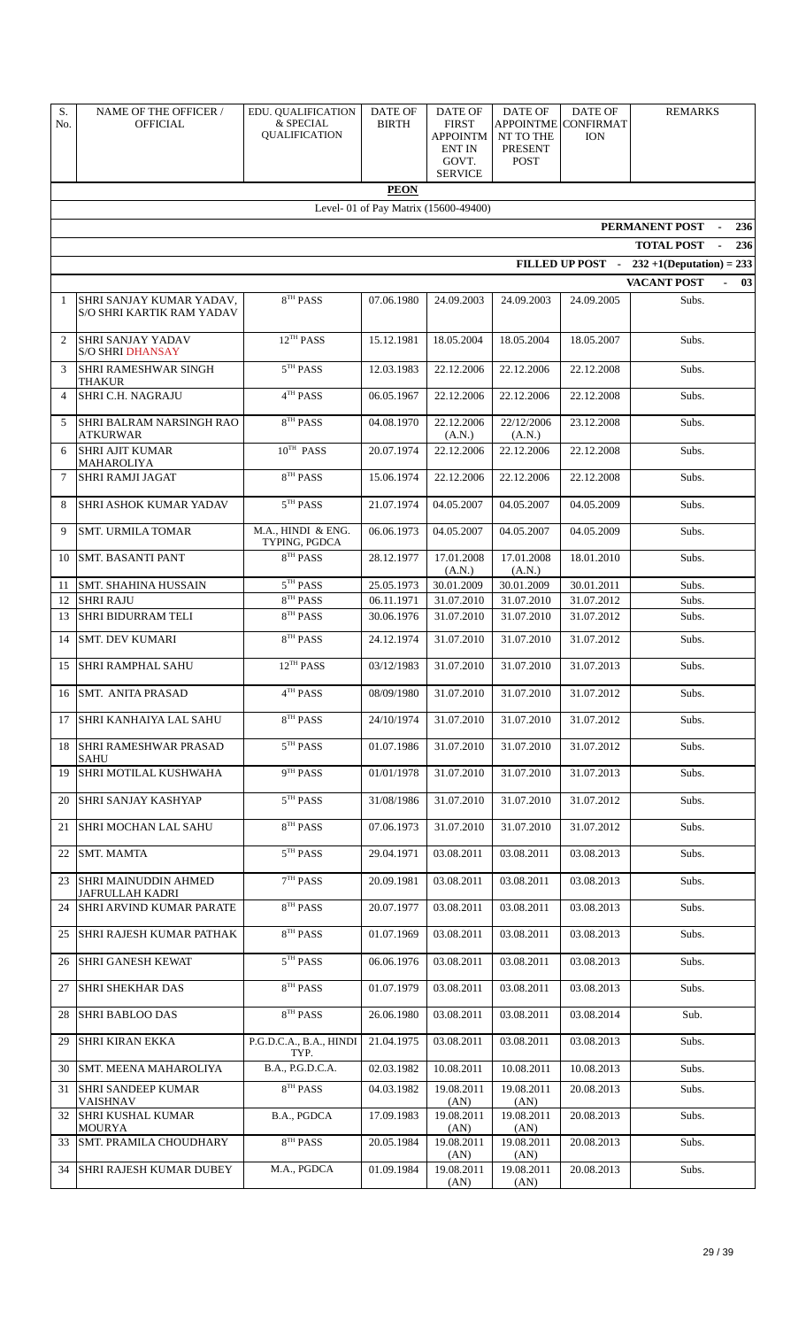| S. No. | NAME OF THE OFFICER / OFFICIAL | EDU. QUALIFICATION & SPECIAL QUALIFICATION | DATE OF BIRTH | DATE OF FIRST APPOINTMENT IN GOVT. SERVICE | DATE OF APPOINTMENT TO THE PRESENT POST | DATE OF CONFIRMATION | REMARKS |
|---|---|---|---|---|---|---|---|
| | | | **PEON** | | | | |
| | | | Level- 01 of Pay Matrix (15600-49400) | | | | |
| | | | | | | | **PERMANENT POST - 236** |
| | | | | | | | **TOTAL POST - 236** |
| | | | | | | **FILLED UP POST -** | **232 +1(Deputation) = 233** |
| | | | | | | | **VACANT POST - 03** |
| 1 | SHRI SANJAY KUMAR YADAV, S/O SHRI KARTIK RAM YADAV | 8TH PASS | 07.06.1980 | 24.09.2003 | 24.09.2003 | 24.09.2005 | Subs. |
| 2 | SHRI SANJAY YADAV S/O SHRI DHANSAY | 12TH PASS | 15.12.1981 | 18.05.2004 | 18.05.2004 | 18.05.2007 | Subs. |
| 3 | SHRI RAMESHWAR SINGH THAKUR | 5TH PASS | 12.03.1983 | 22.12.2006 | 22.12.2006 | 22.12.2008 | Subs. |
| 4 | SHRI C.H. NAGRAJU | 4TH PASS | 06.05.1967 | 22.12.2006 | 22.12.2006 | 22.12.2008 | Subs. |
| 5 | SHRI BALRAM NARSINGH RAO ATKURWAR | 8TH PASS | 04.08.1970 | 22.12.2006 (A.N.) | 22/12/2006 (A.N.) | 23.12.2008 | Subs. |
| 6 | SHRI AJIT KUMAR MAHAROLIYA | 10TH PASS | 20.07.1974 | 22.12.2006 | 22.12.2006 | 22.12.2008 | Subs. |
| 7 | SHRI RAMJI JAGAT | 8TH PASS | 15.06.1974 | 22.12.2006 | 22.12.2006 | 22.12.2008 | Subs. |
| 8 | SHRI ASHOK KUMAR YADAV | 5TH PASS | 21.07.1974 | 04.05.2007 | 04.05.2007 | 04.05.2009 | Subs. |
| 9 | SMT. URMILA TOMAR | M.A., HINDI & ENG. TYPING, PGDCA | 06.06.1973 | 04.05.2007 | 04.05.2007 | 04.05.2009 | Subs. |
| 10 | SMT. BASANTI PANT | 8TH PASS | 28.12.1977 | 17.01.2008 (A.N.) | 17.01.2008 (A.N.) | 18.01.2010 | Subs. |
| 11 | SMT. SHAHINA HUSSAIN | 5TH PASS | 25.05.1973 | 30.01.2009 | 30.01.2009 | 30.01.2011 | Subs. |
| 12 | SHRI RAJU | 8TH PASS | 06.11.1971 | 31.07.2010 | 31.07.2010 | 31.07.2012 | Subs. |
| 13 | SHRI BIDURRAM TELI | 8TH PASS | 30.06.1976 | 31.07.2010 | 31.07.2010 | 31.07.2012 | Subs. |
| 14 | SMT. DEV KUMARI | 8TH PASS | 24.12.1974 | 31.07.2010 | 31.07.2010 | 31.07.2012 | Subs. |
| 15 | SHRI RAMPHAL SAHU | 12TH PASS | 03/12/1983 | 31.07.2010 | 31.07.2010 | 31.07.2013 | Subs. |
| 16 | SMT. ANITA PRASAD | 4TH PASS | 08/09/1980 | 31.07.2010 | 31.07.2010 | 31.07.2012 | Subs. |
| 17 | SHRI KANHAIYA LAL SAHU | 8TH PASS | 24/10/1974 | 31.07.2010 | 31.07.2010 | 31.07.2012 | Subs. |
| 18 | SHRI RAMESHWAR PRASAD SAHU | 5TH PASS | 01.07.1986 | 31.07.2010 | 31.07.2010 | 31.07.2012 | Subs. |
| 19 | SHRI MOTILAL KUSHWAHA | 9TH PASS | 01/01/1978 | 31.07.2010 | 31.07.2010 | 31.07.2013 | Subs. |
| 20 | SHRI SANJAY KASHYAP | 5TH PASS | 31/08/1986 | 31.07.2010 | 31.07.2010 | 31.07.2012 | Subs. |
| 21 | SHRI MOCHAN LAL SAHU | 8TH PASS | 07.06.1973 | 31.07.2010 | 31.07.2010 | 31.07.2012 | Subs. |
| 22 | SMT. MAMTA | 5TH PASS | 29.04.1971 | 03.08.2011 | 03.08.2011 | 03.08.2013 | Subs. |
| 23 | SHRI MAINUDDIN AHMED JAFRULLAH KADRI | 7TH PASS | 20.09.1981 | 03.08.2011 | 03.08.2011 | 03.08.2013 | Subs. |
| 24 | SHRI ARVIND KUMAR PARATE | 8TH PASS | 20.07.1977 | 03.08.2011 | 03.08.2011 | 03.08.2013 | Subs. |
| 25 | SHRI RAJESH KUMAR PATHAK | 8TH PASS | 01.07.1969 | 03.08.2011 | 03.08.2011 | 03.08.2013 | Subs. |
| 26 | SHRI GANESH KEWAT | 5TH PASS | 06.06.1976 | 03.08.2011 | 03.08.2011 | 03.08.2013 | Subs. |
| 27 | SHRI SHEKHAR DAS | 8TH PASS | 01.07.1979 | 03.08.2011 | 03.08.2011 | 03.08.2013 | Subs. |
| 28 | SHRI BABLOO DAS | 8TH PASS | 26.06.1980 | 03.08.2011 | 03.08.2011 | 03.08.2014 | Sub. |
| 29 | SHRI KIRAN EKKA | P.G.D.C.A., B.A., HINDI TYP. | 21.04.1975 | 03.08.2011 | 03.08.2011 | 03.08.2013 | Subs. |
| 30 | SMT. MEENA MAHAROLIYA | B.A., P.G.D.C.A. | 02.03.1982 | 10.08.2011 | 10.08.2011 | 10.08.2013 | Subs. |
| 31 | SHRI SANDEEP KUMAR VAISHNAV | 8TH PASS | 04.03.1982 | 19.08.2011 (AN) | 19.08.2011 (AN) | 20.08.2013 | Subs. |
| 32 | SHRI KUSHAL KUMAR MOURYA | B.A., PGDCA | 17.09.1983 | 19.08.2011 (AN) | 19.08.2011 (AN) | 20.08.2013 | Subs. |
| 33 | SMT. PRAMILA CHOUDHARY | 8TH PASS | 20.05.1984 | 19.08.2011 (AN) | 19.08.2011 (AN) | 20.08.2013 | Subs. |
| 34 | SHRI RAJESH KUMAR DUBEY | M.A., PGDCA | 01.09.1984 | 19.08.2011 (AN) | 19.08.2011 (AN) | 20.08.2013 | Subs. |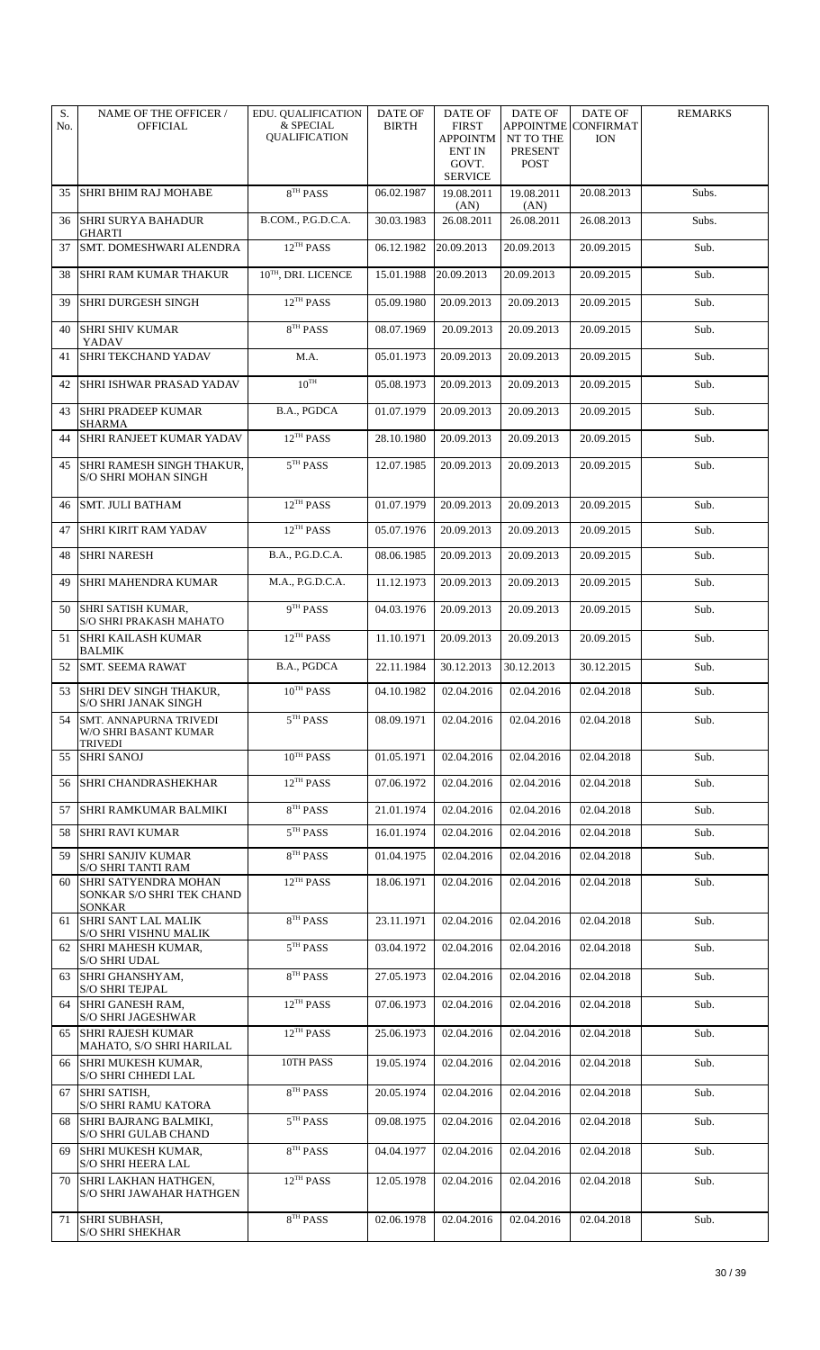| S. No. | NAME OF THE OFFICER / OFFICIAL | EDU. QUALIFICATION & SPECIAL QUALIFICATION | DATE OF BIRTH | DATE OF FIRST APPOINTMENT IN GOVT. SERVICE | DATE OF APPOINTMENT TO THE PRESENT POST | DATE OF CONFIRMATION | REMARKS |
|---|---|---|---|---|---|---|---|
| 35 | SHRI BHIM RAJ MOHABE | 8TH PASS | 06.02.1987 | 19.08.2011 (AN) | 19.08.2011 (AN) | 20.08.2013 | Subs. |
| 36 | SHRI SURYA BAHADUR GHARTI | B.COM., P.G.D.C.A. | 30.03.1983 | 26.08.2011 | 26.08.2011 | 26.08.2013 | Subs. |
| 37 | SMT. DOMESHWARI ALENDRA | 12TH PASS | 06.12.1982 | 20.09.2013 | 20.09.2013 | 20.09.2015 | Sub. |
| 38 | SHRI RAM KUMAR THAKUR | 10TH, DRI. LICENCE | 15.01.1988 | 20.09.2013 | 20.09.2013 | 20.09.2015 | Sub. |
| 39 | SHRI DURGESH SINGH | 12TH PASS | 05.09.1980 | 20.09.2013 | 20.09.2013 | 20.09.2015 | Sub. |
| 40 | SHRI SHIV KUMAR YADAV | 8TH PASS | 08.07.1969 | 20.09.2013 | 20.09.2013 | 20.09.2015 | Sub. |
| 41 | SHRI TEKCHAND YADAV | M.A. | 05.01.1973 | 20.09.2013 | 20.09.2013 | 20.09.2015 | Sub. |
| 42 | SHRI ISHWAR PRASAD YADAV | 10TH | 05.08.1973 | 20.09.2013 | 20.09.2013 | 20.09.2015 | Sub. |
| 43 | SHRI PRADEEP KUMAR SHARMA | B.A., PGDCA | 01.07.1979 | 20.09.2013 | 20.09.2013 | 20.09.2015 | Sub. |
| 44 | SHRI RANJEET KUMAR YADAV | 12TH PASS | 28.10.1980 | 20.09.2013 | 20.09.2013 | 20.09.2015 | Sub. |
| 45 | SHRI RAMESH SINGH THAKUR, S/O SHRI MOHAN SINGH | 5TH PASS | 12.07.1985 | 20.09.2013 | 20.09.2013 | 20.09.2015 | Sub. |
| 46 | SMT. JULI BATHAM | 12TH PASS | 01.07.1979 | 20.09.2013 | 20.09.2013 | 20.09.2015 | Sub. |
| 47 | SHRI KIRIT RAM YADAV | 12TH PASS | 05.07.1976 | 20.09.2013 | 20.09.2013 | 20.09.2015 | Sub. |
| 48 | SHRI NARESH | B.A., P.G.D.C.A. | 08.06.1985 | 20.09.2013 | 20.09.2013 | 20.09.2015 | Sub. |
| 49 | SHRI MAHENDRA KUMAR | M.A., P.G.D.C.A. | 11.12.1973 | 20.09.2013 | 20.09.2013 | 20.09.2015 | Sub. |
| 50 | SHRI SATISH KUMAR, S/O SHRI PRAKASH MAHATO | 9TH PASS | 04.03.1976 | 20.09.2013 | 20.09.2013 | 20.09.2015 | Sub. |
| 51 | SHRI KAILASH KUMAR BALMIK | 12TH PASS | 11.10.1971 | 20.09.2013 | 20.09.2013 | 20.09.2015 | Sub. |
| 52 | SMT. SEEMA RAWAT | B.A., PGDCA | 22.11.1984 | 30.12.2013 | 30.12.2013 | 30.12.2015 | Sub. |
| 53 | SHRI DEV SINGH THAKUR, S/O SHRI JANAK SINGH | 10TH PASS | 04.10.1982 | 02.04.2016 | 02.04.2016 | 02.04.2018 | Sub. |
| 54 | SMT. ANNAPURNA TRIVEDI W/O SHRI BASANT KUMAR TRIVEDI | 5TH PASS | 08.09.1971 | 02.04.2016 | 02.04.2016 | 02.04.2018 | Sub. |
| 55 | SHRI SANOJ | 10TH PASS | 01.05.1971 | 02.04.2016 | 02.04.2016 | 02.04.2018 | Sub. |
| 56 | SHRI CHANDRASHEKHAR | 12TH PASS | 07.06.1972 | 02.04.2016 | 02.04.2016 | 02.04.2018 | Sub. |
| 57 | SHRI RAMKUMAR BALMIKI | 8TH PASS | 21.01.1974 | 02.04.2016 | 02.04.2016 | 02.04.2018 | Sub. |
| 58 | SHRI RAVI KUMAR | 5TH PASS | 16.01.1974 | 02.04.2016 | 02.04.2016 | 02.04.2018 | Sub. |
| 59 | SHRI SANJIV KUMAR S/O SHRI TANTI RAM | 8TH PASS | 01.04.1975 | 02.04.2016 | 02.04.2016 | 02.04.2018 | Sub. |
| 60 | SHRI SATYENDRA MOHAN SONKAR S/O SHRI TEK CHAND SONKAR | 12TH PASS | 18.06.1971 | 02.04.2016 | 02.04.2016 | 02.04.2018 | Sub. |
| 61 | SHRI SANT LAL MALIK S/O SHRI VISHNU MALIK | 8TH PASS | 23.11.1971 | 02.04.2016 | 02.04.2016 | 02.04.2018 | Sub. |
| 62 | SHRI MAHESH KUMAR, S/O SHRI UDAL | 5TH PASS | 03.04.1972 | 02.04.2016 | 02.04.2016 | 02.04.2018 | Sub. |
| 63 | SHRI GHANSHYAM, S/O SHRI TEJPAL | 8TH PASS | 27.05.1973 | 02.04.2016 | 02.04.2016 | 02.04.2018 | Sub. |
| 64 | SHRI GANESH RAM, S/O SHRI JAGESHWAR | 12TH PASS | 07.06.1973 | 02.04.2016 | 02.04.2016 | 02.04.2018 | Sub. |
| 65 | SHRI RAJESH KUMAR MAHATO, S/O SHRI HARILAL | 12TH PASS | 25.06.1973 | 02.04.2016 | 02.04.2016 | 02.04.2018 | Sub. |
| 66 | SHRI MUKESH KUMAR, S/O SHRI CHHEDI LAL | 10TH PASS | 19.05.1974 | 02.04.2016 | 02.04.2016 | 02.04.2018 | Sub. |
| 67 | SHRI SATISH, S/O SHRI RAMU KATORA | 8TH PASS | 20.05.1974 | 02.04.2016 | 02.04.2016 | 02.04.2018 | Sub. |
| 68 | SHRI BAJRANG BALMIKI, S/O SHRI GULAB CHAND | 5TH PASS | 09.08.1975 | 02.04.2016 | 02.04.2016 | 02.04.2018 | Sub. |
| 69 | SHRI MUKESH KUMAR, S/O SHRI HEERA LAL | 8TH PASS | 04.04.1977 | 02.04.2016 | 02.04.2016 | 02.04.2018 | Sub. |
| 70 | SHRI LAKHAN HATHGEN, S/O SHRI JAWAHAR HATHGEN | 12TH PASS | 12.05.1978 | 02.04.2016 | 02.04.2016 | 02.04.2018 | Sub. |
| 71 | SHRI SUBHASH, S/O SHRI SHEKHAR | 8TH PASS | 02.06.1978 | 02.04.2016 | 02.04.2016 | 02.04.2018 | Sub. |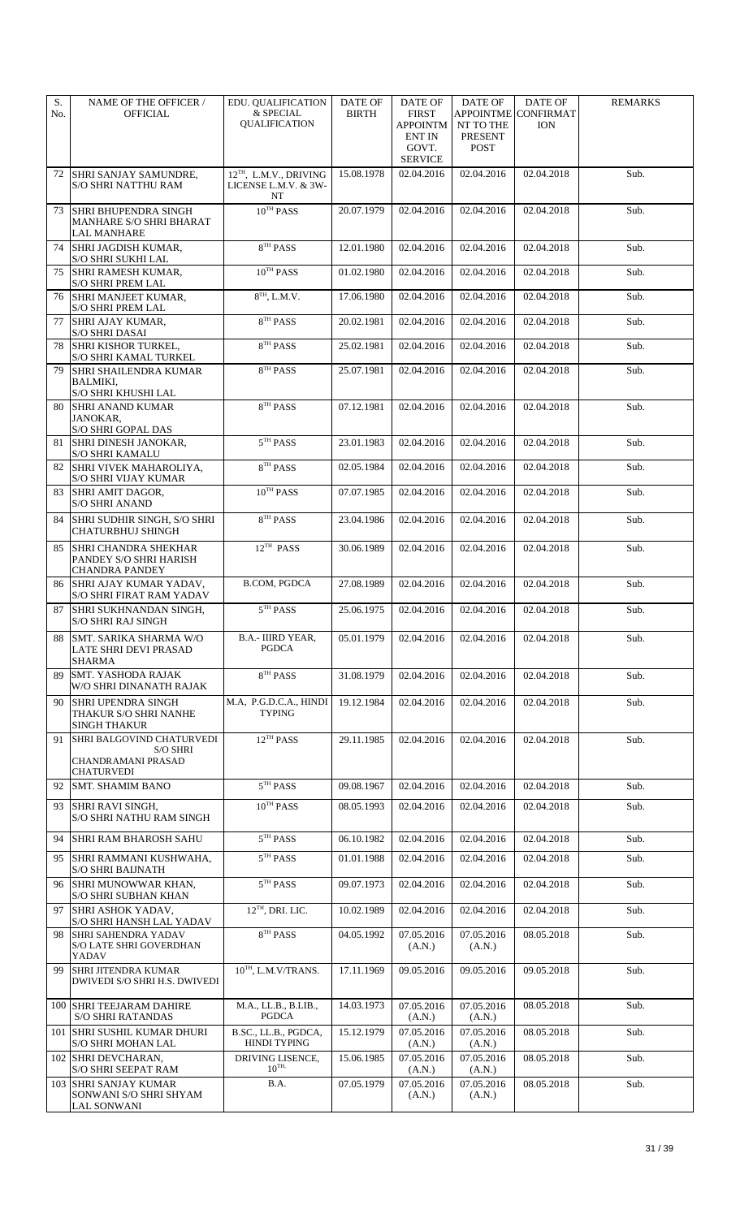| S. No. | NAME OF THE OFFICER / OFFICIAL | EDU. QUALIFICATION & SPECIAL QUALIFICATION | DATE OF BIRTH | DATE OF FIRST APPOINTMENT IN GOVT. SERVICE | DATE OF APPOINTMENT TO THE PRESENT POST | DATE OF CONFIRMATION | REMARKS |
|---|---|---|---|---|---|---|---|
| 72 | SHRI SANJAY SAMUNDRE, S/O SHRI NATTHU RAM | 12TH, L.M.V., DRIVING LICENSE L.M.V. & 3W-NT | 15.08.1978 | 02.04.2016 | 02.04.2016 | 02.04.2018 | Sub. |
| 73 | SHRI BHUPENDRA SINGH MANHARE S/O SHRI BHARAT LAL MANHARE | 10TH PASS | 20.07.1979 | 02.04.2016 | 02.04.2016 | 02.04.2018 | Sub. |
| 74 | SHRI JAGDISH KUMAR, S/O SHRI SUKHI LAL | 8TH PASS | 12.01.1980 | 02.04.2016 | 02.04.2016 | 02.04.2018 | Sub. |
| 75 | SHRI RAMESH KUMAR, S/O SHRI PREM LAL | 10TH PASS | 01.02.1980 | 02.04.2016 | 02.04.2016 | 02.04.2018 | Sub. |
| 76 | SHRI MANJEET KUMAR, S/O SHRI PREM LAL | 8TH, L.M.V. | 17.06.1980 | 02.04.2016 | 02.04.2016 | 02.04.2018 | Sub. |
| 77 | SHRI AJAY KUMAR, S/O SHRI DASAI | 8TH PASS | 20.02.1981 | 02.04.2016 | 02.04.2016 | 02.04.2018 | Sub. |
| 78 | SHRI KISHOR TURKEL, S/O SHRI KAMAL TURKEL | 8TH PASS | 25.02.1981 | 02.04.2016 | 02.04.2016 | 02.04.2018 | Sub. |
| 79 | SHRI SHAILENDRA KUMAR BALMIKI, S/O SHRI KHUSHI LAL | 8TH PASS | 25.07.1981 | 02.04.2016 | 02.04.2016 | 02.04.2018 | Sub. |
| 80 | SHRI ANAND KUMAR JANOKAR, S/O SHRI GOPAL DAS | 8TH PASS | 07.12.1981 | 02.04.2016 | 02.04.2016 | 02.04.2018 | Sub. |
| 81 | SHRI DINESH JANOKAR, S/O SHRI KAMALU | 5TH PASS | 23.01.1983 | 02.04.2016 | 02.04.2016 | 02.04.2018 | Sub. |
| 82 | SHRI VIVEK MAHAROLIYA, S/O SHRI VIJAY KUMAR | 8TH PASS | 02.05.1984 | 02.04.2016 | 02.04.2016 | 02.04.2018 | Sub. |
| 83 | SHRI AMIT DAGOR, S/O SHRI ANAND | 10TH PASS | 07.07.1985 | 02.04.2016 | 02.04.2016 | 02.04.2018 | Sub. |
| 84 | SHRI SUDHIR SINGH, S/O SHRI CHATURBHUJ SHINGH | 8TH PASS | 23.04.1986 | 02.04.2016 | 02.04.2016 | 02.04.2018 | Sub. |
| 85 | SHRI CHANDRA SHEKHAR PANDEY S/O SHRI HARISH CHANDRA PANDEY | 12TH PASS | 30.06.1989 | 02.04.2016 | 02.04.2016 | 02.04.2018 | Sub. |
| 86 | SHRI AJAY KUMAR YADAV, S/O SHRI FIRAT RAM YADAV | B.COM, PGDCA | 27.08.1989 | 02.04.2016 | 02.04.2016 | 02.04.2018 | Sub. |
| 87 | SHRI SUKHNANDAN SINGH, S/O SHRI RAJ SINGH | 5TH PASS | 25.06.1975 | 02.04.2016 | 02.04.2016 | 02.04.2018 | Sub. |
| 88 | SMT. SARIKA SHARMA W/O LATE SHRI DEVI PRASAD SHARMA | B.A.- IIIRD YEAR, PGDCA | 05.01.1979 | 02.04.2016 | 02.04.2016 | 02.04.2018 | Sub. |
| 89 | SMT. YASHODA RAJAK W/O SHRI DINANATH RAJAK | 8TH PASS | 31.08.1979 | 02.04.2016 | 02.04.2016 | 02.04.2018 | Sub. |
| 90 | SHRI UPENDRA SINGH THAKUR S/O SHRI NANHE SINGH THAKUR | M.A, P.G.D.C.A., HINDI TYPING | 19.12.1984 | 02.04.2016 | 02.04.2016 | 02.04.2018 | Sub. |
| 91 | SHRI BALGOVIND CHATURVEDI S/O SHRI CHANDRAMANI PRASAD CHATURVEDI | 12TH PASS | 29.11.1985 | 02.04.2016 | 02.04.2016 | 02.04.2018 | Sub. |
| 92 | SMT. SHAMIM BANO | 5TH PASS | 09.08.1967 | 02.04.2016 | 02.04.2016 | 02.04.2018 | Sub. |
| 93 | SHRI RAVI SINGH, S/O SHRI NATHU RAM SINGH | 10TH PASS | 08.05.1993 | 02.04.2016 | 02.04.2016 | 02.04.2018 | Sub. |
| 94 | SHRI RAM BHAROSH SAHU | 5TH PASS | 06.10.1982 | 02.04.2016 | 02.04.2016 | 02.04.2018 | Sub. |
| 95 | SHRI RAMMANI KUSHWAHA, S/O SHRI BAIJNATH | 5TH PASS | 01.01.1988 | 02.04.2016 | 02.04.2016 | 02.04.2018 | Sub. |
| 96 | SHRI MUNOWWAR KHAN, S/O SHRI SUBHAN KHAN | 5TH PASS | 09.07.1973 | 02.04.2016 | 02.04.2016 | 02.04.2018 | Sub. |
| 97 | SHRI ASHOK YADAV, S/O SHRI HANSH LAL YADAV | 12TH, DRI. LIC. | 10.02.1989 | 02.04.2016 | 02.04.2016 | 02.04.2018 | Sub. |
| 98 | SHRI SAHENDRA YADAV S/O LATE SHRI GOVERDHAN YADAV | 8TH PASS | 04.05.1992 | 07.05.2016 (A.N.) | 07.05.2016 (A.N.) | 08.05.2018 | Sub. |
| 99 | SHRI JITENDRA KUMAR DWIVEDI S/O SHRI H.S. DWIVEDI | 10TH, L.M.V/TRANS. | 17.11.1969 | 09.05.2016 | 09.05.2016 | 09.05.2018 | Sub. |
| 100 | SHRI TEEJARAM DAHIRE S/O SHRI RATANDAS | M.A., LL.B., B.LIB., PGDCA | 14.03.1973 | 07.05.2016 (A.N.) | 07.05.2016 (A.N.) | 08.05.2018 | Sub. |
| 101 | SHRI SUSHIL KUMAR DHURI S/O SHRI MOHAN LAL | B.SC., LL.B., PGDCA, HINDI TYPING | 15.12.1979 | 07.05.2016 (A.N.) | 07.05.2016 (A.N.) | 08.05.2018 | Sub. |
| 102 | SHRI DEVCHARAN, S/O SHRI SEEPAT RAM | DRIVING LISENCE, 10TH. | 15.06.1985 | 07.05.2016 (A.N.) | 07.05.2016 (A.N.) | 08.05.2018 | Sub. |
| 103 | SHRI SANJAY KUMAR SONWANI S/O SHRI SHYAM LAL SONWANI | B.A. | 07.05.1979 | 07.05.2016 (A.N.) | 07.05.2016 (A.N.) | 08.05.2018 | Sub. |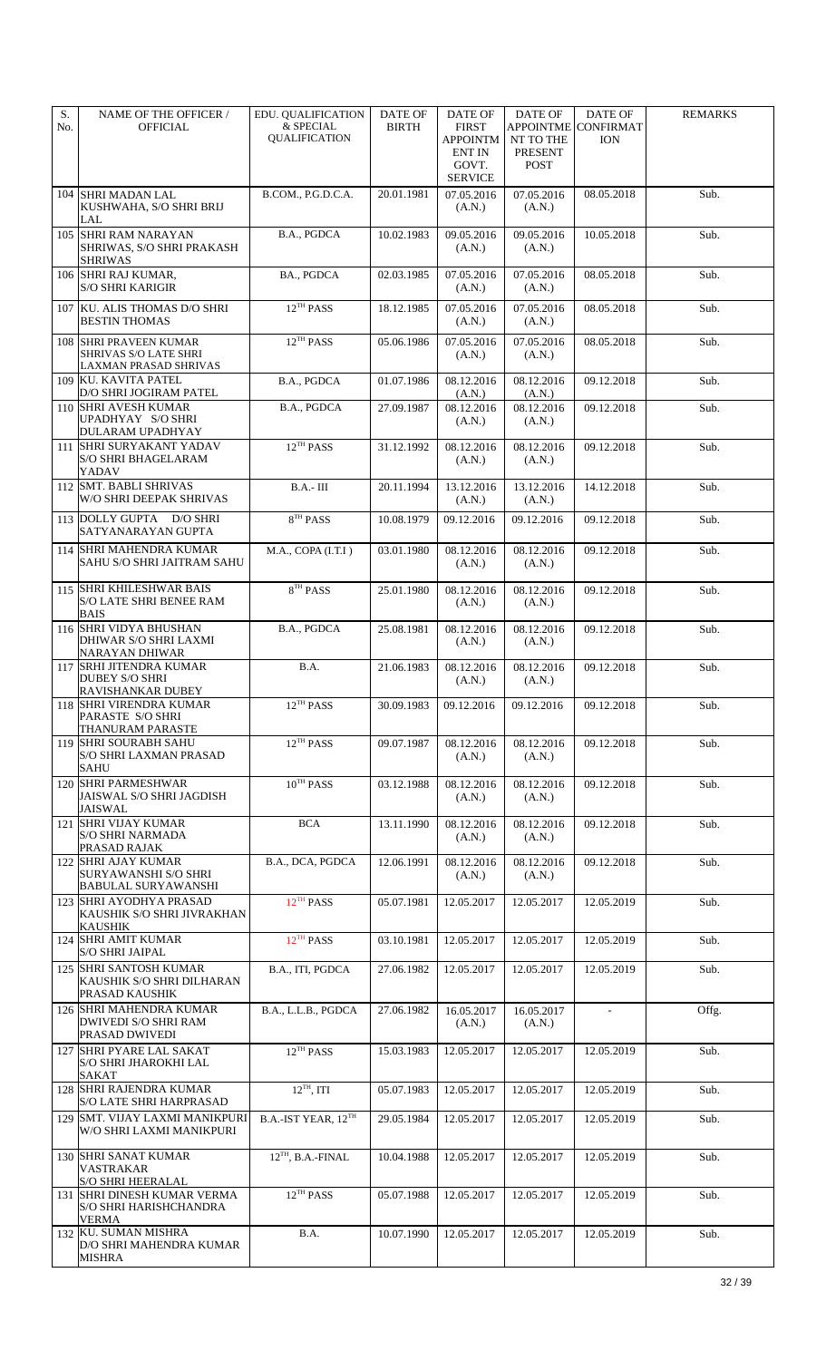| S. No. | NAME OF THE OFFICER / OFFICIAL | EDU. QUALIFICATION & SPECIAL QUALIFICATION | DATE OF BIRTH | DATE OF FIRST APPOINTMENT IN GOVT. SERVICE | DATE OF APPOINTMENT TO THE PRESENT POST | DATE OF CONFIRMATION | REMARKS |
|---|---|---|---|---|---|---|---|
| 104 | SHRI MADAN LAL KUSHWAHA, S/O SHRI BRIJ LAL | B.COM., P.G.D.C.A. | 20.01.1981 | 07.05.2016 (A.N.) | 07.05.2016 (A.N.) | 08.05.2018 | Sub. |
| 105 | SHRI RAM NARAYAN SHRIWAS, S/O SHRI PRAKASH SHRIWAS | B.A., PGDCA | 10.02.1983 | 09.05.2016 (A.N.) | 09.05.2016 (A.N.) | 10.05.2018 | Sub. |
| 106 | SHRI RAJ KUMAR, S/O SHRI KARIGIR | BA., PGDCA | 02.03.1985 | 07.05.2016 (A.N.) | 07.05.2016 (A.N.) | 08.05.2018 | Sub. |
| 107 | KU. ALIS THOMAS D/O SHRI BESTIN THOMAS | 12TH PASS | 18.12.1985 | 07.05.2016 (A.N.) | 07.05.2016 (A.N.) | 08.05.2018 | Sub. |
| 108 | SHRI PRAVEEN KUMAR SHRIVAS S/O LATE SHRI LAXMAN PRASAD SHRIVAS | 12TH PASS | 05.06.1986 | 07.05.2016 (A.N.) | 07.05.2016 (A.N.) | 08.05.2018 | Sub. |
| 109 | KU. KAVITA PATEL D/O SHRI JOGIRAM PATEL | B.A., PGDCA | 01.07.1986 | 08.12.2016 (A.N.) | 08.12.2016 (A.N.) | 09.12.2018 | Sub. |
| 110 | SHRI AVESH KUMAR UPADHYAY S/O SHRI DULARAM UPADHYAY | B.A., PGDCA | 27.09.1987 | 08.12.2016 (A.N.) | 08.12.2016 (A.N.) | 09.12.2018 | Sub. |
| 111 | SHRI SURYAKANT YADAV S/O SHRI BHAGELARAM YADAV | 12TH PASS | 31.12.1992 | 08.12.2016 (A.N.) | 08.12.2016 (A.N.) | 09.12.2018 | Sub. |
| 112 | SMT. BABLI SHRIVAS W/O SHRI DEEPAK SHRIVAS | B.A.- III | 20.11.1994 | 13.12.2016 (A.N.) | 13.12.2016 (A.N.) | 14.12.2018 | Sub. |
| 113 | DOLLY GUPTA D/O SHRI SATYANARAYAN GUPTA | 8TH PASS | 10.08.1979 | 09.12.2016 | 09.12.2016 | 09.12.2018 | Sub. |
| 114 | SHRI MAHENDRA KUMAR SAHU S/O SHRI JAITRAM SAHU | M.A., COPA (I.T.I ) | 03.01.1980 | 08.12.2016 (A.N.) | 08.12.2016 (A.N.) | 09.12.2018 | Sub. |
| 115 | SHRI KHILESHWAR BAIS S/O LATE SHRI BENEE RAM BAIS | 8TH PASS | 25.01.1980 | 08.12.2016 (A.N.) | 08.12.2016 (A.N.) | 09.12.2018 | Sub. |
| 116 | SHRI VIDYA BHUSHAN DHIWAR S/O SHRI LAXMI NARAYAN DHIWAR | B.A., PGDCA | 25.08.1981 | 08.12.2016 (A.N.) | 08.12.2016 (A.N.) | 09.12.2018 | Sub. |
| 117 | SRHI JITENDRA KUMAR DUBEY S/O SHRI RAVISHANKAR DUBEY | B.A. | 21.06.1983 | 08.12.2016 (A.N.) | 08.12.2016 (A.N.) | 09.12.2018 | Sub. |
| 118 | SHRI VIRENDRA KUMAR PARASTE S/O SHRI THANURAM PARASTE | 12TH PASS | 30.09.1983 | 09.12.2016 | 09.12.2016 | 09.12.2018 | Sub. |
| 119 | SHRI SOURABH SAHU S/O SHRI LAXMAN PRASAD SAHU | 12TH PASS | 09.07.1987 | 08.12.2016 (A.N.) | 08.12.2016 (A.N.) | 09.12.2018 | Sub. |
| 120 | SHRI PARMESHWAR JAISWAL S/O SHRI JAGDISH JAISWAL | 10TH PASS | 03.12.1988 | 08.12.2016 (A.N.) | 08.12.2016 (A.N.) | 09.12.2018 | Sub. |
| 121 | SHRI VIJAY KUMAR S/O SHRI NARMADA PRASAD RAJAK | BCA | 13.11.1990 | 08.12.2016 (A.N.) | 08.12.2016 (A.N.) | 09.12.2018 | Sub. |
| 122 | SHRI AJAY KUMAR SURYAWANSHI S/O SHRI BABULAL SURYAWANSHI | B.A., DCA, PGDCA | 12.06.1991 | 08.12.2016 (A.N.) | 08.12.2016 (A.N.) | 09.12.2018 | Sub. |
| 123 | SHRI AYODHYA PRASAD KAUSHIK S/O SHRI JIVRAKHAN KAUSHIK | 12TH PASS | 05.07.1981 | 12.05.2017 | 12.05.2017 | 12.05.2019 | Sub. |
| 124 | SHRI AMIT KUMAR S/O SHRI JAIPAL | 12TH PASS | 03.10.1981 | 12.05.2017 | 12.05.2017 | 12.05.2019 | Sub. |
| 125 | SHRI SANTOSH KUMAR KAUSHIK S/O SHRI DILHARAN PRASAD KAUSHIK | B.A., ITI, PGDCA | 27.06.1982 | 12.05.2017 | 12.05.2017 | 12.05.2019 | Sub. |
| 126 | SHRI MAHENDRA KUMAR DWIVEDI S/O SHRI RAM PRASAD DWIVEDI | B.A., L.L.B., PGDCA | 27.06.1982 | 16.05.2017 (A.N.) | 16.05.2017 (A.N.) | - | Offg. |
| 127 | SHRI PYARE LAL SAKAT S/O SHRI JHAROKHI LAL SAKAT | 12TH PASS | 15.03.1983 | 12.05.2017 | 12.05.2017 | 12.05.2019 | Sub. |
| 128 | SHRI RAJENDRA KUMAR S/O LATE SHRI HARPRASAD | 12TH, ITI | 05.07.1983 | 12.05.2017 | 12.05.2017 | 12.05.2019 | Sub. |
| 129 | SMT. VIJAY LAXMI MANIKPURI W/O SHRI LAXMI MANIKPURI | B.A.-IST YEAR, 12TH | 29.05.1984 | 12.05.2017 | 12.05.2017 | 12.05.2019 | Sub. |
| 130 | SHRI SANAT KUMAR VASTRAKAR S/O SHRI HEERALAL | 12TH, B.A.-FINAL | 10.04.1988 | 12.05.2017 | 12.05.2017 | 12.05.2019 | Sub. |
| 131 | SHRI DINESH KUMAR VERMA S/O SHRI HARISHCHANDRA VERMA | 12TH PASS | 05.07.1988 | 12.05.2017 | 12.05.2017 | 12.05.2019 | Sub. |
| 132 | KU. SUMAN MISHRA D/O SHRI MAHENDRA KUMAR MISHRA | B.A. | 10.07.1990 | 12.05.2017 | 12.05.2017 | 12.05.2019 | Sub. |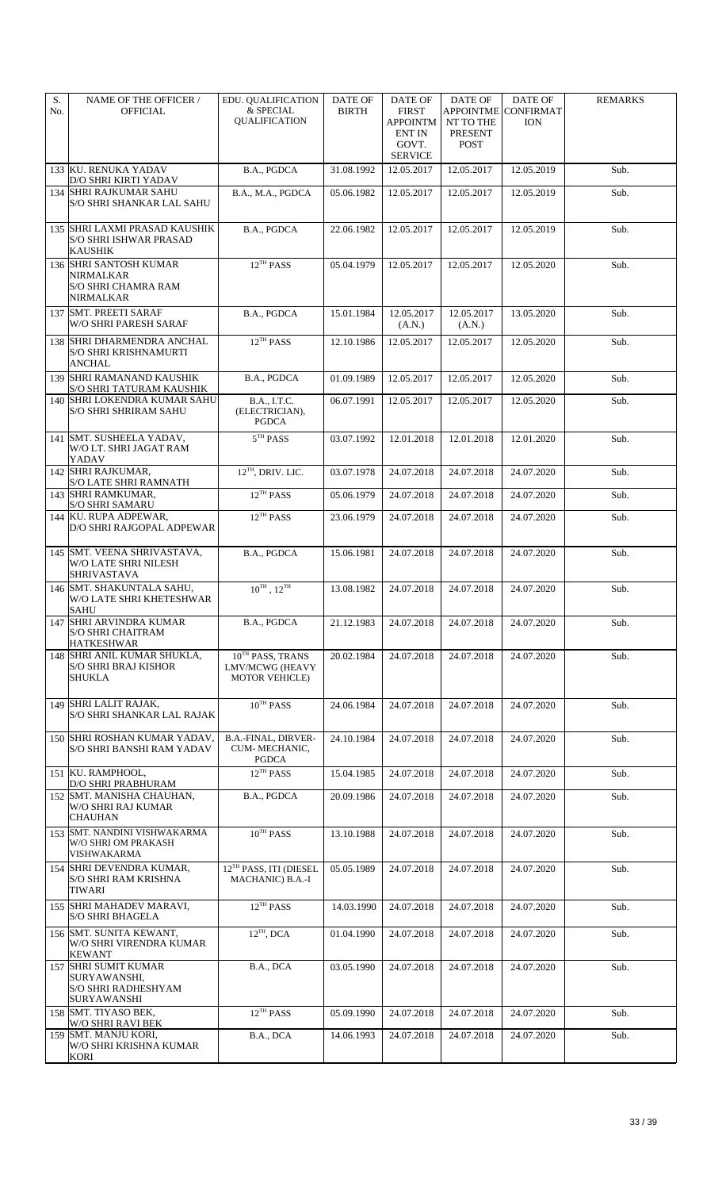| S. No. | NAME OF THE OFFICER / OFFICIAL | EDU. QUALIFICATION & SPECIAL QUALIFICATION | DATE OF BIRTH | DATE OF FIRST APPOINTMENT IN GOVT. SERVICE | DATE OF APPOINTMENT TO THE PRESENT POST | DATE OF CONFIRMATION | REMARKS |
|---|---|---|---|---|---|---|---|
| 133 | KU. RENUKA YADAV D/O SHRI KIRTI YADAV | B.A., PGDCA | 31.08.1992 | 12.05.2017 | 12.05.2017 | 12.05.2019 | Sub. |
| 134 | SHRI RAJKUMAR SAHU S/O SHRI SHANKAR LAL SAHU | B.A., M.A., PGDCA | 05.06.1982 | 12.05.2017 | 12.05.2017 | 12.05.2019 | Sub. |
| 135 | SHRI LAXMI PRASAD KAUSHIK S/O SHRI ISHWAR PRASAD KAUSHIK | B.A., PGDCA | 22.06.1982 | 12.05.2017 | 12.05.2017 | 12.05.2019 | Sub. |
| 136 | SHRI SANTOSH KUMAR NIRMALKAR S/O SHRI CHAMRA RAM NIRMALKAR | 12TH PASS | 05.04.1979 | 12.05.2017 | 12.05.2017 | 12.05.2020 | Sub. |
| 137 | SMT. PREETI SARAF W/O SHRI PARESH SARAF | B.A., PGDCA | 15.01.1984 | 12.05.2017 (A.N.) | 12.05.2017 (A.N.) | 13.05.2020 | Sub. |
| 138 | SHRI DHARMENDRA ANCHAL S/O SHRI KRISHNAMURTI ANCHAL | 12TH PASS | 12.10.1986 | 12.05.2017 | 12.05.2017 | 12.05.2020 | Sub. |
| 139 | SHRI RAMANAND KAUSHIK S/O SHRI TATURAM KAUSHIK | B.A., PGDCA | 01.09.1989 | 12.05.2017 | 12.05.2017 | 12.05.2020 | Sub. |
| 140 | SHRI LOKENDRA KUMAR SAHU S/O SHRI SHRIRAM SAHU | B.A., I.T.C. (ELECTRICIAN), PGDCA | 06.07.1991 | 12.05.2017 | 12.05.2017 | 12.05.2020 | Sub. |
| 141 | SMT. SUSHEELA YADAV, W/O LT. SHRI JAGAT RAM YADAV | 5TH PASS | 03.07.1992 | 12.01.2018 | 12.01.2018 | 12.01.2020 | Sub. |
| 142 | SHRI RAJKUMAR, S/O LATE SHRI RAMNATH | 12TH, DRIV. LIC. | 03.07.1978 | 24.07.2018 | 24.07.2018 | 24.07.2020 | Sub. |
| 143 | SHRI RAMKUMAR, S/O SHRI SAMARU | 12TH PASS | 05.06.1979 | 24.07.2018 | 24.07.2018 | 24.07.2020 | Sub. |
| 144 | KU. RUPA ADPEWAR, D/O SHRI RAJGOPAL ADPEWAR | 12TH PASS | 23.06.1979 | 24.07.2018 | 24.07.2018 | 24.07.2020 | Sub. |
| 145 | SMT. VEENA SHRIVASTAVA, W/O LATE SHRI NILESH SHRIVASTAVA | B.A., PGDCA | 15.06.1981 | 24.07.2018 | 24.07.2018 | 24.07.2020 | Sub. |
| 146 | SMT. SHAKUNTALA SAHU, W/O LATE SHRI KHETESHWAR SAHU | 10TH, 12TH | 13.08.1982 | 24.07.2018 | 24.07.2018 | 24.07.2020 | Sub. |
| 147 | SHRI ARVINDRA KUMAR S/O SHRI CHAITRAM HATKESHWAR | B.A., PGDCA | 21.12.1983 | 24.07.2018 | 24.07.2018 | 24.07.2020 | Sub. |
| 148 | SHRI ANIL KUMAR SHUKLA, S/O SHRI BRAJ KISHOR SHUKLA | 10TH PASS, TRANS LMV/MCWG (HEAVY MOTOR VEHICLE) | 20.02.1984 | 24.07.2018 | 24.07.2018 | 24.07.2020 | Sub. |
| 149 | SHRI LALIT RAJAK, S/O SHRI SHANKAR LAL RAJAK | 10TH PASS | 24.06.1984 | 24.07.2018 | 24.07.2018 | 24.07.2020 | Sub. |
| 150 | SHRI ROSHAN KUMAR YADAV, S/O SHRI BANSHI RAM YADAV | B.A.-FINAL, DIRVER-CUM- MECHANIC, PGDCA | 24.10.1984 | 24.07.2018 | 24.07.2018 | 24.07.2020 | Sub. |
| 151 | KU. RAMPHOOL, D/O SHRI PRABHURAM | 12TH PASS | 15.04.1985 | 24.07.2018 | 24.07.2018 | 24.07.2020 | Sub. |
| 152 | SMT. MANISHA CHAUHAN, W/O SHRI RAJ KUMAR CHAUHAN | B.A., PGDCA | 20.09.1986 | 24.07.2018 | 24.07.2018 | 24.07.2020 | Sub. |
| 153 | SMT. NANDINI VISHWAKARMA W/O SHRI OM PRAKASH VISHWAKARMA | 10TH PASS | 13.10.1988 | 24.07.2018 | 24.07.2018 | 24.07.2020 | Sub. |
| 154 | SHRI DEVENDRA KUMAR, S/O SHRI RAM KRISHNA TIWARI | 12TH PASS, ITI (DIESEL MACHANIC) B.A.-I | 05.05.1989 | 24.07.2018 | 24.07.2018 | 24.07.2020 | Sub. |
| 155 | SHRI MAHADEV MARAVI, S/O SHRI BHAGELA | 12TH PASS | 14.03.1990 | 24.07.2018 | 24.07.2018 | 24.07.2020 | Sub. |
| 156 | SMT. SUNITA KEWANT, W/O SHRI VIRENDRA KUMAR KEWANT | 12TH, DCA | 01.04.1990 | 24.07.2018 | 24.07.2018 | 24.07.2020 | Sub. |
| 157 | SHRI SUMIT KUMAR SURYAWANSHI, S/O SHRI RADHESHYAM SURYAWANSHI | B.A., DCA | 03.05.1990 | 24.07.2018 | 24.07.2018 | 24.07.2020 | Sub. |
| 158 | SMT. TIYASO BEK, W/O SHRI RAVI BEK | 12TH PASS | 05.09.1990 | 24.07.2018 | 24.07.2018 | 24.07.2020 | Sub. |
| 159 | SMT. MANJU KORI, W/O SHRI KRISHNA KUMAR KORI | B.A., DCA | 14.06.1993 | 24.07.2018 | 24.07.2018 | 24.07.2020 | Sub. |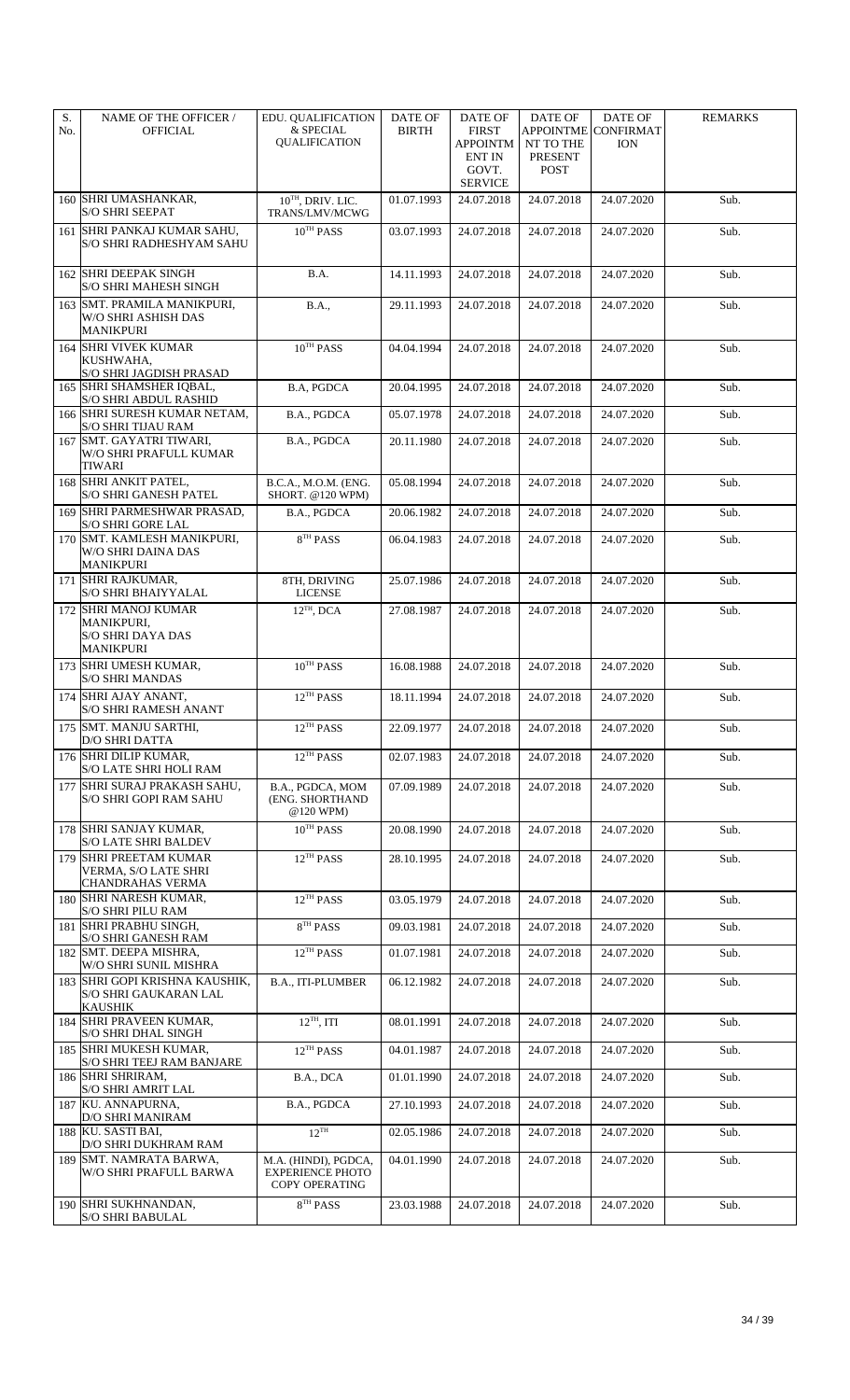| S. No. | NAME OF THE OFFICER / OFFICIAL | EDU. QUALIFICATION & SPECIAL QUALIFICATION | DATE OF BIRTH | DATE OF FIRST APPOINTMENT IN GOVT. SERVICE | DATE OF APPOINTMENT TO THE PRESENT POST | DATE OF CONFIRMATION | REMARKS |
|---|---|---|---|---|---|---|---|
| 160 | SHRI UMASHANKAR, S/O SHRI SEEPAT | 10TH, DRIV. LIC. TRANS/LMV/MCWG | 01.07.1993 | 24.07.2018 | 24.07.2018 | 24.07.2020 | Sub. |
| 161 | SHRI PANKAJ KUMAR SAHU, S/O SHRI RADHESHYAM SAHU | 10TH PASS | 03.07.1993 | 24.07.2018 | 24.07.2018 | 24.07.2020 | Sub. |
| 162 | SHRI DEEPAK SINGH S/O SHRI MAHESH SINGH | B.A. | 14.11.1993 | 24.07.2018 | 24.07.2018 | 24.07.2020 | Sub. |
| 163 | SMT. PRAMILA MANIKPURI, W/O SHRI ASHISH DAS MANIKPURI | B.A., | 29.11.1993 | 24.07.2018 | 24.07.2018 | 24.07.2020 | Sub. |
| 164 | SHRI VIVEK KUMAR KUSHWAHA, S/O SHRI JAGDISH PRASAD | 10TH PASS | 04.04.1994 | 24.07.2018 | 24.07.2018 | 24.07.2020 | Sub. |
| 165 | SHRI SHAMSHER IQBAL, S/O SHRI ABDUL RASHID | B.A, PGDCA | 20.04.1995 | 24.07.2018 | 24.07.2018 | 24.07.2020 | Sub. |
| 166 | SHRI SURESH KUMAR NETAM, S/O SHRI TIJAU RAM | B.A., PGDCA | 05.07.1978 | 24.07.2018 | 24.07.2018 | 24.07.2020 | Sub. |
| 167 | SMT. GAYATRI TIWARI, W/O SHRI PRAFULL KUMAR TIWARI | B.A., PGDCA | 20.11.1980 | 24.07.2018 | 24.07.2018 | 24.07.2020 | Sub. |
| 168 | SHRI ANKIT PATEL, S/O SHRI GANESH PATEL | B.C.A., M.O.M. (ENG. SHORT. @120 WPM) | 05.08.1994 | 24.07.2018 | 24.07.2018 | 24.07.2020 | Sub. |
| 169 | SHRI PARMESHWAR PRASAD, S/O SHRI GORE LAL | B.A., PGDCA | 20.06.1982 | 24.07.2018 | 24.07.2018 | 24.07.2020 | Sub. |
| 170 | SMT. KAMLESH MANIKPURI, W/O SHRI DAINA DAS MANIKPURI | 8TH PASS | 06.04.1983 | 24.07.2018 | 24.07.2018 | 24.07.2020 | Sub. |
| 171 | SHRI RAJKUMAR, S/O SHRI BHAIYYALAL | 8TH, DRIVING LICENSE | 25.07.1986 | 24.07.2018 | 24.07.2018 | 24.07.2020 | Sub. |
| 172 | SHRI MANOJ KUMAR MANIKPURI, S/O SHRI DAYA DAS MANIKPURI | 12TH, DCA | 27.08.1987 | 24.07.2018 | 24.07.2018 | 24.07.2020 | Sub. |
| 173 | SHRI UMESH KUMAR, S/O SHRI MANDAS | 10TH PASS | 16.08.1988 | 24.07.2018 | 24.07.2018 | 24.07.2020 | Sub. |
| 174 | SHRI AJAY ANANT, S/O SHRI RAMESH ANANT | 12TH PASS | 18.11.1994 | 24.07.2018 | 24.07.2018 | 24.07.2020 | Sub. |
| 175 | SMT. MANJU SARTHI, D/O SHRI DATTA | 12TH PASS | 22.09.1977 | 24.07.2018 | 24.07.2018 | 24.07.2020 | Sub. |
| 176 | SHRI DILIP KUMAR, S/O LATE SHRI HOLI RAM | 12TH PASS | 02.07.1983 | 24.07.2018 | 24.07.2018 | 24.07.2020 | Sub. |
| 177 | SHRI SURAJ PRAKASH SAHU, S/O SHRI GOPI RAM SAHU | B.A., PGDCA, MOM (ENG. SHORTHAND @120 WPM) | 07.09.1989 | 24.07.2018 | 24.07.2018 | 24.07.2020 | Sub. |
| 178 | SHRI SANJAY KUMAR, S/O LATE SHRI BALDEV | 10TH PASS | 20.08.1990 | 24.07.2018 | 24.07.2018 | 24.07.2020 | Sub. |
| 179 | SHRI PREETAM KUMAR VERMA, S/O LATE SHRI CHANDRAHAS VERMA | 12TH PASS | 28.10.1995 | 24.07.2018 | 24.07.2018 | 24.07.2020 | Sub. |
| 180 | SHRI NARESH KUMAR, S/O SHRI PILU RAM | 12TH PASS | 03.05.1979 | 24.07.2018 | 24.07.2018 | 24.07.2020 | Sub. |
| 181 | SHRI PRABHU SINGH, S/O SHRI GANESH RAM | 8TH PASS | 09.03.1981 | 24.07.2018 | 24.07.2018 | 24.07.2020 | Sub. |
| 182 | SMT. DEEPA MISHRA, W/O SHRI SUNIL MISHRA | 12TH PASS | 01.07.1981 | 24.07.2018 | 24.07.2018 | 24.07.2020 | Sub. |
| 183 | SHRI GOPI KRISHNA KAUSHIK, S/O SHRI GAUKARAN LAL KAUSHIK | B.A., ITI-PLUMBER | 06.12.1982 | 24.07.2018 | 24.07.2018 | 24.07.2020 | Sub. |
| 184 | SHRI PRAVEEN KUMAR, S/O SHRI DHAL SINGH | 12TH, ITI | 08.01.1991 | 24.07.2018 | 24.07.2018 | 24.07.2020 | Sub. |
| 185 | SHRI MUKESH KUMAR, S/O SHRI TEEJ RAM BANJARE | 12TH PASS | 04.01.1987 | 24.07.2018 | 24.07.2018 | 24.07.2020 | Sub. |
| 186 | SHRI SHRIRAM, S/O SHRI AMRIT LAL | B.A., DCA | 01.01.1990 | 24.07.2018 | 24.07.2018 | 24.07.2020 | Sub. |
| 187 | KU. ANNAPURNA, D/O SHRI MANIRAM | B.A., PGDCA | 27.10.1993 | 24.07.2018 | 24.07.2018 | 24.07.2020 | Sub. |
| 188 | KU. SASTI BAI, D/O SHRI DUKHRAM RAM | 12TH | 02.05.1986 | 24.07.2018 | 24.07.2018 | 24.07.2020 | Sub. |
| 189 | SMT. NAMRATA BARWA, W/O SHRI PRAFULL BARWA | M.A. (HINDI), PGDCA, EXPERIENCE PHOTO COPY OPERATING | 04.01.1990 | 24.07.2018 | 24.07.2018 | 24.07.2020 | Sub. |
| 190 | SHRI SUKHNANDAN, S/O SHRI BABULAL | 8TH PASS | 23.03.1988 | 24.07.2018 | 24.07.2018 | 24.07.2020 | Sub. |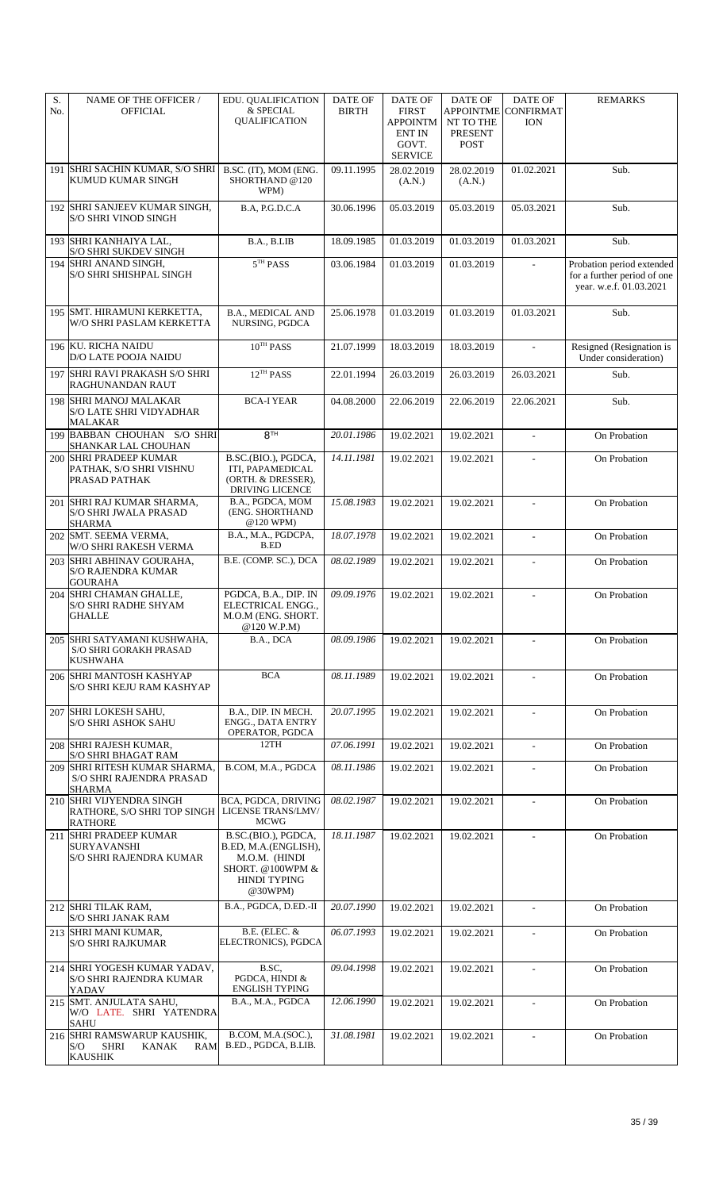| S. No. | NAME OF THE OFFICER / OFFICIAL | EDU. QUALIFICATION & SPECIAL QUALIFICATION | DATE OF BIRTH | DATE OF FIRST APPOINTMENT IN GOVT. SERVICE | DATE OF APPOINTMENT TO THE PRESENT POST | DATE OF CONFIRMATION | REMARKS |
|---|---|---|---|---|---|---|---|
| 191 | SHRI SACHIN KUMAR, S/O SHRI KUMUD KUMAR SINGH | B.SC. (IT), MOM (ENG. SHORTHAND @120 WPM) | 09.11.1995 | 28.02.2019 (A.N.) | 28.02.2019 (A.N.) | 01.02.2021 | Sub. |
| 192 | SHRI SANJEEV KUMAR SINGH, S/O SHRI VINOD SINGH | B.A, P.G.D.C.A | 30.06.1996 | 05.03.2019 | 05.03.2019 | 05.03.2021 | Sub. |
| 193 | SHRI KANHAIYA LAL, S/O SHRI SUKDEV SINGH | B.A., B.LIB | 18.09.1985 | 01.03.2019 | 01.03.2019 | 01.03.2021 | Sub. |
| 194 | SHRI ANAND SINGH, S/O SHRI SHISHPAL SINGH | 5TH PASS | 03.06.1984 | 01.03.2019 | 01.03.2019 | - | Probation period extended for a further period of one year. w.e.f. 01.03.2021 |
| 195 | SMT. HIRAMUNI KERKETTA, W/O SHRI PASLAM KERKETTA | B.A., MEDICAL AND NURSING, PGDCA | 25.06.1978 | 01.03.2019 | 01.03.2019 | 01.03.2021 | Sub. |
| 196 | KU. RICHA NAIDU D/O LATE POOJA NAIDU | 10TH PASS | 21.07.1999 | 18.03.2019 | 18.03.2019 | - | Resigned (Resignation is Under consideration) |
| 197 | SHRI RAVI PRAKASH S/O SHRI RAGHUNANDAN RAUT | 12TH PASS | 22.01.1994 | 26.03.2019 | 26.03.2019 | 26.03.2021 | Sub. |
| 198 | SHRI MANOJ MALAKAR S/O LATE SHRI VIDYADHAR MALAKAR | BCA-I YEAR | 04.08.2000 | 22.06.2019 | 22.06.2019 | 22.06.2021 | Sub. |
| 199 | BABBAN CHOUHAN S/O SHRI SHANKAR LAL CHOUHAN | 8TH | 20.01.1986 | 19.02.2021 | 19.02.2021 | - | On Probation |
| 200 | SHRI PRADEEP KUMAR PATHAK, S/O SHRI VISHNU PRASAD PATHAK | B.SC.(BIO.), PGDCA, ITI, PAPAMEDICAL (ORTH. & DRESSER), DRIVING LICENCE | 14.11.1981 | 19.02.2021 | 19.02.2021 | - | On Probation |
| 201 | SHRI RAJ KUMAR SHARMA, S/O SHRI JWALA PRASAD SHARMA | B.A., PGDCA, MOM (ENG. SHORTHAND @120 WPM) | 15.08.1983 | 19.02.2021 | 19.02.2021 | - | On Probation |
| 202 | SMT. SEEMA VERMA, W/O SHRI RAKESH VERMA | B.A., M.A., PGDCPA, B.ED | 18.07.1978 | 19.02.2021 | 19.02.2021 | - | On Probation |
| 203 | SHRI ABHINAV GOURAHA, S/O RAJENDRA KUMAR GOURAHA | B.E. (COMP. SC.), DCA | 08.02.1989 | 19.02.2021 | 19.02.2021 | - | On Probation |
| 204 | SHRI CHAMAN GHALLE, S/O SHRI RADHE SHYAM GHALLE | PGDCA, B.A., DIP. IN ELECTRICAL ENGG., M.O.M (ENG. SHORT. @120 W.P.M) | 09.09.1976 | 19.02.2021 | 19.02.2021 | - | On Probation |
| 205 | SHRI SATYAMANI KUSHWAHA, S/O SHRI GORAKH PRASAD KUSHWAHA | B.A., DCA | 08.09.1986 | 19.02.2021 | 19.02.2021 | - | On Probation |
| 206 | SHRI MANTOSH KASHYAP S/O SHRI KEJU RAM KASHYAP | BCA | 08.11.1989 | 19.02.2021 | 19.02.2021 | - | On Probation |
| 207 | SHRI LOKESH SAHU, S/O SHRI ASHOK SAHU | B.A., DIP. IN MECH. ENGG., DATA ENTRY OPERATOR, PGDCA | 20.07.1995 | 19.02.2021 | 19.02.2021 | - | On Probation |
| 208 | SHRI RAJESH KUMAR, S/O SHRI BHAGAT RAM | 12TH | 07.06.1991 | 19.02.2021 | 19.02.2021 | - | On Probation |
| 209 | SHRI RITESH KUMAR SHARMA, S/O SHRI RAJENDRA PRASAD SHARMA | B.COM, M.A., PGDCA | 08.11.1986 | 19.02.2021 | 19.02.2021 | - | On Probation |
| 210 | SHRI VIJYENDRA SINGH RATHORE, S/O SHRI TOP SINGH RATHORE | BCA, PGDCA, DRIVING LICENSE TRANS/LMV/ MCWG | 08.02.1987 | 19.02.2021 | 19.02.2021 | - | On Probation |
| 211 | SHRI PRADEEP KUMAR SURYAVANSHI S/O SHRI RAJENDRA KUMAR | B.SC.(BIO.), PGDCA, B.ED, M.A.(ENGLISH), M.O.M. (HINDI SHORT. @100WPM & HINDI TYPING @30WPM) | 18.11.1987 | 19.02.2021 | 19.02.2021 | - | On Probation |
| 212 | SHRI TILAK RAM, S/O SHRI JANAK RAM | B.A., PGDCA, D.ED.-II | 20.07.1990 | 19.02.2021 | 19.02.2021 | - | On Probation |
| 213 | SHRI MANI KUMAR, S/O SHRI RAJKUMAR | B.E. (ELEC. & ELECTRONICS), PGDCA | 06.07.1993 | 19.02.2021 | 19.02.2021 | - | On Probation |
| 214 | SHRI YOGESH KUMAR YADAV, S/O SHRI RAJENDRA KUMAR YADAV | B.SC, PGDCA, HINDI & ENGLISH TYPING | 09.04.1998 | 19.02.2021 | 19.02.2021 | - | On Probation |
| 215 | SMT. ANJULATA SAHU, W/O LATE. SHRI YATENDRA SAHU | B.A., M.A., PGDCA | 12.06.1990 | 19.02.2021 | 19.02.2021 | - | On Probation |
| 216 | SHRI RAMSWARUP KAUSHIK, S/O SHRI KANAK RAM KAUSHIK | B.COM, M.A.(SOC.), B.ED., PGDCA, B.LIB. | 31.08.1981 | 19.02.2021 | 19.02.2021 | - | On Probation |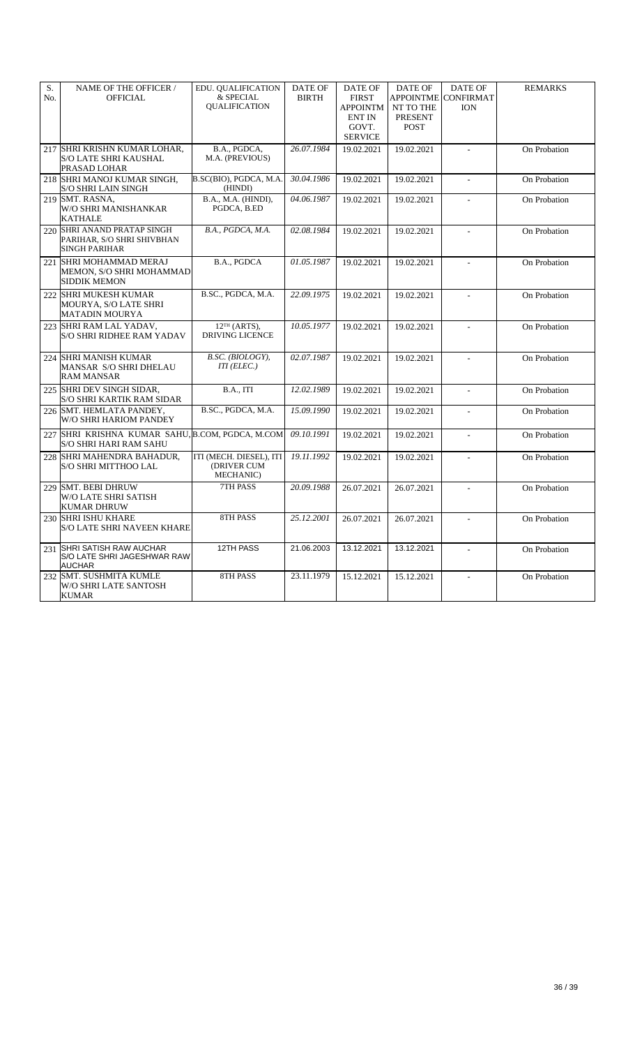| S. No. | NAME OF THE OFFICER / OFFICIAL | EDU. QUALIFICATION & SPECIAL QUALIFICATION | DATE OF BIRTH | DATE OF FIRST APPOINTMENT IN GOVT. SERVICE | DATE OF APPOINTMENT TO THE PRESENT POST | DATE OF CONFIRMATION | REMARKS |
|---|---|---|---|---|---|---|---|
| 217 | SHRI KRISHN KUMAR LOHAR, S/O LATE SHRI KAUSHAL PRASAD LOHAR | B.A., PGDCA, M.A. (PREVIOUS) | *26.07.1984* | 19.02.2021 | 19.02.2021 | - | On Probation |
| 218 | SHRI MANOJ KUMAR SINGH, S/O SHRI LAIN SINGH | B.SC(BIO), PGDCA, M.A. (HINDI) | *30.04.1986* | 19.02.2021 | 19.02.2021 | - | On Probation |
| 219 | SMT. RASNA, W/O SHRI MANISHANKAR KATHALE | B.A., M.A. (HINDI), PGDCA, B.ED | *04.06.1987* | 19.02.2021 | 19.02.2021 | - | On Probation |
| 220 | SHRI ANAND PRATAP SINGH PARIHAR, S/O SHRI SHIVBHAN SINGH PARIHAR | *B.A., PGDCA, M.A.* | *02.08.1984* | 19.02.2021 | 19.02.2021 | - | On Probation |
| 221 | SHRI MOHAMMAD MERAJ MEMON, S/O SHRI MOHAMMAD SIDDIK MEMON | B.A., PGDCA | *01.05.1987* | 19.02.2021 | 19.02.2021 | - | On Probation |
| 222 | SHRI MUKESH KUMAR MOURYA, S/O LATE SHRI MATADIN MOURYA | B.SC., PGDCA, M.A. | *22.09.1975* | 19.02.2021 | 19.02.2021 | - | On Probation |
| 223 | SHRI RAM LAL YADAV, S/O SHRI RIDHEE RAM YADAV | 12TH (ARTS), DRIVING LICENCE | *10.05.1977* | 19.02.2021 | 19.02.2021 | - | On Probation |
| 224 | SHRI MANISH KUMAR MANSAR S/O SHRI DHELAU RAM MANSAR | *B.SC. (BIOLOGY), ITI (ELEC.)* | *02.07.1987* | 19.02.2021 | 19.02.2021 | - | On Probation |
| 225 | SHRI DEV SINGH SIDAR, S/O SHRI KARTIK RAM SIDAR | B.A., ITI | *12.02.1989* | 19.02.2021 | 19.02.2021 | - | On Probation |
| 226 | SMT. HEMLATA PANDEY, W/O SHRI HARIOM PANDEY | B.SC., PGDCA, M.A. | *15.09.1990* | 19.02.2021 | 19.02.2021 | - | On Probation |
| 227 | SHRI KRISHNA KUMAR SAHU, S/O SHRI HARI RAM SAHU | B.COM, PGDCA, M.COM | *09.10.1991* | 19.02.2021 | 19.02.2021 | - | On Probation |
| 228 | SHRI MAHENDRA BAHADUR, S/O SHRI MITTHOO LAL | ITI (MECH. DIESEL), ITI (DRIVER CUM MECHANIC) | *19.11.1992* | 19.02.2021 | 19.02.2021 | - | On Probation |
| 229 | SMT. BEBI DHRUW W/O LATE SHRI SATISH KUMAR DHRUW | 7TH PASS | *20.09.1988* | 26.07.2021 | 26.07.2021 | - | On Probation |
| 230 | SHRI ISHU KHARE S/O LATE SHRI NAVEEN KHARE | 8TH PASS | *25.12.2001* | 26.07.2021 | 26.07.2021 | - | On Probation |
| 231 | SHRI SATISH RAW AUCHAR S/O LATE SHRI JAGESHWAR RAW AUCHAR | 12TH PASS | 21.06.2003 | 13.12.2021 | 13.12.2021 | - | On Probation |
| 232 | SMT. SUSHMITA KUMLE W/O SHRI LATE SANTOSH KUMAR | 8TH PASS | 23.11.1979 | 15.12.2021 | 15.12.2021 | - | On Probation |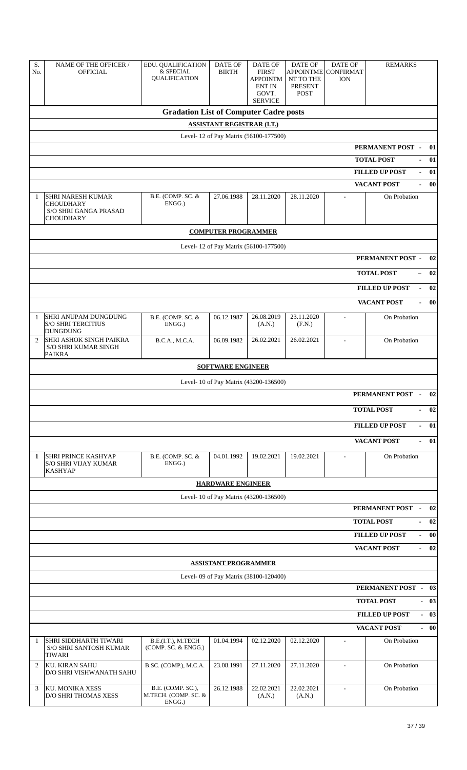| S. No. | NAME OF THE OFFICER / OFFICIAL | EDU. QUALIFICATION & SPECIAL QUALIFICATION | DATE OF BIRTH | DATE OF FIRST APPOINTMENT IN GOVT. SERVICE | DATE OF APPOINTMENT TO THE PRESENT POST | DATE OF CONFIRMATION | REMARKS |
|---|---|---|---|---|---|---|---|
| **Gradation List of Computer Cadre posts** | | | | | | | |
| **ASSISTANT REGISTRAR (I.T.)** | | | | | | | |
| Level- 12 of Pay Matrix (56100-177500) | | | | | | | |
| | | | | | | | **PERMANENT POST - 01** |
| | | | | | | | **TOTAL POST - 01** |
| | | | | | | | **FILLED UP POST - 01** |
| | | | | | | | **VACANT POST - 00** |
| 1 | SHRI NARESH KUMAR CHOUDHARY S/O SHRI GANGA PRASAD CHOUDHARY | B.E. (COMP. SC. & ENGG.) | 27.06.1988 | 28.11.2020 | 28.11.2020 | - | On Probation |
| **COMPUTER PROGRAMMER** | | | | | | | |
| Level- 12 of Pay Matrix (56100-177500) | | | | | | | |
| | | | | | | | **PERMANENT POST - 02** |
| | | | | | | | **TOTAL POST – 02** |
| | | | | | | | **FILLED UP POST - 02** |
| | | | | | | | **VACANT POST - 00** |
| 1 | SHRI ANUPAM DUNGDUNG S/O SHRI TERCITIUS DUNGDUNG | B.E. (COMP. SC. & ENGG.) | 06.12.1987 | 26.08.2019 (A.N.) | 23.11.2020 (F.N.) | - | On Probation |
| 2 | SHRI ASHOK SINGH PAIKRA S/O SHRI KUMAR SINGH PAIKRA | B.C.A., M.C.A. | 06.09.1982 | 26.02.2021 | 26.02.2021 | - | On Probation |
| **SOFTWARE ENGINEER** | | | | | | | |
| Level- 10 of Pay Matrix (43200-136500) | | | | | | | |
| | | | | | | | **PERMANENT POST - 02** |
| | | | | | | | **TOTAL POST - 02** |
| | | | | | | | **FILLED UP POST - 01** |
| | | | | | | | **VACANT POST - 01** |
| **1** | SHRI PRINCE KASHYAP S/O SHRI VIJAY KUMAR KASHYAP | B.E. (COMP. SC. & ENGG.) | 04.01.1992 | 19.02.2021 | 19.02.2021 | - | On Probation |
| **HARDWARE ENGINEER** | | | | | | | |
| Level- 10 of Pay Matrix (43200-136500) | | | | | | | |
| | | | | | | | **PERMANENT POST - 02** |
| | | | | | | | **TOTAL POST - 02** |
| | | | | | | | **FILLED UP POST - 00** |
| | | | | | | | **VACANT POST - 02** |
| **ASSISTANT PROGRAMMER** | | | | | | | |
| Level- 09 of Pay Matrix (38100-120400) | | | | | | | |
| | | | | | | | **PERMANENT POST - 03** |
| | | | | | | | **TOTAL POST - 03** |
| | | | | | | | **FILLED UP POST - 03** |
| | | | | | | | **VACANT POST - 00** |
| 1 | SHRI SIDDHARTH TIWARI S/O SHRI SANTOSH KUMAR TIWARI | B.E.(I.T.), M.TECH (COMP. SC. & ENGG.) | 01.04.1994 | 02.12.2020 | 02.12.2020 | - | On Probation |
| 2 | KU. KIRAN SAHU D/O SHRI VISHWANATH SAHU | B.SC. (COMP.), M.C.A. | 23.08.1991 | 27.11.2020 | 27.11.2020 | - | On Probation |
| 3 | KU. MONIKA XESS D/O SHRI THOMAS XESS | B.E. (COMP. SC.), M.TECH. (COMP. SC. & ENGG.) | 26.12.1988 | 22.02.2021 (A.N.) | 22.02.2021 (A.N.) | - | On Probation |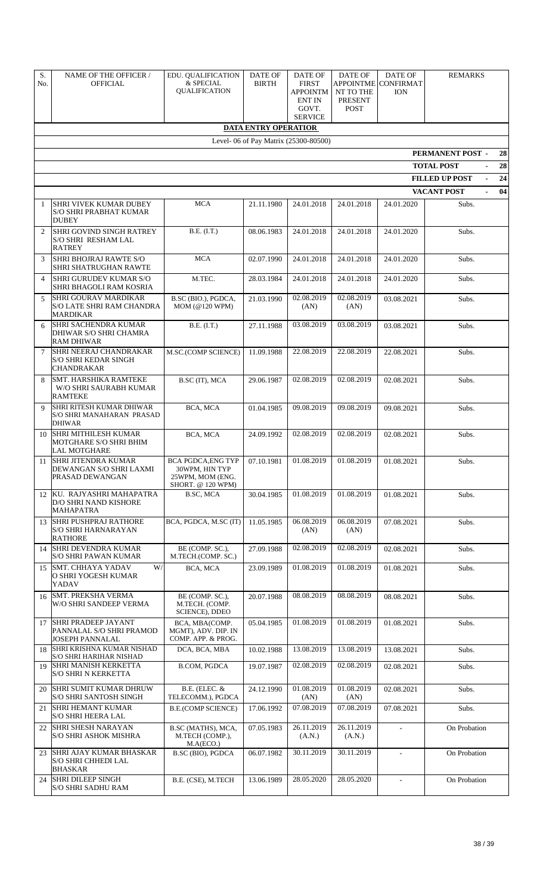| S. No. | NAME OF THE OFFICER / OFFICIAL | EDU. QUALIFICATION & SPECIAL QUALIFICATION | DATE OF BIRTH | DATE OF FIRST APPOINTMENT IN GOVT. SERVICE | DATE OF APPOINTMENT TO THE PRESENT POST | DATE OF CONFIRMATION | REMARKS |
|---|---|---|---|---|---|---|---|
| **DATA ENTRY OPERATION** | | | | | | | |
| Level- 06 of Pay Matrix (25300-80500) | | | | | | | |
| | | | | | | | **PERMANENT POST - 28** |
| | | | | | | | **TOTAL POST - 28** |
| | | | | | | | **FILLED UP POST - 24** |
| | | | | | | | **VACANT POST - 04** |
| 1 | SHRI VIVEK KUMAR DUBEY S/O SHRI PRABHAT KUMAR DUBEY | MCA | 21.11.1980 | 24.01.2018 | 24.01.2018 | 24.01.2020 | Subs. |
| 2 | SHRI GOVIND SINGH RATREY S/O SHRI RESHAM LAL RATREY | B.E. (I.T.) | 08.06.1983 | 24.01.2018 | 24.01.2018 | 24.01.2020 | Subs. |
| 3 | SHRI BHOJRAJ RAWTE S/O SHRI SHATRUGHAN RAWTE | MCA | 02.07.1990 | 24.01.2018 | 24.01.2018 | 24.01.2020 | Subs. |
| 4 | SHRI GURUDEV KUMAR S/O SHRI BHAGOLI RAM KOSRIA | M.TEC. | 28.03.1984 | 24.01.2018 | 24.01.2018 | 24.01.2020 | Subs. |
| 5 | SHRI GOURAV MARDIKAR S/O LATE SHRI RAM CHANDRA MARDIKAR | B.SC (BIO.), PGDCA, MOM (@120 WPM) | 21.03.1990 | 02.08.2019 (AN) | 02.08.2019 (AN) | 03.08.2021 | Subs. |
| 6 | SHRI SACHENDRA KUMAR DHIWAR S/O SHRI CHAMRA RAM DHIWAR | B.E. (I.T.) | 27.11.1988 | 03.08.2019 | 03.08.2019 | 03.08.2021 | Subs. |
| 7 | SHRI NEERAJ CHANDRAKAR S/O SHRI KEDAR SINGH CHANDRAKAR | M.SC.(COMP SCIENCE) | 11.09.1988 | 22.08.2019 | 22.08.2019 | 22.08.2021 | Subs. |
| 8 | SMT. HARSHIKA RAMTEKE W/O SHRI SAURABH KUMAR RAMTEKE | B.SC (IT), MCA | 29.06.1987 | 02.08.2019 | 02.08.2019 | 02.08.2021 | Subs. |
| 9 | SHRI RITESH KUMAR DHIWAR S/O SHRI MANAHARAN PRASAD DHIWAR | BCA, MCA | 01.04.1985 | 09.08.2019 | 09.08.2019 | 09.08.2021 | Subs. |
| 10 | SHRI MITHILESH KUMAR MOTGHARE S/O SHRI BHIM LAL MOTGHARE | BCA, MCA | 24.09.1992 | 02.08.2019 | 02.08.2019 | 02.08.2021 | Subs. |
| 11 | SHRI JITENDRA KUMAR DEWANGAN S/O SHRI LAXMI PRASAD DEWANGAN | BCA PGDCA,ENG TYP 30WPM, HIN TYP 25WPM, MOM (ENG. SHORT. @ 120 WPM) | 07.10.1981 | 01.08.2019 | 01.08.2019 | 01.08.2021 | Subs. |
| 12 | KU. RAJYASHRI MAHAPATRA D/O SHRI NAND KISHORE MAHAPATRA | B.SC, MCA | 30.04.1985 | 01.08.2019 | 01.08.2019 | 01.08.2021 | Subs. |
| 13 | SHRI PUSHPRAJ RATHORE S/O SHRI HARNARAYAN RATHORE | BCA, PGDCA, M.SC (IT) | 11.05.1985 | 06.08.2019 (AN) | 06.08.2019 (AN) | 07.08.2021 | Subs. |
| 14 | SHRI DEVENDRA KUMAR S/O SHRI PAWAN KUMAR | BE (COMP. SC.), M.TECH.(COMP. SC.) | 27.09.1988 | 02.08.2019 | 02.08.2019 | 02.08.2021 | Subs. |
| 15 | SMT. CHHAYA YADAV W/O SHRI YOGESH KUMAR YADAV | BCA, MCA | 23.09.1989 | 01.08.2019 | 01.08.2019 | 01.08.2021 | Subs. |
| 16 | SMT. PREKSHA VERMA W/O SHRI SANDEEP VERMA | BE (COMP. SC.), M.TECH. (COMP. SCIENCE), DDEO | 20.07.1988 | 08.08.2019 | 08.08.2019 | 08.08.2021 | Subs. |
| 17 | SHRI PRADEEP JAYANT PANNALAL S/O SHRI PRAMOD JOSEPH PANNALAL | BCA, MBA(COMP. MGMT), ADV. DIP. IN COMP. APP. & PROG. | 05.04.1985 | 01.08.2019 | 01.08.2019 | 01.08.2021 | Subs. |
| 18 | SHRI KRISHNA KUMAR NISHAD S/O SHRI HARIHAR NISHAD | DCA, BCA, MBA | 10.02.1988 | 13.08.2019 | 13.08.2019 | 13.08.2021 | Subs. |
| 19 | SHRI MANISH KERKETTA S/O SHRI N KERKETTA | B.COM, PGDCA | 19.07.1987 | 02.08.2019 | 02.08.2019 | 02.08.2021 | Subs. |
| 20 | SHRI SUMIT KUMAR DHRUW S/O SHRI SANTOSH SINGH | B.E. (ELEC. & TELECOMM.), PGDCA | 24.12.1990 | 01.08.2019 (AN) | 01.08.2019 (AN) | 02.08.2021 | Subs. |
| 21 | SHRI HEMANT KUMAR S/O SHRI HEERA LAL | B.E.(COMP SCIENCE) | 17.06.1992 | 07.08.2019 | 07.08.2019 | 07.08.2021 | Subs. |
| 22 | SHRI SHESH NARAYAN S/O SHRI ASHOK MISHRA | B.SC (MATHS), MCA, M.TECH (COMP.), M.A(ECO.) | 07.05.1983 | 26.11.2019 (A.N.) | 26.11.2019 (A.N.) | - | On Probation |
| 23 | SHRI AJAY KUMAR BHASKAR S/O SHRI CHHEDI LAL BHASKAR | B.SC (BIO), PGDCA | 06.07.1982 | 30.11.2019 | 30.11.2019 | - | On Probation |
| 24 | SHRI DILEEP SINGH S/O SHRI SADHU RAM | B.E. (CSE), M.TECH | 13.06.1989 | 28.05.2020 | 28.05.2020 | - | On Probation |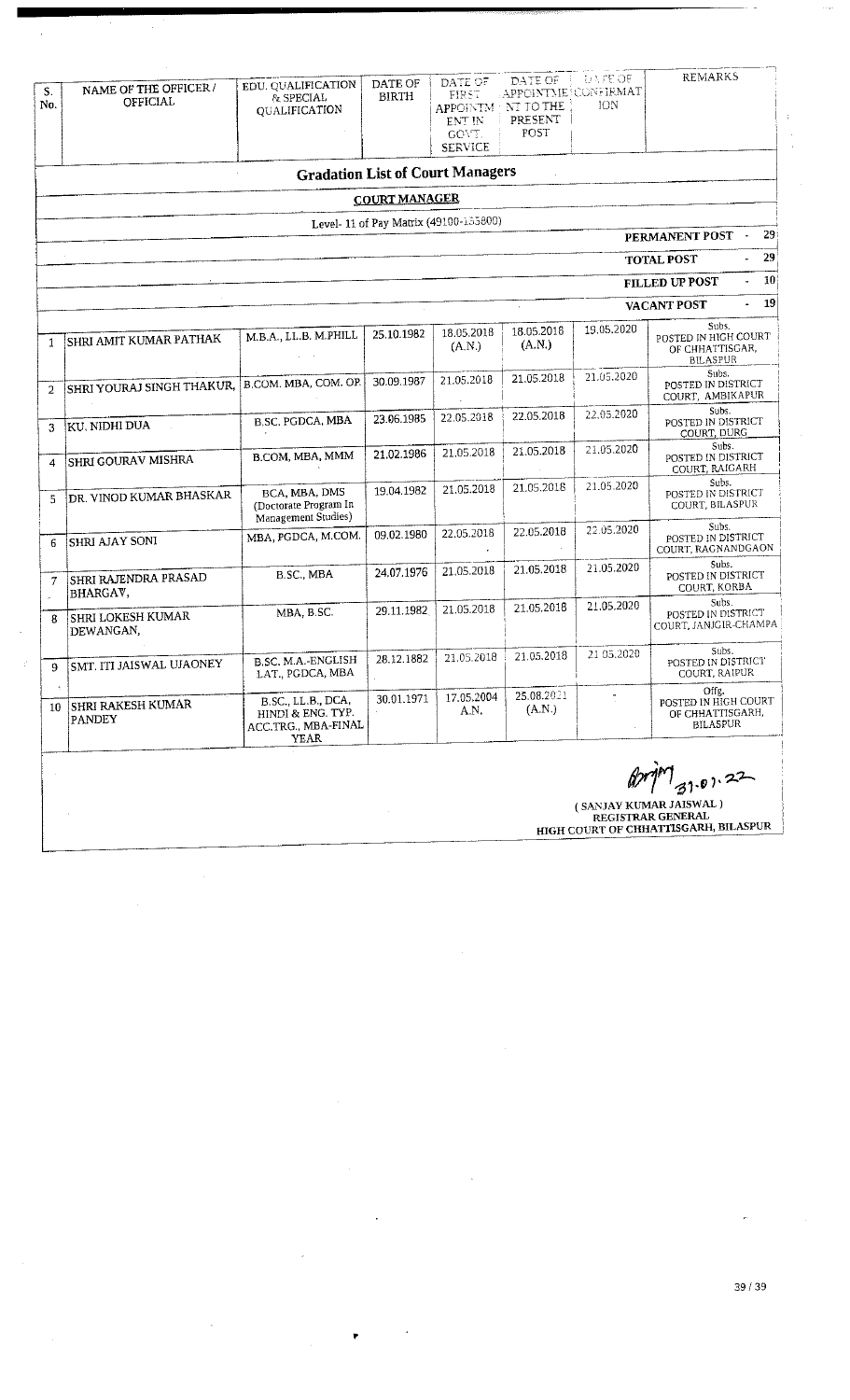| S. No. | NAME OF THE OFFICER / OFFICIAL | EDU. QUALIFICATION & SPECIAL QUALIFICATION | DATE OF BIRTH | DATE OF FIRST APPOINTMENT IN GOVT. SERVICE | DATE OF APPOINTMENT TO THE PRESENT POST | DATE OF CONFIRMATION | REMARKS |
|---|---|---|---|---|---|---|---|
| | **Gradation List of Court Managers** | | | | | | |
| | **COURT MANAGER** | | | | | | |
| | Level- 11 of Pay Matrix (49100-155800) | | | | | | |
| | | | | | | | **PERMANENT POST - 29** |
| | | | | | | | **TOTAL POST - 29** |
| | | | | | | | **FILLED UP POST - 10** |
| | | | | | | | **VACANT POST - 19** |
| 1 | SHRI AMIT KUMAR PATHAK | M.B.A., LL.B. M.PHILL | 25.10.1982 | 18.05.2018 (A.N.) | 18.05.2018 (A.N.) | 19.05.2020 | Subs. POSTED IN HIGH COURT OF CHHATTISGAR, BILASPUR |
| 2 | SHRI YOURAJ SINGH THAKUR, | B.COM. MBA, COM. OP. | 30.09.1987 | 21.05.2018 | 21.05.2018 | 21.05.2020 | Subs. POSTED IN DISTRICT COURT, AMBIKAPUR |
| 3 | KU. NIDHI DUA | B.SC. PGDCA, MBA | 23.06.1985 | 22.05.2018 | 22.05.2018 | 22.05.2020 | Subs. POSTED IN DISTRICT COURT, DURG |
| 4 | SHRI GOURAV MISHRA | B.COM, MBA, MMM | 21.02.1986 | 21.05.2018 | 21.05.2018 | 21.05.2020 | Subs. POSTED IN DISTRICT COURT, RAIGARH |
| 5 | DR. VINOD KUMAR BHASKAR | BCA, MBA, DMS (Doctorate Program In Management Studies) | 19.04.1982 | 21.05.2018 | 21.05.2018 | 21.05.2020 | Subs. POSTED IN DISTRICT COURT, BILASPUR |
| 6 | SHRI AJAY SONI | MBA, PGDCA, M.COM. | 09.02.1980 | 22.05.2018 | 22.05.2018 | 22.05.2020 | Subs. POSTED IN DISTRICT COURT, RAGNANDGAON |
| 7 | SHRI RAJENDRA PRASAD BHARGAV, | B.SC., MBA | 24.07.1976 | 21.05.2018 | 21.05.2018 | 21.05.2020 | Subs. POSTED IN DISTRICT COURT, KORBA |
| 8 | SHRI LOKESH KUMAR DEWANGAN, | MBA, B.SC. | 29.11.1982 | 21.05.2018 | 21.05.2018 | 21.05.2020 | Subs. POSTED IN DISTRICT COURT, JANJGIR-CHAMPA |
| 9 | SMT. ITI JAISWAL UJAONEY | B.SC. M.A.-ENGLISH LAT., PGDCA, MBA | 28.12.1882 | 21.05.2018 | 21.05.2018 | 21.05.2020 | Subs. POSTED IN DISTRICT COURT, RAIPUR |
| 10 | SHRI RAKESH KUMAR PANDEY | B.SC., LL.B., DCA, HINDI & ENG. TYP. ACC.TRG., MBA-FINAL YEAR | 30.01.1971 | 17.05.2004 A.N. | 25.08.2021 (A.N.) | - | Offg. POSTED IN HIGH COURT OF CHHATTISGARH, BILASPUR |

31.01.22

(SANJAY KUMAR JAISWAL)
REGISTRAR GENERAL
HIGH COURT OF CHHATTISGARH, BILASPUR